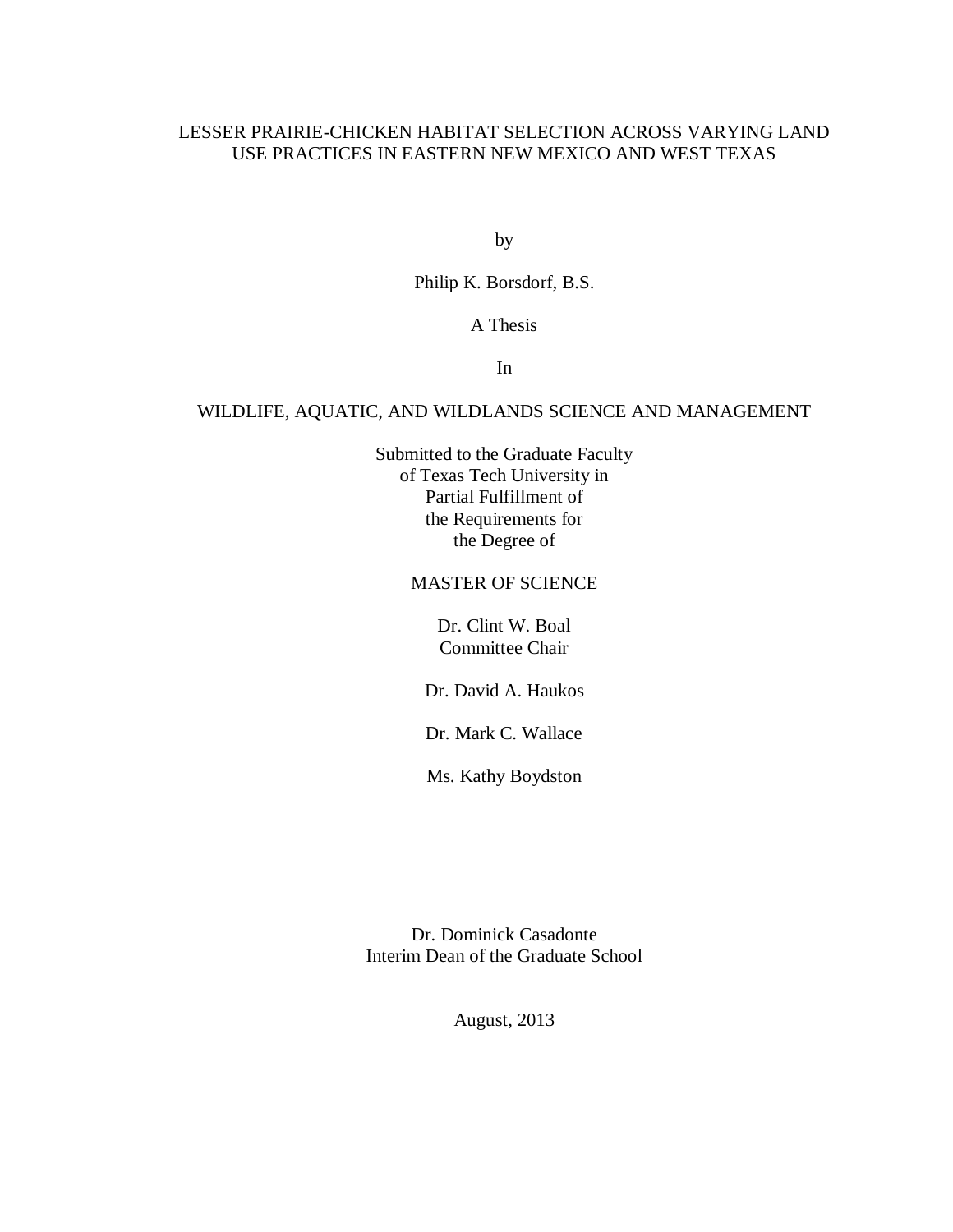# LESSER PRAIRIE-CHICKEN HABITAT SELECTION ACROSS VARYING LAND USE PRACTICES IN EASTERN NEW MEXICO AND WEST TEXAS

by

Philip K. Borsdorf, B.S.

A Thesis

In

WILDLIFE, AQUATIC, AND WILDLANDS SCIENCE AND MANAGEMENT

Submitted to the Graduate Faculty
of Texas Tech University in
Partial Fulfillment of
the Requirements for
the Degree of

MASTER OF SCIENCE

Dr. Clint W. Boal
Committee Chair

Dr. David A. Haukos

Dr. Mark C. Wallace

Ms. Kathy Boydston

Dr. Dominick Casadonte
Interim Dean of the Graduate School

August, 2013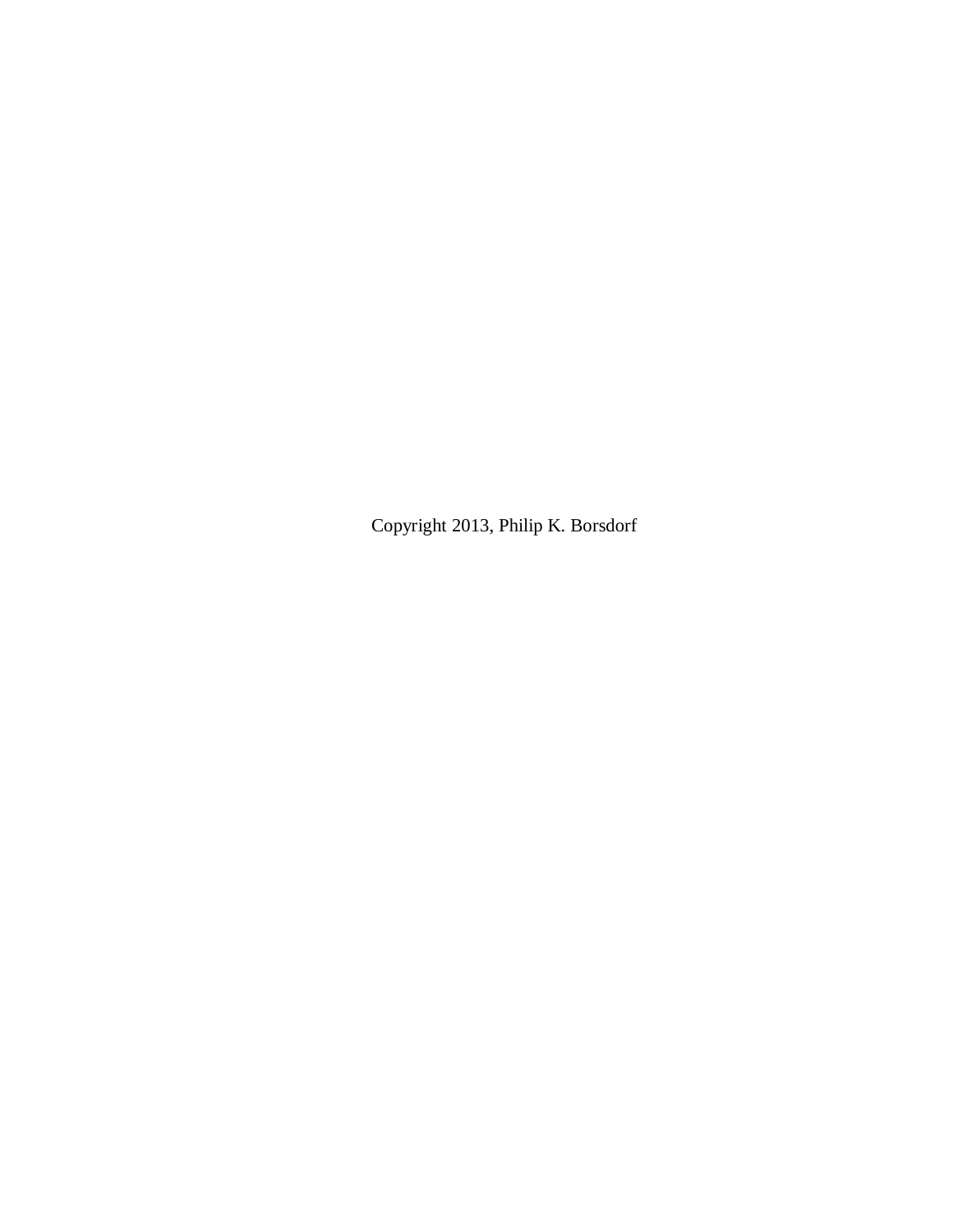Copyright 2013, Philip K. Borsdorf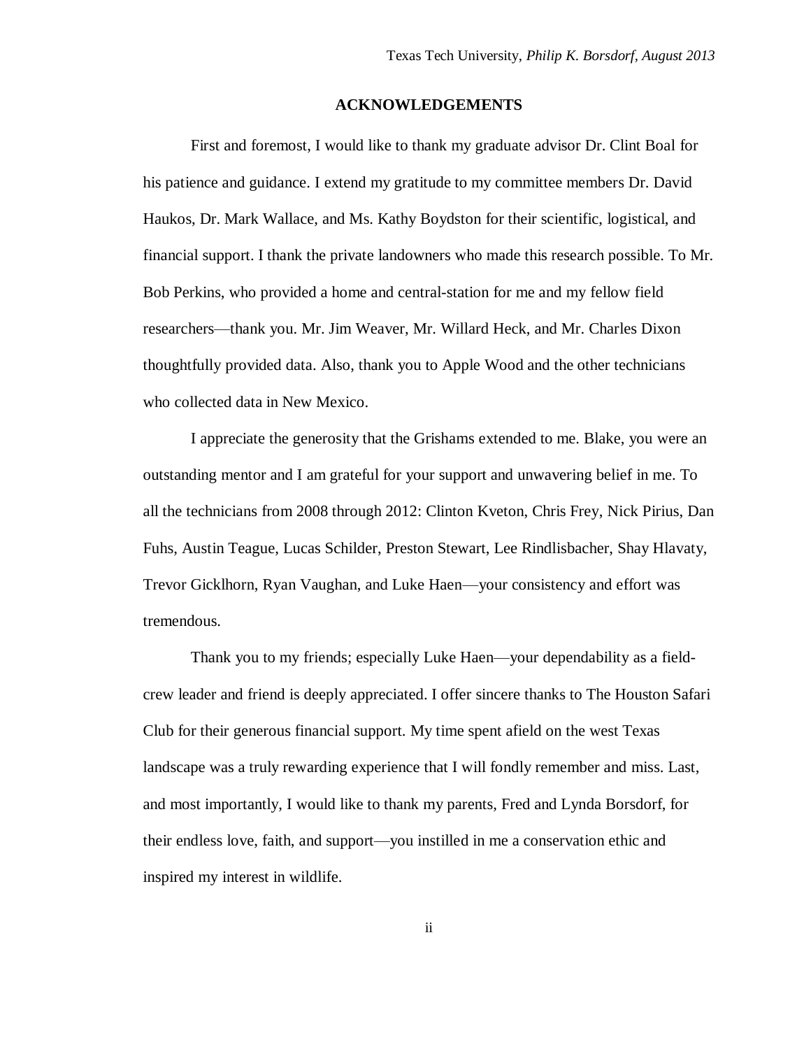## ACKNOWLEDGEMENTS

First and foremost, I would like to thank my graduate advisor Dr. Clint Boal for his patience and guidance. I extend my gratitude to my committee members Dr. David Haukos, Dr. Mark Wallace, and Ms. Kathy Boydston for their scientific, logistical, and financial support. I thank the private landowners who made this research possible. To Mr. Bob Perkins, who provided a home and central-station for me and my fellow field researchers—thank you. Mr. Jim Weaver, Mr. Willard Heck, and Mr. Charles Dixon thoughtfully provided data. Also, thank you to Apple Wood and the other technicians who collected data in New Mexico.

I appreciate the generosity that the Grishams extended to me. Blake, you were an outstanding mentor and I am grateful for your support and unwavering belief in me. To all the technicians from 2008 through 2012: Clinton Kveton, Chris Frey, Nick Pirius, Dan Fuhs, Austin Teague, Lucas Schilder, Preston Stewart, Lee Rindlisbacher, Shay Hlavaty, Trevor Gicklhorn, Ryan Vaughan, and Luke Haen—your consistency and effort was tremendous.

Thank you to my friends; especially Luke Haen—your dependability as a field-crew leader and friend is deeply appreciated. I offer sincere thanks to The Houston Safari Club for their generous financial support. My time spent afield on the west Texas landscape was a truly rewarding experience that I will fondly remember and miss. Last, and most importantly, I would like to thank my parents, Fred and Lynda Borsdorf, for their endless love, faith, and support—you instilled in me a conservation ethic and inspired my interest in wildlife.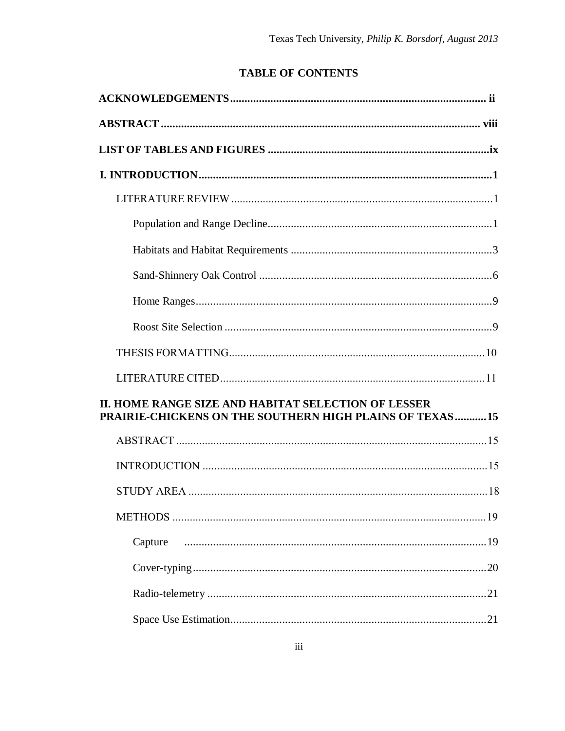## TABLE OF CONTENTS

**ACKNOWLEDGEMENTS** ........................................................................................ **ii**

**ABSTRACT** ............................................................................................................. **viii**

**LIST OF TABLES AND FIGURES** ........................................................................... **ix**

**I. INTRODUCTION** .................................................................................................... **1**

- LITERATURE REVIEW .......................................................................................... 1
  - Population and Range Decline ............................................................................ 1
  - Habitats and Habitat Requirements ..................................................................... 3
  - Sand-Shinnery Oak Control ................................................................................ 6
  - Home Ranges ...................................................................................................... 9
  - Roost Site Selection ............................................................................................ 9
- THESIS FORMATTING ......................................................................................... 10
- LITERATURE CITED ............................................................................................ 11

**II. HOME RANGE SIZE AND HABITAT SELECTION OF LESSER PRAIRIE-CHICKENS ON THE SOUTHERN HIGH PLAINS OF TEXAS** ........... **15**

- ABSTRACT ............................................................................................................ 15
- INTRODUCTION ................................................................................................... 15
- STUDY AREA ........................................................................................................ 18
- METHODS ............................................................................................................. 19
  - Capture ............................................................................................................... 19
  - Cover-typing ....................................................................................................... 20
  - Radio-telemetry .................................................................................................. 21
  - Space Use Estimation .......................................................................................... 21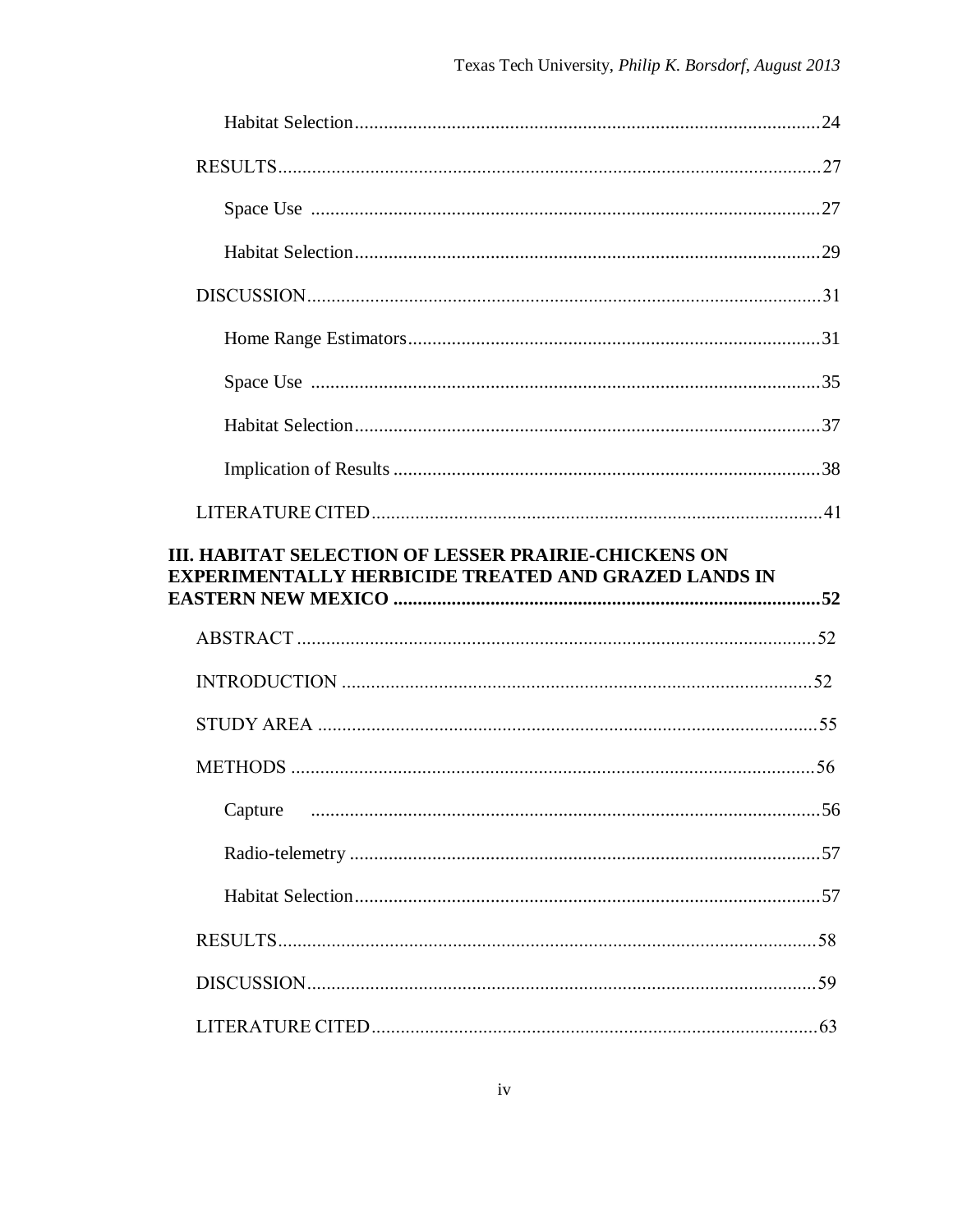Habitat Selection ........................................................................................ 24

RESULTS ........................................................................................................ 27

Space Use ....................................................................................................... 27

Habitat Selection ........................................................................................ 29

DISCUSSION .................................................................................................. 31

Home Range Estimators ............................................................................. 31

Space Use ....................................................................................................... 35

Habitat Selection ........................................................................................ 37

Implication of Results ................................................................................ 38

LITERATURE CITED ..................................................................................... 41

**III. HABITAT SELECTION OF LESSER PRAIRIE-CHICKENS ON EXPERIMENTALLY HERBICIDE TREATED AND GRAZED LANDS IN EASTERN NEW MEXICO ........................................................................................ 52**

ABSTRACT .................................................................................................... 52

INTRODUCTION ........................................................................................... 52

STUDY AREA ................................................................................................ 55

METHODS ...................................................................................................... 56

Capture ............................................................................................................ 56

Radio-telemetry ........................................................................................... 57

Habitat Selection ........................................................................................ 57

RESULTS ........................................................................................................ 58

DISCUSSION .................................................................................................. 59

LITERATURE CITED ..................................................................................... 63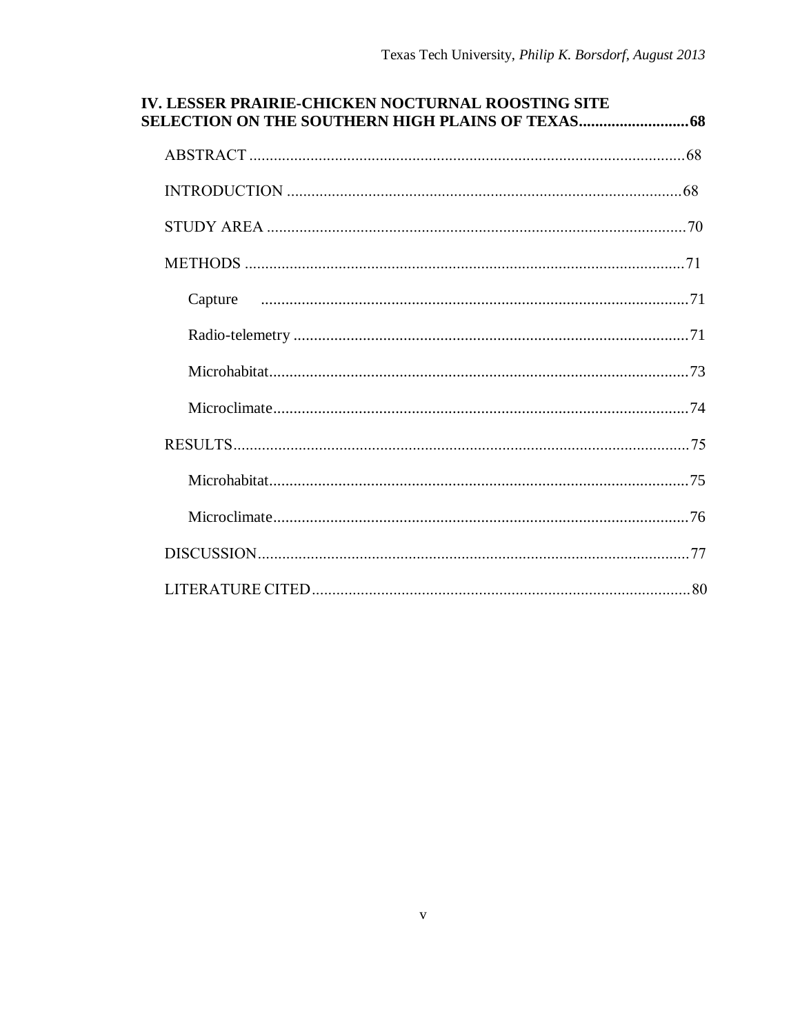**IV. LESSER PRAIRIE-CHICKEN NOCTURNAL ROOSTING SITE SELECTION ON THE SOUTHERN HIGH PLAINS OF TEXAS....................68**

ABSTRACT....................68

INTRODUCTION....................68

STUDY AREA....................70

METHODS....................71

Capture....................71

Radio-telemetry....................71

Microhabitat....................73

Microclimate....................74

RESULTS....................75

Microhabitat....................75

Microclimate....................76

DISCUSSION....................77

LITERATURE CITED....................80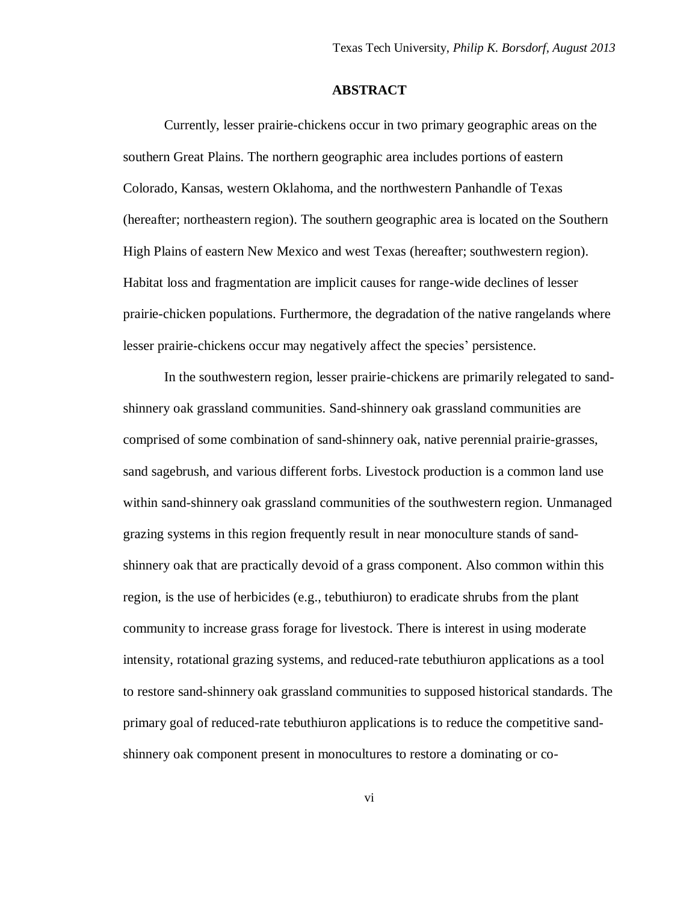## ABSTRACT

Currently, lesser prairie-chickens occur in two primary geographic areas on the southern Great Plains. The northern geographic area includes portions of eastern Colorado, Kansas, western Oklahoma, and the northwestern Panhandle of Texas (hereafter; northeastern region). The southern geographic area is located on the Southern High Plains of eastern New Mexico and west Texas (hereafter; southwestern region). Habitat loss and fragmentation are implicit causes for range-wide declines of lesser prairie-chicken populations. Furthermore, the degradation of the native rangelands where lesser prairie-chickens occur may negatively affect the species' persistence.

In the southwestern region, lesser prairie-chickens are primarily relegated to sand-shinnery oak grassland communities. Sand-shinnery oak grassland communities are comprised of some combination of sand-shinnery oak, native perennial prairie-grasses, sand sagebrush, and various different forbs. Livestock production is a common land use within sand-shinnery oak grassland communities of the southwestern region. Unmanaged grazing systems in this region frequently result in near monoculture stands of sand-shinnery oak that are practically devoid of a grass component. Also common within this region, is the use of herbicides (e.g., tebuthiuron) to eradicate shrubs from the plant community to increase grass forage for livestock. There is interest in using moderate intensity, rotational grazing systems, and reduced-rate tebuthiuron applications as a tool to restore sand-shinnery oak grassland communities to supposed historical standards. The primary goal of reduced-rate tebuthiuron applications is to reduce the competitive sand-shinnery oak component present in monocultures to restore a dominating or co-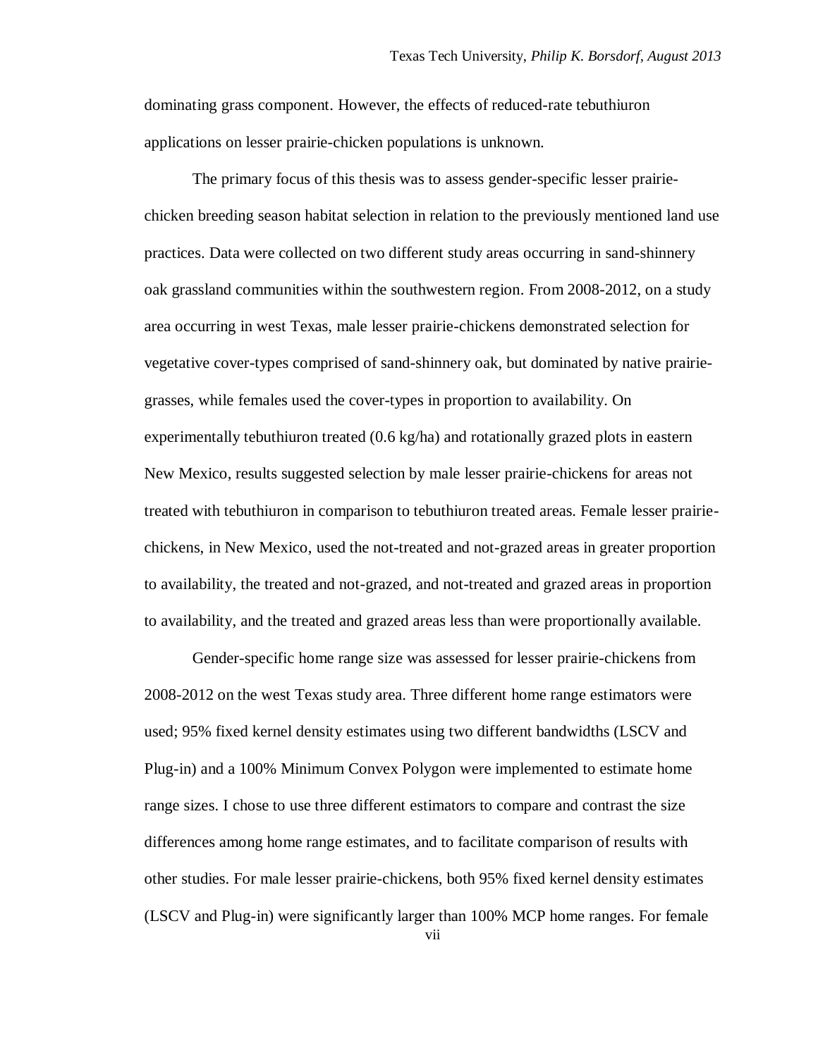dominating grass component. However, the effects of reduced-rate tebuthiuron applications on lesser prairie-chicken populations is unknown.

The primary focus of this thesis was to assess gender-specific lesser prairie-chicken breeding season habitat selection in relation to the previously mentioned land use practices. Data were collected on two different study areas occurring in sand-shinnery oak grassland communities within the southwestern region. From 2008-2012, on a study area occurring in west Texas, male lesser prairie-chickens demonstrated selection for vegetative cover-types comprised of sand-shinnery oak, but dominated by native prairie-grasses, while females used the cover-types in proportion to availability. On experimentally tebuthiuron treated (0.6 kg/ha) and rotationally grazed plots in eastern New Mexico, results suggested selection by male lesser prairie-chickens for areas not treated with tebuthiuron in comparison to tebuthiuron treated areas. Female lesser prairie-chickens, in New Mexico, used the not-treated and not-grazed areas in greater proportion to availability, the treated and not-grazed, and not-treated and grazed areas in proportion to availability, and the treated and grazed areas less than were proportionally available.

Gender-specific home range size was assessed for lesser prairie-chickens from 2008-2012 on the west Texas study area. Three different home range estimators were used; 95% fixed kernel density estimates using two different bandwidths (LSCV and Plug-in) and a 100% Minimum Convex Polygon were implemented to estimate home range sizes. I chose to use three different estimators to compare and contrast the size differences among home range estimates, and to facilitate comparison of results with other studies. For male lesser prairie-chickens, both 95% fixed kernel density estimates (LSCV and Plug-in) were significantly larger than 100% MCP home ranges. For female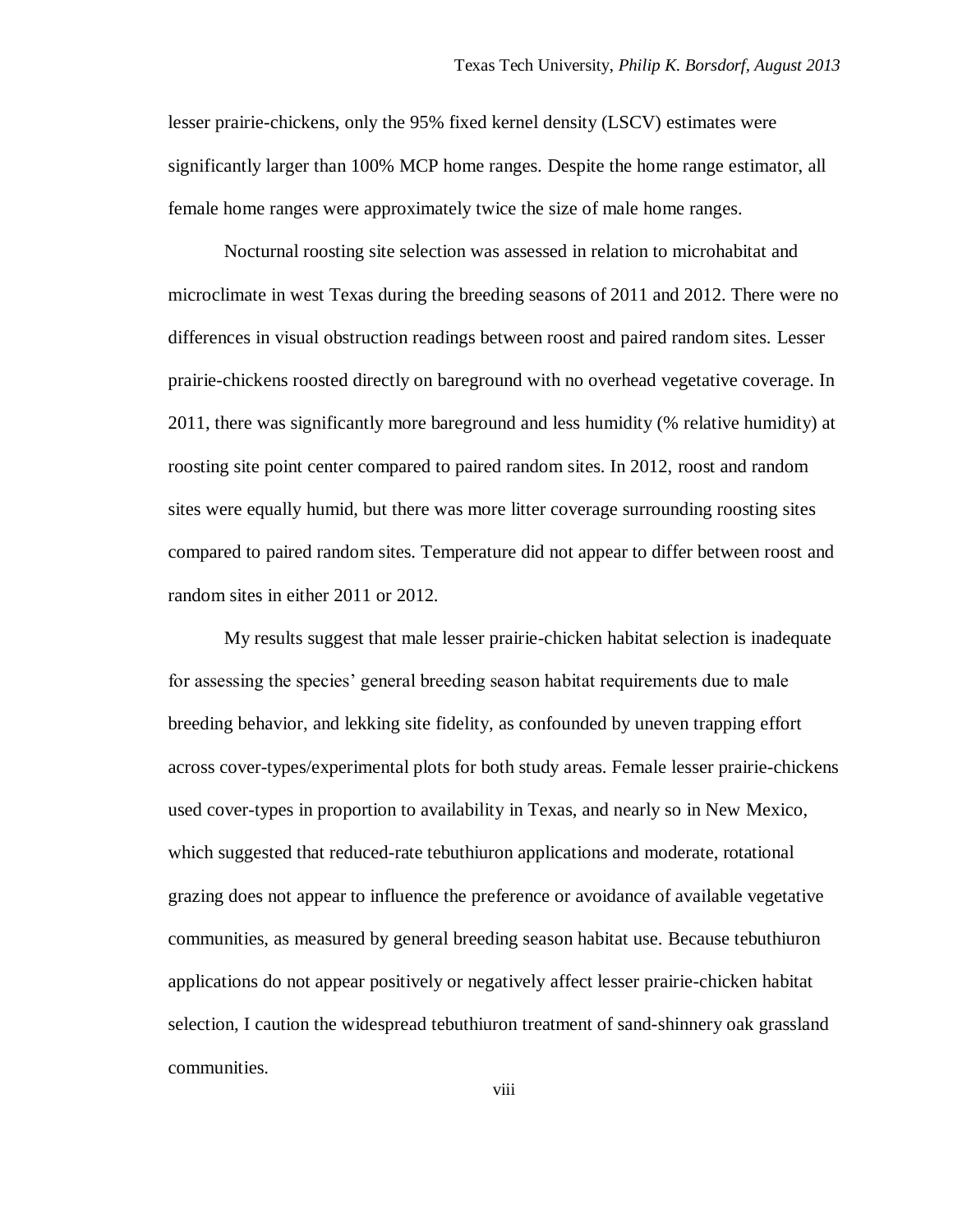lesser prairie-chickens, only the 95% fixed kernel density (LSCV) estimates were significantly larger than 100% MCP home ranges. Despite the home range estimator, all female home ranges were approximately twice the size of male home ranges.

Nocturnal roosting site selection was assessed in relation to microhabitat and microclimate in west Texas during the breeding seasons of 2011 and 2012. There were no differences in visual obstruction readings between roost and paired random sites. Lesser prairie-chickens roosted directly on bareground with no overhead vegetative coverage. In 2011, there was significantly more bareground and less humidity (% relative humidity) at roosting site point center compared to paired random sites. In 2012, roost and random sites were equally humid, but there was more litter coverage surrounding roosting sites compared to paired random sites. Temperature did not appear to differ between roost and random sites in either 2011 or 2012.

My results suggest that male lesser prairie-chicken habitat selection is inadequate for assessing the species' general breeding season habitat requirements due to male breeding behavior, and lekking site fidelity, as confounded by uneven trapping effort across cover-types/experimental plots for both study areas. Female lesser prairie-chickens used cover-types in proportion to availability in Texas, and nearly so in New Mexico, which suggested that reduced-rate tebuthiuron applications and moderate, rotational grazing does not appear to influence the preference or avoidance of available vegetative communities, as measured by general breeding season habitat use. Because tebuthiuron applications do not appear positively or negatively affect lesser prairie-chicken habitat selection, I caution the widespread tebuthiuron treatment of sand-shinnery oak grassland communities.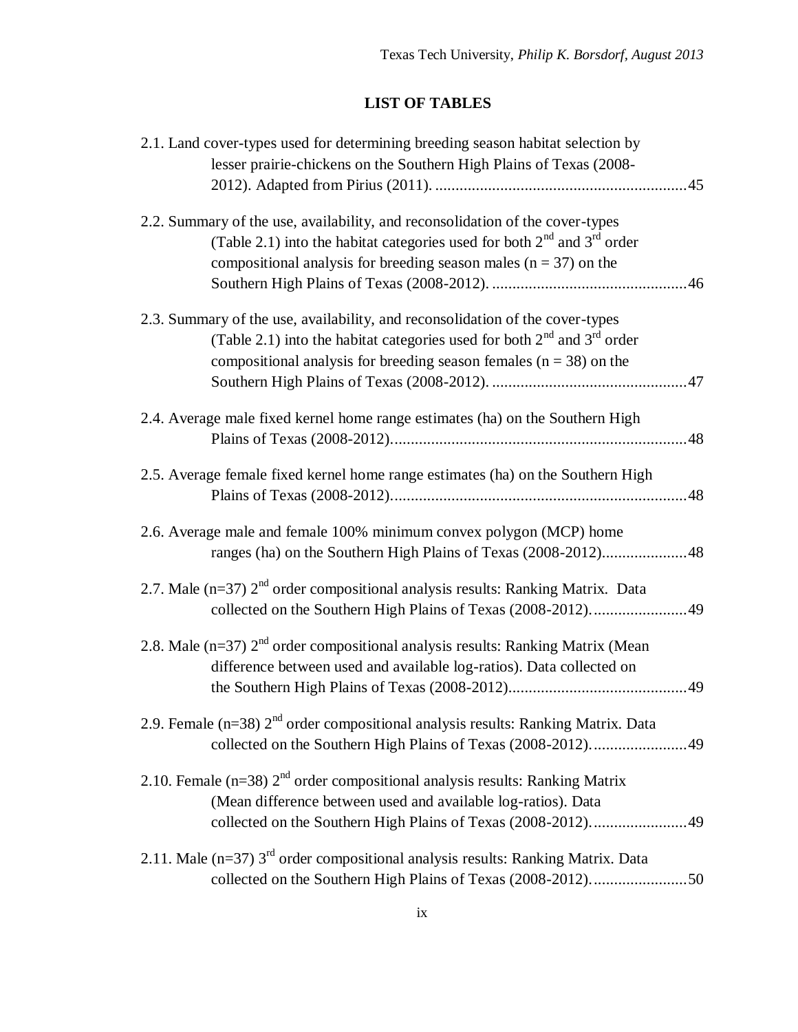## LIST OF TABLES

2.1. Land cover-types used for determining breeding season habitat selection by lesser prairie-chickens on the Southern High Plains of Texas (2008-2012). Adapted from Pirius (2011). ............................................................ 45

2.2. Summary of the use, availability, and reconsolidation of the cover-types (Table 2.1) into the habitat categories used for both 2nd and 3rd order compositional analysis for breeding season males (n = 37) on the Southern High Plains of Texas (2008-2012). ............................................... 46

2.3. Summary of the use, availability, and reconsolidation of the cover-types (Table 2.1) into the habitat categories used for both 2nd and 3rd order compositional analysis for breeding season females (n = 38) on the Southern High Plains of Texas (2008-2012). ............................................... 47

2.4. Average male fixed kernel home range estimates (ha) on the Southern High Plains of Texas (2008-2012)......................................................................... 48

2.5. Average female fixed kernel home range estimates (ha) on the Southern High Plains of Texas (2008-2012)......................................................................... 48

2.6. Average male and female 100% minimum convex polygon (MCP) home ranges (ha) on the Southern High Plains of Texas (2008-2012)..................... 48

2.7. Male (n=37) 2nd order compositional analysis results: Ranking Matrix. Data collected on the Southern High Plains of Texas (2008-2012)....................... 49

2.8. Male (n=37) 2nd order compositional analysis results: Ranking Matrix (Mean difference between used and available log-ratios). Data collected on the Southern High Plains of Texas (2008-2012)............................................ 49

2.9. Female (n=38) 2nd order compositional analysis results: Ranking Matrix. Data collected on the Southern High Plains of Texas (2008-2012)....................... 49

2.10. Female (n=38) 2nd order compositional analysis results: Ranking Matrix (Mean difference between used and available log-ratios). Data collected on the Southern High Plains of Texas (2008-2012)....................... 49

2.11. Male (n=37) 3rd order compositional analysis results: Ranking Matrix. Data collected on the Southern High Plains of Texas (2008-2012)....................... 50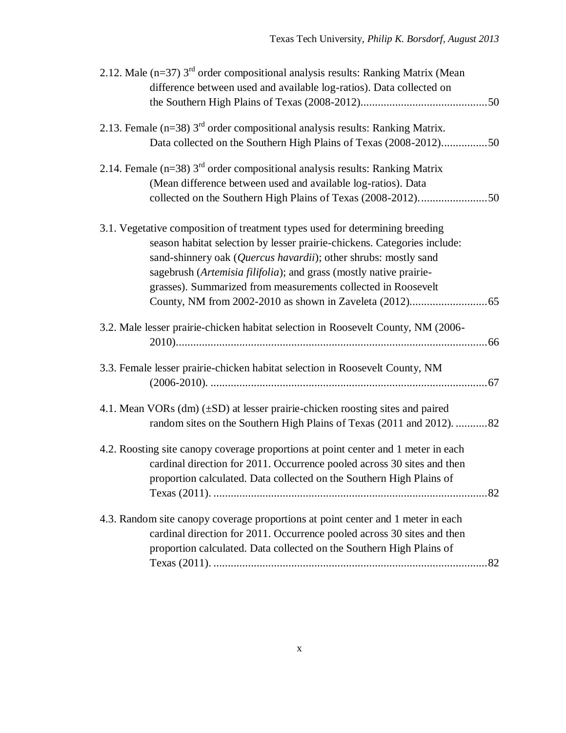2.12. Male (n=37) 3rd order compositional analysis results: Ranking Matrix (Mean difference between used and available log-ratios). Data collected on the Southern High Plains of Texas (2008-2012)............................................50

2.13. Female (n=38) 3rd order compositional analysis results: Ranking Matrix. Data collected on the Southern High Plains of Texas (2008-2012)................50

2.14. Female (n=38) 3rd order compositional analysis results: Ranking Matrix (Mean difference between used and available log-ratios). Data collected on the Southern High Plains of Texas (2008-2012)........................50

3.1. Vegetative composition of treatment types used for determining breeding season habitat selection by lesser prairie-chickens. Categories include: sand-shinnery oak (*Quercus havardii*); other shrubs: mostly sand sagebrush (*Artemisia filifolia*); and grass (mostly native prairie-grasses). Summarized from measurements collected in Roosevelt County, NM from 2002-2010 as shown in Zaveleta (2012)...........................65

3.2. Male lesser prairie-chicken habitat selection in Roosevelt County, NM (2006-2010)..........................................................................................................66

3.3. Female lesser prairie-chicken habitat selection in Roosevelt County, NM (2006-2010). ................................................................................................67

4.1. Mean VORs (dm) (±SD) at lesser prairie-chicken roosting sites and paired random sites on the Southern High Plains of Texas (2011 and 2012). ...........82

4.2. Roosting site canopy coverage proportions at point center and 1 meter in each cardinal direction for 2011. Occurrence pooled across 30 sites and then proportion calculated. Data collected on the Southern High Plains of Texas (2011). ...............................................................................................82

4.3. Random site canopy coverage proportions at point center and 1 meter in each cardinal direction for 2011. Occurrence pooled across 30 sites and then proportion calculated. Data collected on the Southern High Plains of Texas (2011). ...............................................................................................82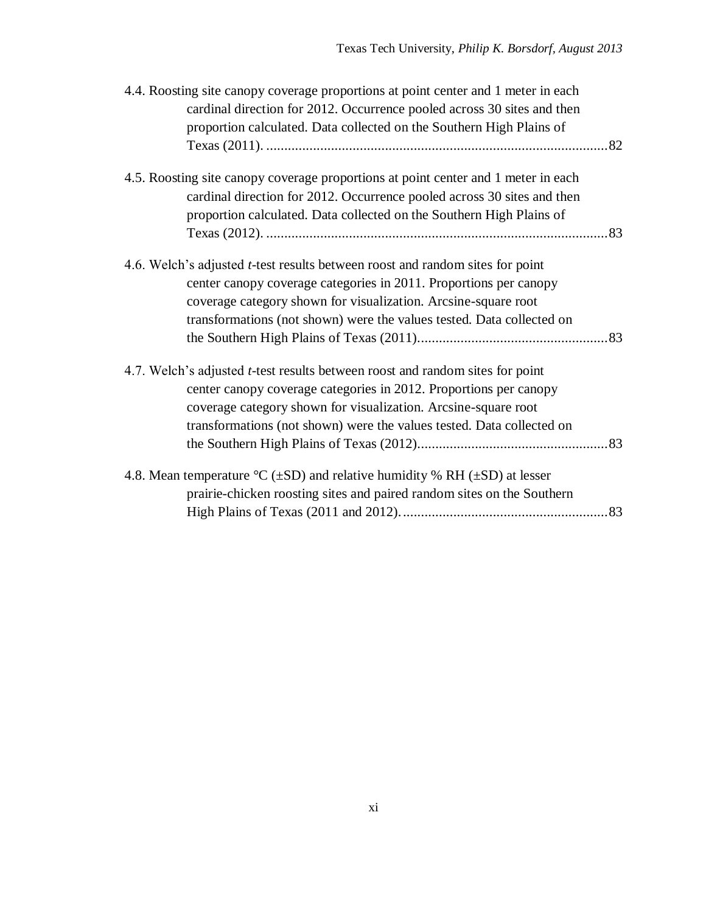4.4. Roosting site canopy coverage proportions at point center and 1 meter in each cardinal direction for 2012. Occurrence pooled across 30 sites and then proportion calculated. Data collected on the Southern High Plains of Texas (2011). ....................................................................................... 82

4.5. Roosting site canopy coverage proportions at point center and 1 meter in each cardinal direction for 2012. Occurrence pooled across 30 sites and then proportion calculated. Data collected on the Southern High Plains of Texas (2012). ....................................................................................... 83

4.6. Welch's adjusted *t*-test results between roost and random sites for point center canopy coverage categories in 2011. Proportions per canopy coverage category shown for visualization. Arcsine-square root transformations (not shown) were the values tested. Data collected on the Southern High Plains of Texas (2011)..................................................... 83

4.7. Welch's adjusted *t*-test results between roost and random sites for point center canopy coverage categories in 2012. Proportions per canopy coverage category shown for visualization. Arcsine-square root transformations (not shown) were the values tested. Data collected on the Southern High Plains of Texas (2012)..................................................... 83

4.8. Mean temperature °C (±SD) and relative humidity % RH (±SD) at lesser prairie-chicken roosting sites and paired random sites on the Southern High Plains of Texas (2011 and 2012)......................................................... 83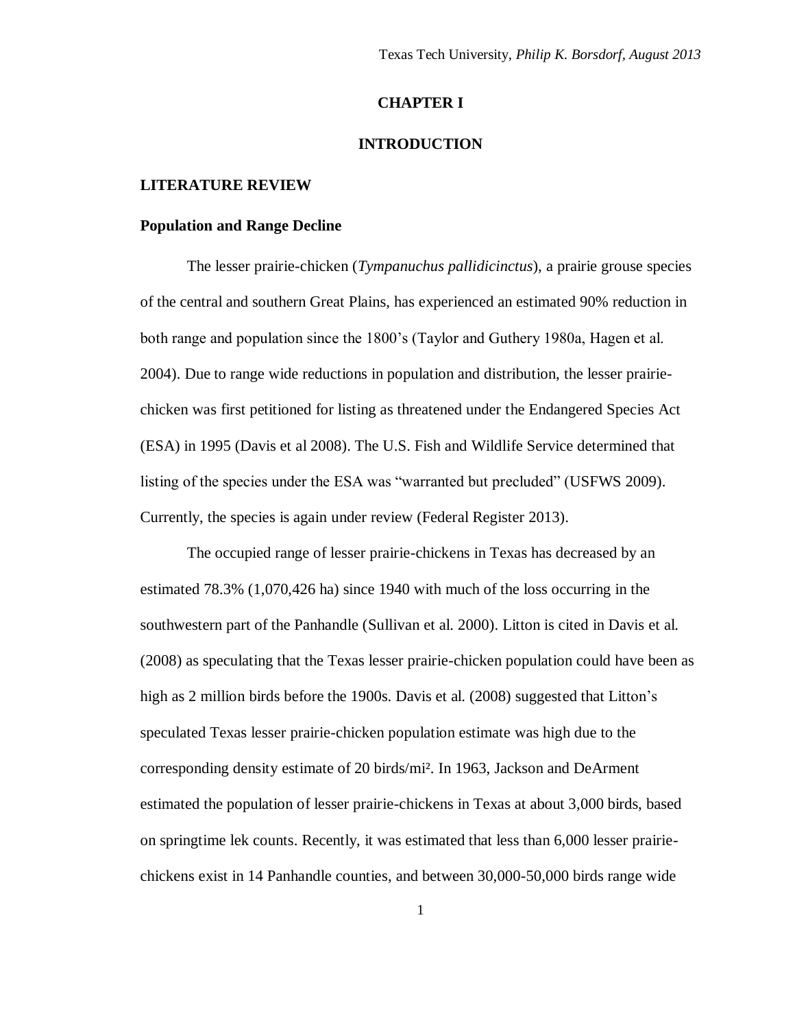# CHAPTER I

# INTRODUCTION

## LITERATURE REVIEW

### Population and Range Decline

The lesser prairie-chicken (*Tympanuchus pallidicinctus*), a prairie grouse species of the central and southern Great Plains, has experienced an estimated 90% reduction in both range and population since the 1800's (Taylor and Guthery 1980a, Hagen et al. 2004). Due to range wide reductions in population and distribution, the lesser prairie-chicken was first petitioned for listing as threatened under the Endangered Species Act (ESA) in 1995 (Davis et al 2008). The U.S. Fish and Wildlife Service determined that listing of the species under the ESA was "warranted but precluded" (USFWS 2009). Currently, the species is again under review (Federal Register 2013).

The occupied range of lesser prairie-chickens in Texas has decreased by an estimated 78.3% (1,070,426 ha) since 1940 with much of the loss occurring in the southwestern part of the Panhandle (Sullivan et al. 2000). Litton is cited in Davis et al. (2008) as speculating that the Texas lesser prairie-chicken population could have been as high as 2 million birds before the 1900s. Davis et al. (2008) suggested that Litton's speculated Texas lesser prairie-chicken population estimate was high due to the corresponding density estimate of 20 birds/mi². In 1963, Jackson and DeArment estimated the population of lesser prairie-chickens in Texas at about 3,000 birds, based on springtime lek counts. Recently, it was estimated that less than 6,000 lesser prairie-chickens exist in 14 Panhandle counties, and between 30,000-50,000 birds range wide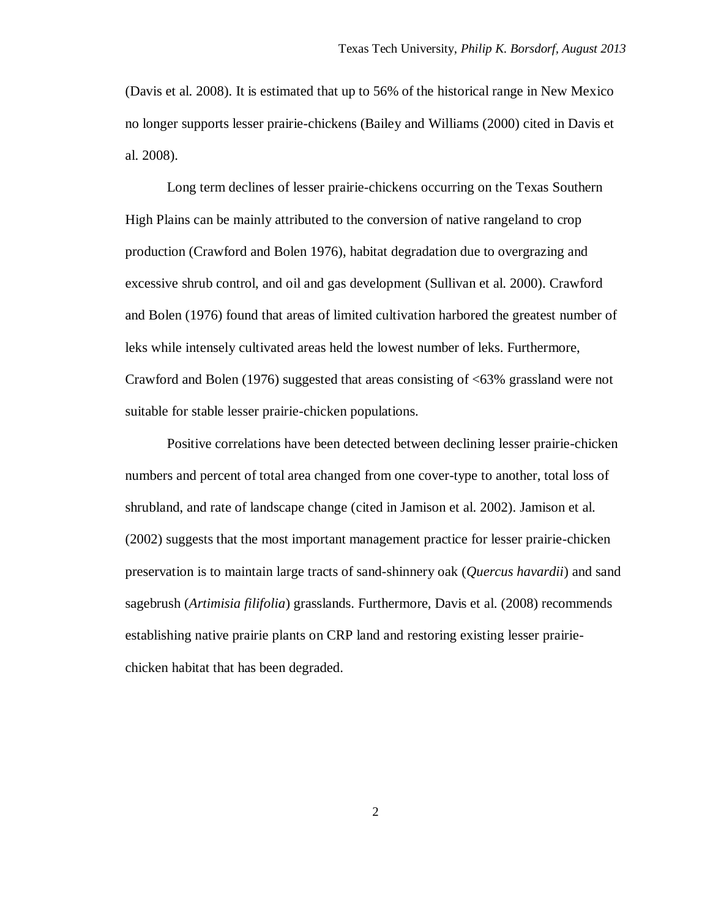(Davis et al. 2008). It is estimated that up to 56% of the historical range in New Mexico no longer supports lesser prairie-chickens (Bailey and Williams (2000) cited in Davis et al. 2008).

Long term declines of lesser prairie-chickens occurring on the Texas Southern High Plains can be mainly attributed to the conversion of native rangeland to crop production (Crawford and Bolen 1976), habitat degradation due to overgrazing and excessive shrub control, and oil and gas development (Sullivan et al. 2000). Crawford and Bolen (1976) found that areas of limited cultivation harbored the greatest number of leks while intensely cultivated areas held the lowest number of leks. Furthermore, Crawford and Bolen (1976) suggested that areas consisting of <63% grassland were not suitable for stable lesser prairie-chicken populations.

Positive correlations have been detected between declining lesser prairie-chicken numbers and percent of total area changed from one cover-type to another, total loss of shrubland, and rate of landscape change (cited in Jamison et al. 2002). Jamison et al. (2002) suggests that the most important management practice for lesser prairie-chicken preservation is to maintain large tracts of sand-shinnery oak (*Quercus havardii*) and sand sagebrush (*Artimisia filifolia*) grasslands. Furthermore, Davis et al. (2008) recommends establishing native prairie plants on CRP land and restoring existing lesser prairie-chicken habitat that has been degraded.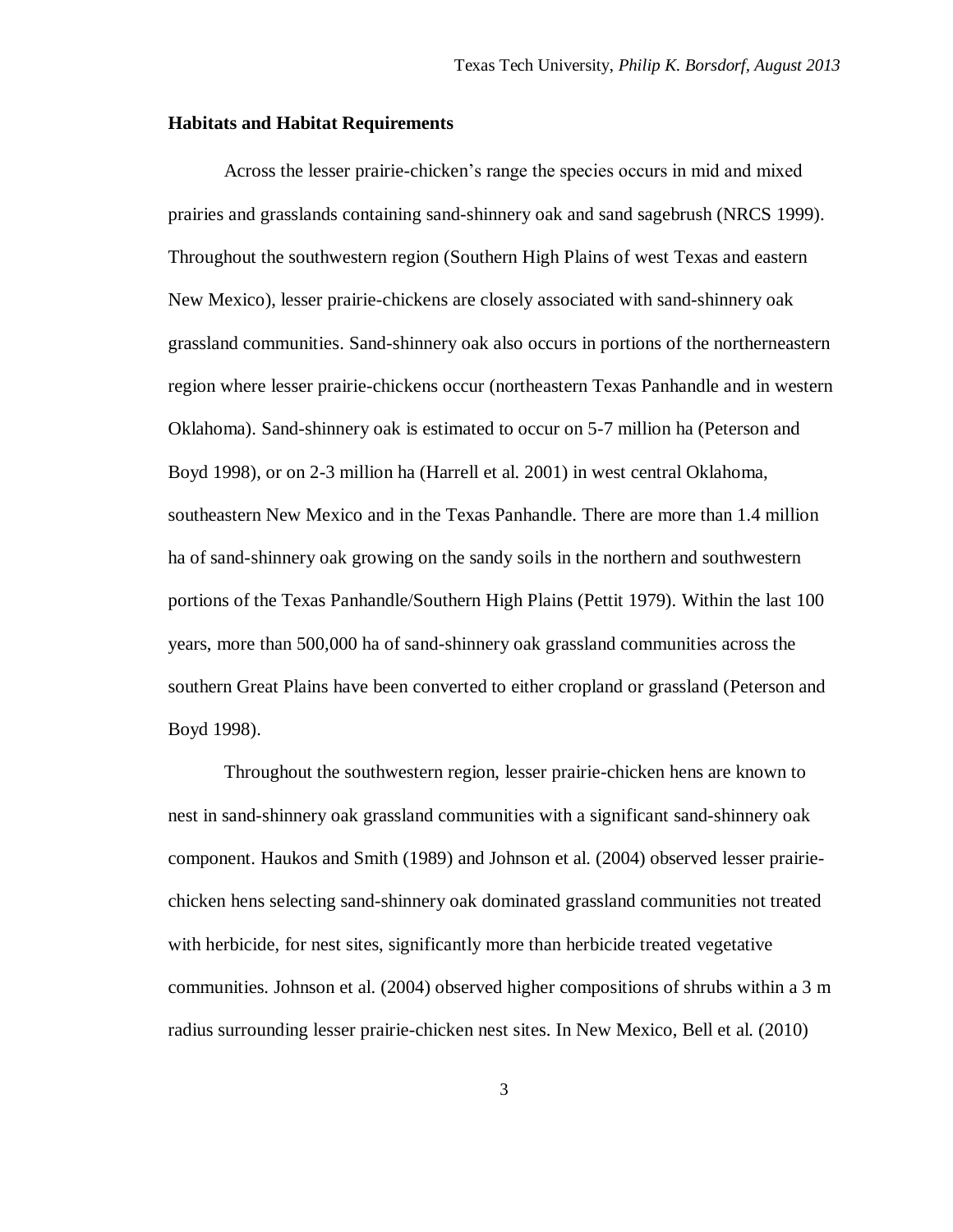**Habitats and Habitat Requirements**

Across the lesser prairie-chicken's range the species occurs in mid and mixed prairies and grasslands containing sand-shinnery oak and sand sagebrush (NRCS 1999). Throughout the southwestern region (Southern High Plains of west Texas and eastern New Mexico), lesser prairie-chickens are closely associated with sand-shinnery oak grassland communities. Sand-shinnery oak also occurs in portions of the northerneastern region where lesser prairie-chickens occur (northeastern Texas Panhandle and in western Oklahoma). Sand-shinnery oak is estimated to occur on 5-7 million ha (Peterson and Boyd 1998), or on 2-3 million ha (Harrell et al. 2001) in west central Oklahoma, southeastern New Mexico and in the Texas Panhandle. There are more than 1.4 million ha of sand-shinnery oak growing on the sandy soils in the northern and southwestern portions of the Texas Panhandle/Southern High Plains (Pettit 1979). Within the last 100 years, more than 500,000 ha of sand-shinnery oak grassland communities across the southern Great Plains have been converted to either cropland or grassland (Peterson and Boyd 1998).

Throughout the southwestern region, lesser prairie-chicken hens are known to nest in sand-shinnery oak grassland communities with a significant sand-shinnery oak component. Haukos and Smith (1989) and Johnson et al. (2004) observed lesser prairie-chicken hens selecting sand-shinnery oak dominated grassland communities not treated with herbicide, for nest sites, significantly more than herbicide treated vegetative communities. Johnson et al. (2004) observed higher compositions of shrubs within a 3 m radius surrounding lesser prairie-chicken nest sites. In New Mexico, Bell et al. (2010)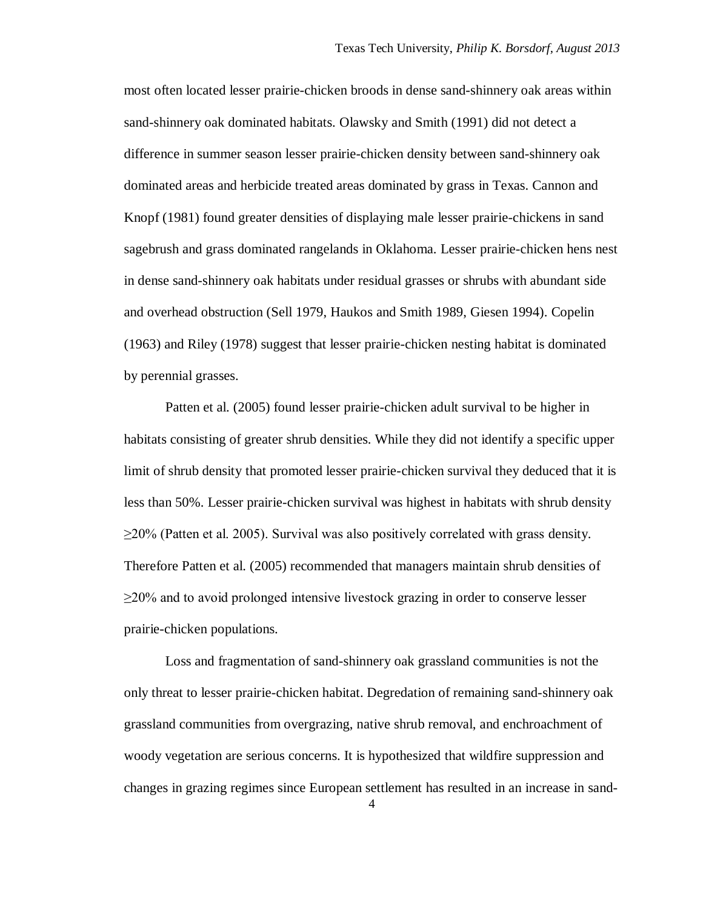most often located lesser prairie-chicken broods in dense sand-shinnery oak areas within sand-shinnery oak dominated habitats. Olawsky and Smith (1991) did not detect a difference in summer season lesser prairie-chicken density between sand-shinnery oak dominated areas and herbicide treated areas dominated by grass in Texas. Cannon and Knopf (1981) found greater densities of displaying male lesser prairie-chickens in sand sagebrush and grass dominated rangelands in Oklahoma. Lesser prairie-chicken hens nest in dense sand-shinnery oak habitats under residual grasses or shrubs with abundant side and overhead obstruction (Sell 1979, Haukos and Smith 1989, Giesen 1994). Copelin (1963) and Riley (1978) suggest that lesser prairie-chicken nesting habitat is dominated by perennial grasses.

Patten et al. (2005) found lesser prairie-chicken adult survival to be higher in habitats consisting of greater shrub densities. While they did not identify a specific upper limit of shrub density that promoted lesser prairie-chicken survival they deduced that it is less than 50%. Lesser prairie-chicken survival was highest in habitats with shrub density $\geq$20% (Patten et al. 2005). Survival was also positively correlated with grass density. Therefore Patten et al. (2005) recommended that managers maintain shrub densities of $\geq$20% and to avoid prolonged intensive livestock grazing in order to conserve lesser prairie-chicken populations.

Loss and fragmentation of sand-shinnery oak grassland communities is not the only threat to lesser prairie-chicken habitat. Degradation of remaining sand-shinnery oak grassland communities from overgrazing, native shrub removal, and enchroachment of woody vegetation are serious concerns. It is hypothesized that wildfire suppression and changes in grazing regimes since European settlement has resulted in an increase in sand-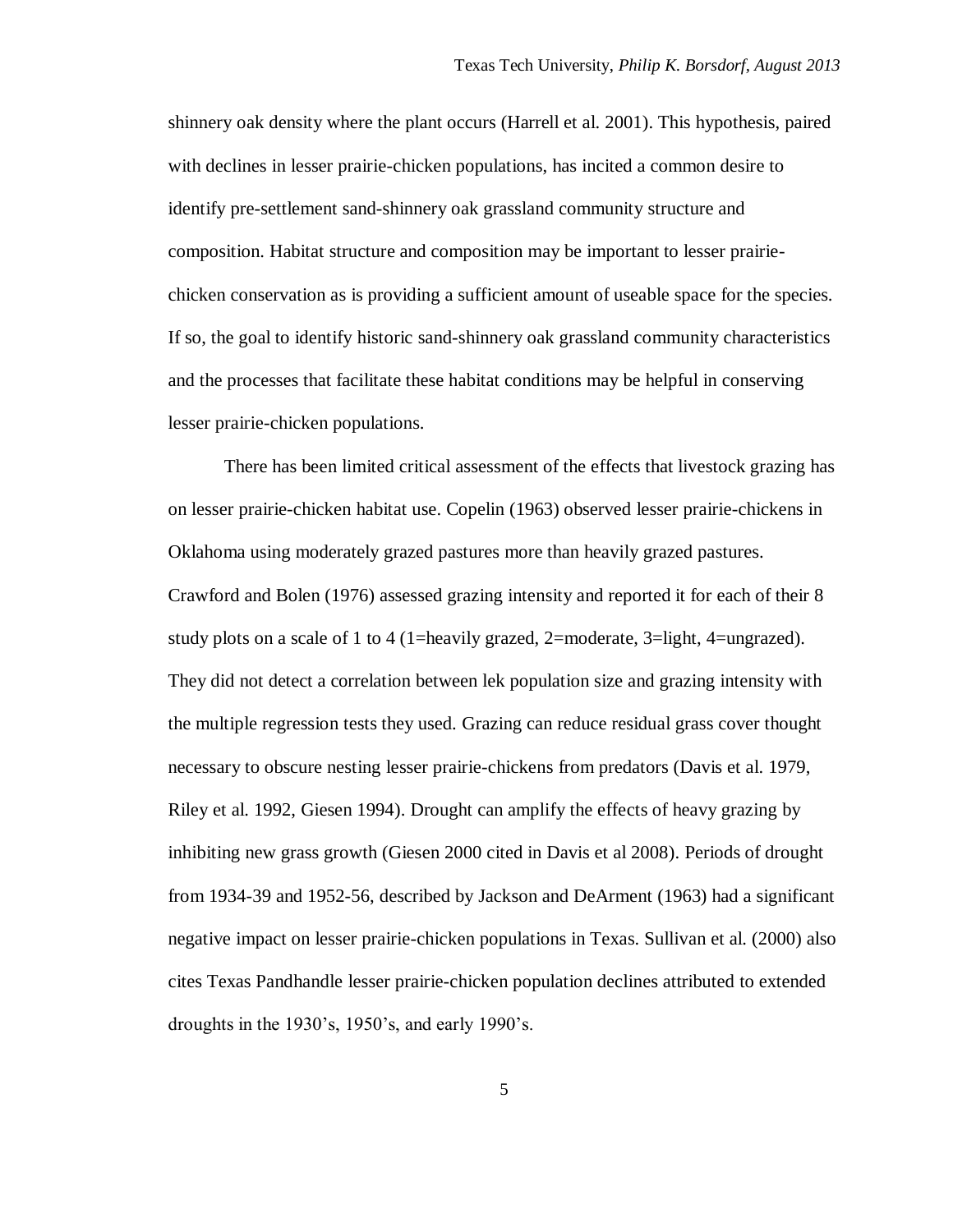shinnery oak density where the plant occurs (Harrell et al. 2001). This hypothesis, paired with declines in lesser prairie-chicken populations, has incited a common desire to identify pre-settlement sand-shinnery oak grassland community structure and composition. Habitat structure and composition may be important to lesser prairie-chicken conservation as is providing a sufficient amount of useable space for the species. If so, the goal to identify historic sand-shinnery oak grassland community characteristics and the processes that facilitate these habitat conditions may be helpful in conserving lesser prairie-chicken populations.

There has been limited critical assessment of the effects that livestock grazing has on lesser prairie-chicken habitat use. Copelin (1963) observed lesser prairie-chickens in Oklahoma using moderately grazed pastures more than heavily grazed pastures. Crawford and Bolen (1976) assessed grazing intensity and reported it for each of their 8 study plots on a scale of 1 to 4 (1=heavily grazed, 2=moderate, 3=light, 4=ungrazed). They did not detect a correlation between lek population size and grazing intensity with the multiple regression tests they used. Grazing can reduce residual grass cover thought necessary to obscure nesting lesser prairie-chickens from predators (Davis et al. 1979, Riley et al. 1992, Giesen 1994). Drought can amplify the effects of heavy grazing by inhibiting new grass growth (Giesen 2000 cited in Davis et al 2008). Periods of drought from 1934-39 and 1952-56, described by Jackson and DeArment (1963) had a significant negative impact on lesser prairie-chicken populations in Texas. Sullivan et al. (2000) also cites Texas Pandhandle lesser prairie-chicken population declines attributed to extended droughts in the 1930's, 1950's, and early 1990's.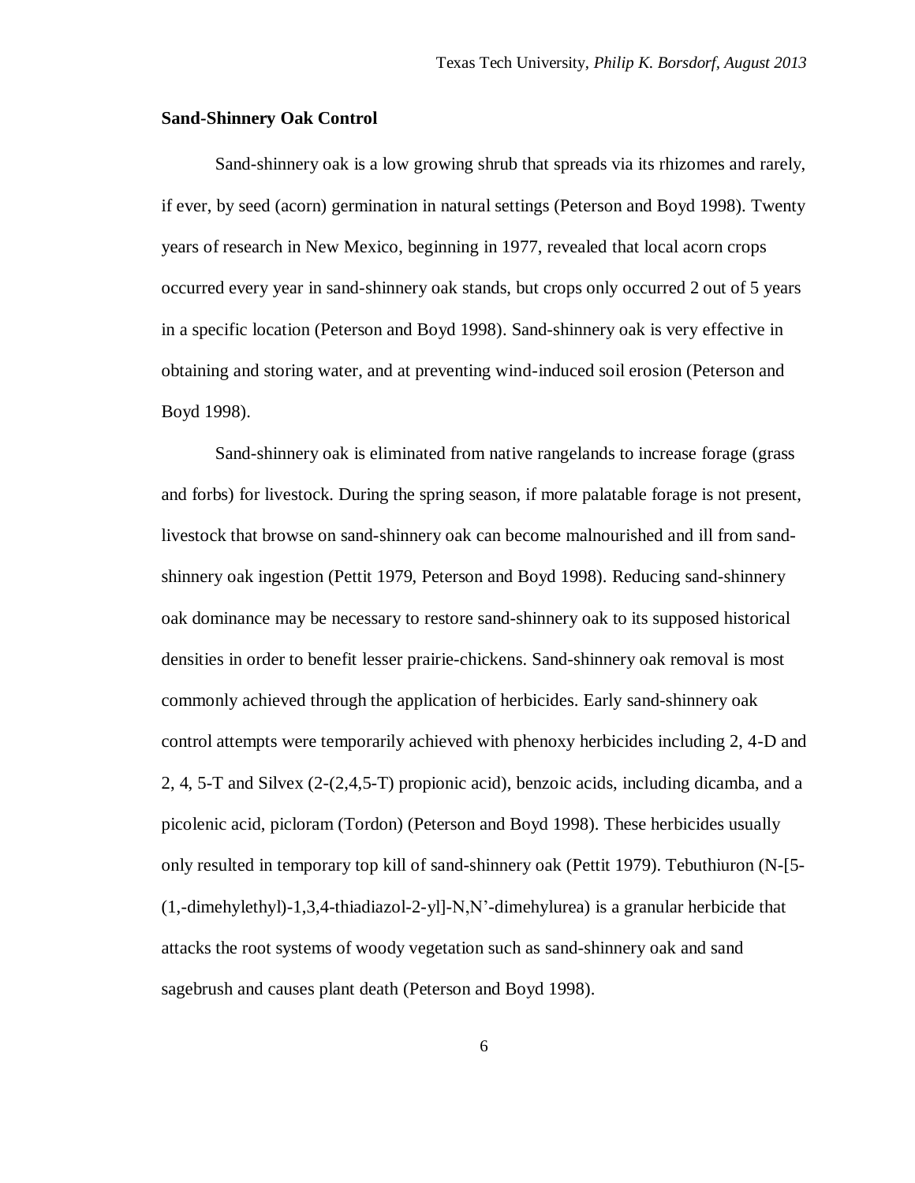**Sand-Shinnery Oak Control**

Sand-shinnery oak is a low growing shrub that spreads via its rhizomes and rarely, if ever, by seed (acorn) germination in natural settings (Peterson and Boyd 1998). Twenty years of research in New Mexico, beginning in 1977, revealed that local acorn crops occurred every year in sand-shinnery oak stands, but crops only occurred 2 out of 5 years in a specific location (Peterson and Boyd 1998). Sand-shinnery oak is very effective in obtaining and storing water, and at preventing wind-induced soil erosion (Peterson and Boyd 1998).

Sand-shinnery oak is eliminated from native rangelands to increase forage (grass and forbs) for livestock. During the spring season, if more palatable forage is not present, livestock that browse on sand-shinnery oak can become malnourished and ill from sand-shinnery oak ingestion (Pettit 1979, Peterson and Boyd 1998). Reducing sand-shinnery oak dominance may be necessary to restore sand-shinnery oak to its supposed historical densities in order to benefit lesser prairie-chickens. Sand-shinnery oak removal is most commonly achieved through the application of herbicides. Early sand-shinnery oak control attempts were temporarily achieved with phenoxy herbicides including 2, 4-D and 2, 4, 5-T and Silvex (2-(2,4,5-T) propionic acid), benzoic acids, including dicamba, and a picolenic acid, picloram (Tordon) (Peterson and Boyd 1998). These herbicides usually only resulted in temporary top kill of sand-shinnery oak (Pettit 1979). Tebuthiuron (N-[5-(1,-dimehylethyl)-1,3,4-thiadiazol-2-yl]-N,N'-dimehylurea) is a granular herbicide that attacks the root systems of woody vegetation such as sand-shinnery oak and sand sagebrush and causes plant death (Peterson and Boyd 1998).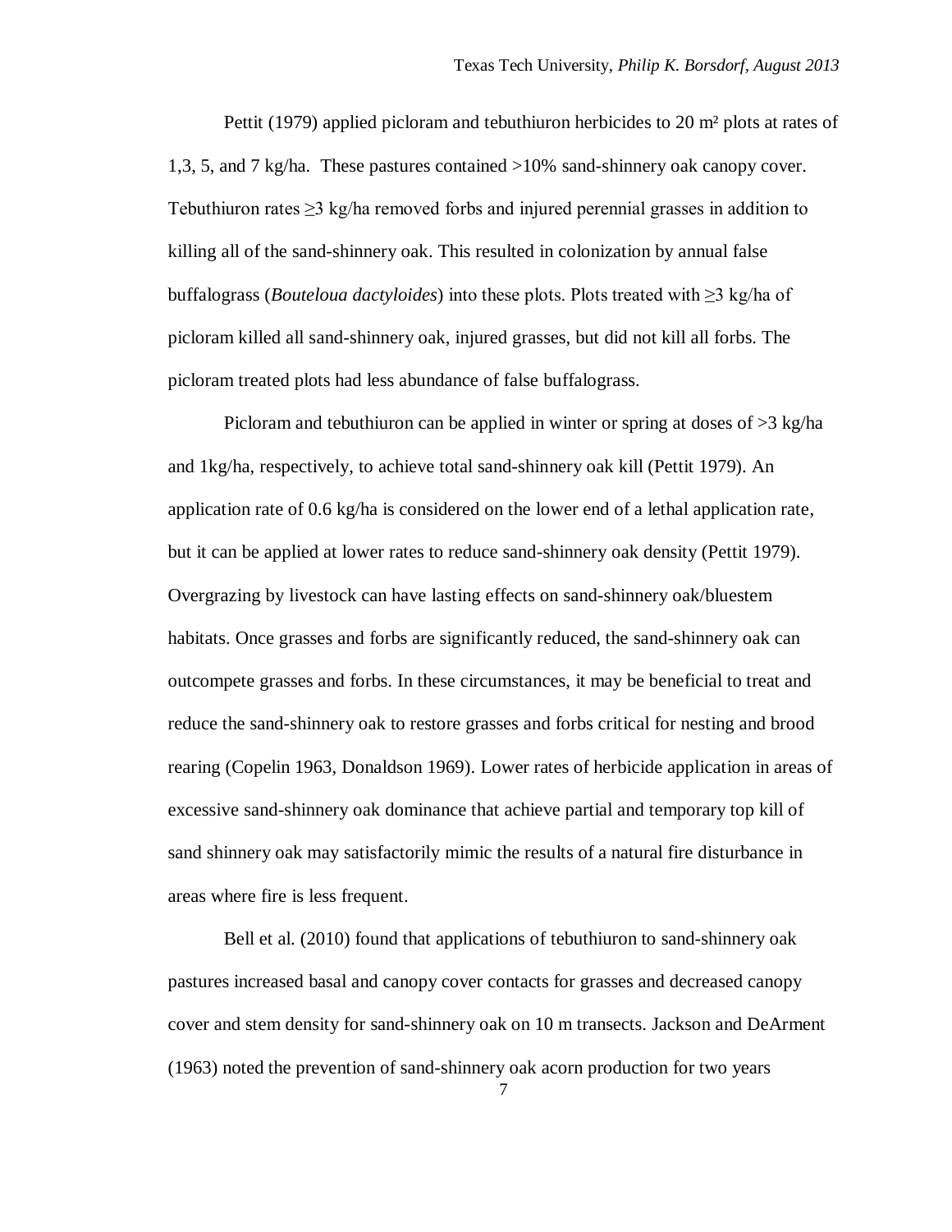Pettit (1979) applied picloram and tebuthiuron herbicides to 20 m² plots at rates of 1,3, 5, and 7 kg/ha. These pastures contained >10% sand-shinnery oak canopy cover. Tebuthiuron rates ≥3 kg/ha removed forbs and injured perennial grasses in addition to killing all of the sand-shinnery oak. This resulted in colonization by annual false buffalograss (*Bouteloua dactyloides*) into these plots. Plots treated with ≥3 kg/ha of picloram killed all sand-shinnery oak, injured grasses, but did not kill all forbs. The picloram treated plots had less abundance of false buffalograss.

Picloram and tebuthiuron can be applied in winter or spring at doses of >3 kg/ha and 1kg/ha, respectively, to achieve total sand-shinnery oak kill (Pettit 1979). An application rate of 0.6 kg/ha is considered on the lower end of a lethal application rate, but it can be applied at lower rates to reduce sand-shinnery oak density (Pettit 1979). Overgrazing by livestock can have lasting effects on sand-shinnery oak/bluestem habitats. Once grasses and forbs are significantly reduced, the sand-shinnery oak can outcompete grasses and forbs. In these circumstances, it may be beneficial to treat and reduce the sand-shinnery oak to restore grasses and forbs critical for nesting and brood rearing (Copelin 1963, Donaldson 1969). Lower rates of herbicide application in areas of excessive sand-shinnery oak dominance that achieve partial and temporary top kill of sand shinnery oak may satisfactorily mimic the results of a natural fire disturbance in areas where fire is less frequent.

Bell et al. (2010) found that applications of tebuthiuron to sand-shinnery oak pastures increased basal and canopy cover contacts for grasses and decreased canopy cover and stem density for sand-shinnery oak on 10 m transects. Jackson and DeArment (1963) noted the prevention of sand-shinnery oak acorn production for two years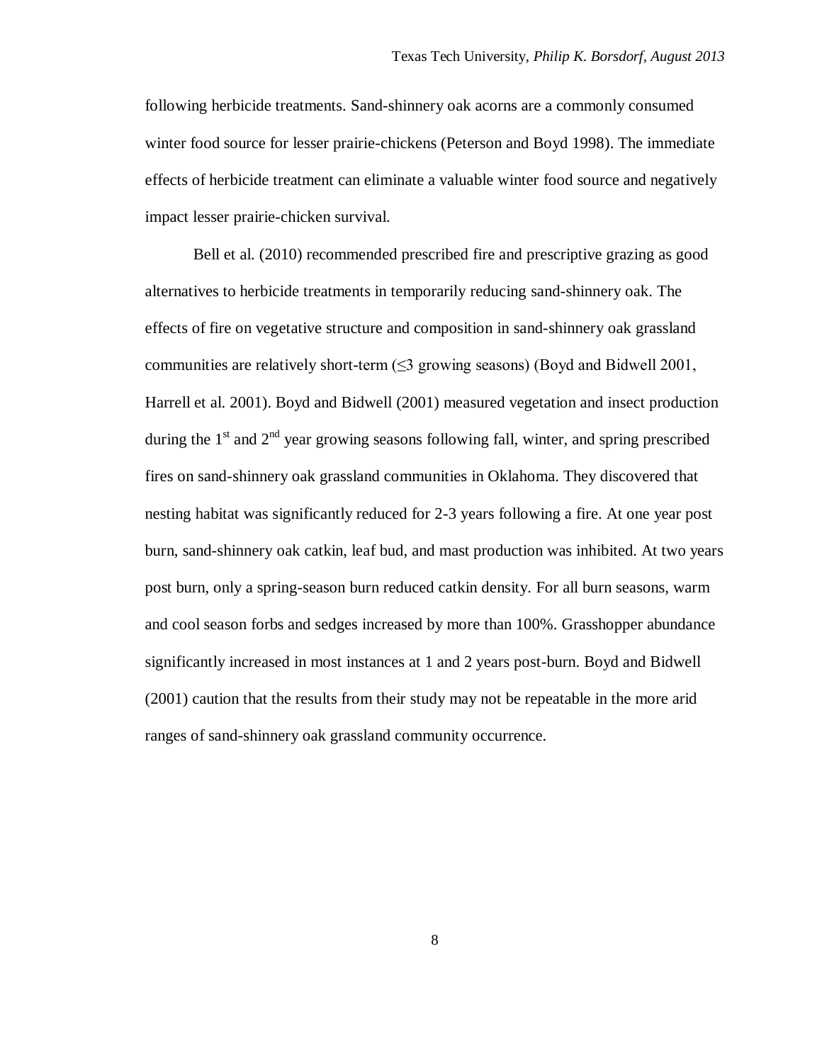following herbicide treatments. Sand-shinnery oak acorns are a commonly consumed winter food source for lesser prairie-chickens (Peterson and Boyd 1998). The immediate effects of herbicide treatment can eliminate a valuable winter food source and negatively impact lesser prairie-chicken survival.

Bell et al. (2010) recommended prescribed fire and prescriptive grazing as good alternatives to herbicide treatments in temporarily reducing sand-shinnery oak. The effects of fire on vegetative structure and composition in sand-shinnery oak grassland communities are relatively short-term (≤3 growing seasons) (Boyd and Bidwell 2001, Harrell et al. 2001). Boyd and Bidwell (2001) measured vegetation and insect production during the 1st and 2nd year growing seasons following fall, winter, and spring prescribed fires on sand-shinnery oak grassland communities in Oklahoma. They discovered that nesting habitat was significantly reduced for 2-3 years following a fire. At one year post burn, sand-shinnery oak catkin, leaf bud, and mast production was inhibited. At two years post burn, only a spring-season burn reduced catkin density. For all burn seasons, warm and cool season forbs and sedges increased by more than 100%. Grasshopper abundance significantly increased in most instances at 1 and 2 years post-burn. Boyd and Bidwell (2001) caution that the results from their study may not be repeatable in the more arid ranges of sand-shinnery oak grassland community occurrence.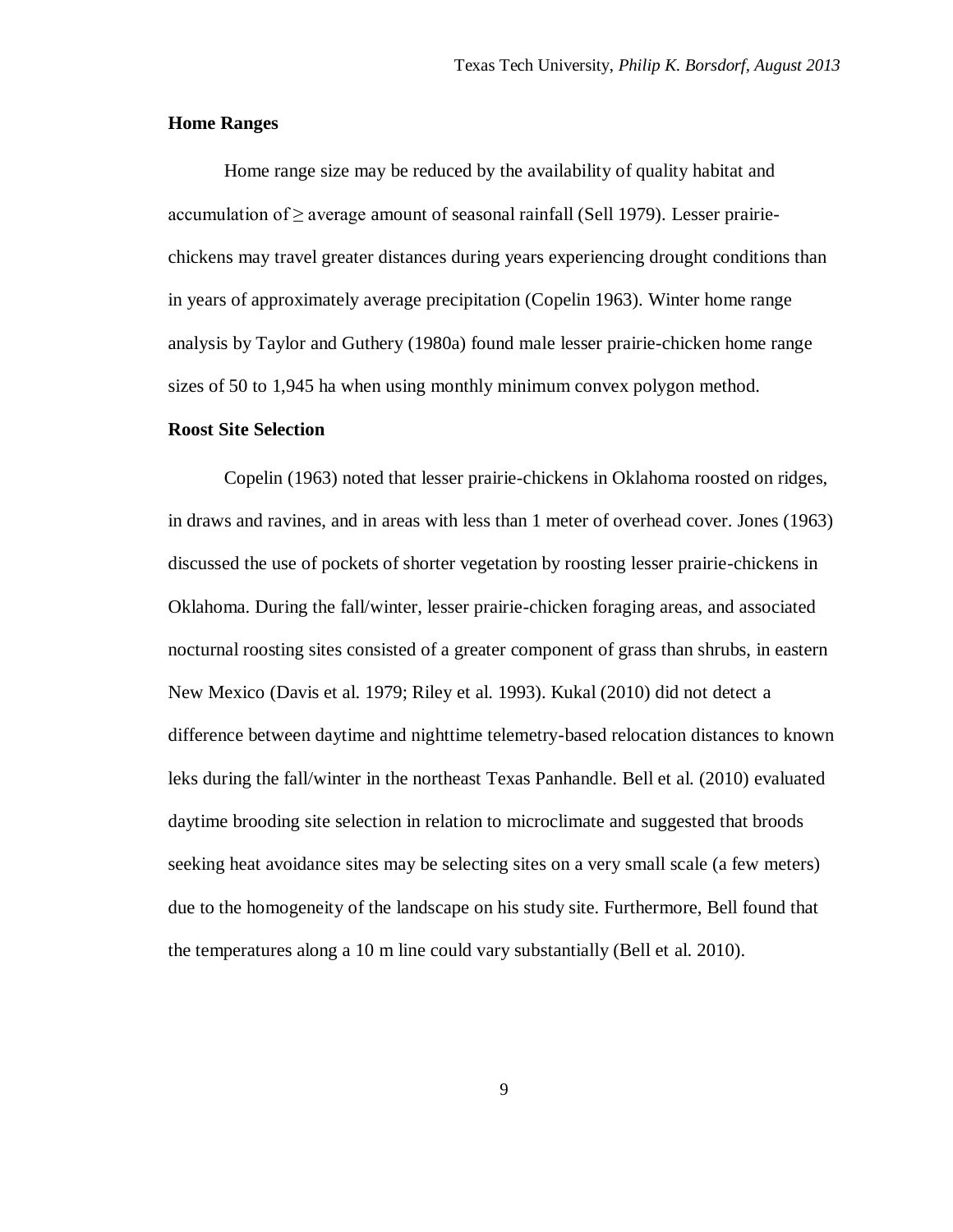## Home Ranges

Home range size may be reduced by the availability of quality habitat and accumulation of ≥ average amount of seasonal rainfall (Sell 1979). Lesser prairie-chickens may travel greater distances during years experiencing drought conditions than in years of approximately average precipitation (Copelin 1963). Winter home range analysis by Taylor and Guthery (1980a) found male lesser prairie-chicken home range sizes of 50 to 1,945 ha when using monthly minimum convex polygon method.

## Roost Site Selection

Copelin (1963) noted that lesser prairie-chickens in Oklahoma roosted on ridges, in draws and ravines, and in areas with less than 1 meter of overhead cover. Jones (1963) discussed the use of pockets of shorter vegetation by roosting lesser prairie-chickens in Oklahoma. During the fall/winter, lesser prairie-chicken foraging areas, and associated nocturnal roosting sites consisted of a greater component of grass than shrubs, in eastern New Mexico (Davis et al. 1979; Riley et al. 1993). Kukal (2010) did not detect a difference between daytime and nighttime telemetry-based relocation distances to known leks during the fall/winter in the northeast Texas Panhandle. Bell et al. (2010) evaluated daytime brooding site selection in relation to microclimate and suggested that broods seeking heat avoidance sites may be selecting sites on a very small scale (a few meters) due to the homogeneity of the landscape on his study site. Furthermore, Bell found that the temperatures along a 10 m line could vary substantially (Bell et al. 2010).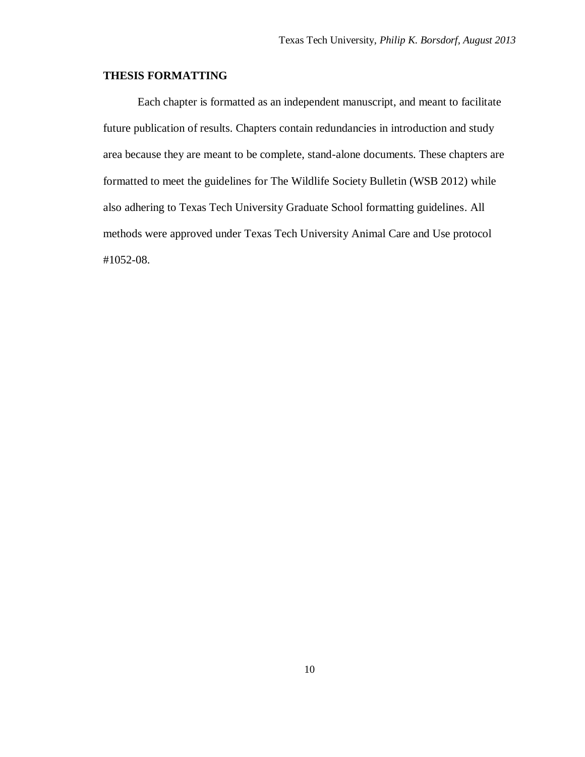## THESIS FORMATTING

Each chapter is formatted as an independent manuscript, and meant to facilitate future publication of results. Chapters contain redundancies in introduction and study area because they are meant to be complete, stand-alone documents. These chapters are formatted to meet the guidelines for The Wildlife Society Bulletin (WSB 2012) while also adhering to Texas Tech University Graduate School formatting guidelines. All methods were approved under Texas Tech University Animal Care and Use protocol #1052-08.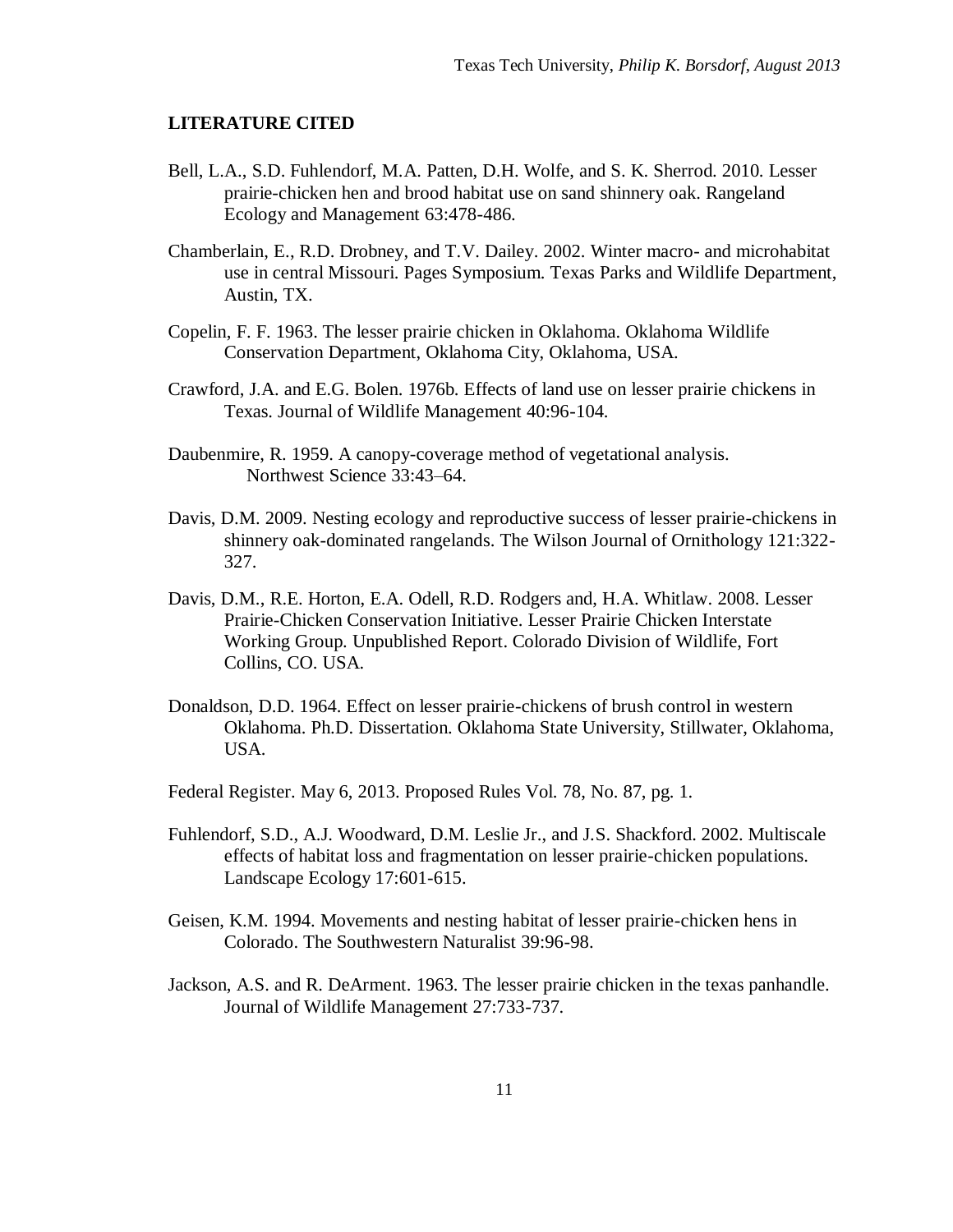## LITERATURE CITED

Bell, L.A., S.D. Fuhlendorf, M.A. Patten, D.H. Wolfe, and S. K. Sherrod. 2010. Lesser prairie-chicken hen and brood habitat use on sand shinnery oak. Rangeland Ecology and Management 63:478-486.

Chamberlain, E., R.D. Drobney, and T.V. Dailey. 2002. Winter macro- and microhabitat use in central Missouri. Pages Symposium. Texas Parks and Wildlife Department, Austin, TX.

Copelin, F. F. 1963. The lesser prairie chicken in Oklahoma. Oklahoma Wildlife Conservation Department, Oklahoma City, Oklahoma, USA.

Crawford, J.A. and E.G. Bolen. 1976b. Effects of land use on lesser prairie chickens in Texas. Journal of Wildlife Management 40:96-104.

Daubenmire, R. 1959. A canopy-coverage method of vegetational analysis. Northwest Science 33:43–64.

Davis, D.M. 2009. Nesting ecology and reproductive success of lesser prairie-chickens in shinnery oak-dominated rangelands. The Wilson Journal of Ornithology 121:322-327.

Davis, D.M., R.E. Horton, E.A. Odell, R.D. Rodgers and, H.A. Whitlaw. 2008. Lesser Prairie-Chicken Conservation Initiative. Lesser Prairie Chicken Interstate Working Group. Unpublished Report. Colorado Division of Wildlife, Fort Collins, CO. USA.

Donaldson, D.D. 1964. Effect on lesser prairie-chickens of brush control in western Oklahoma. Ph.D. Dissertation. Oklahoma State University, Stillwater, Oklahoma, USA.

Federal Register. May 6, 2013. Proposed Rules Vol. 78, No. 87, pg. 1.

Fuhlendorf, S.D., A.J. Woodward, D.M. Leslie Jr., and J.S. Shackford. 2002. Multiscale effects of habitat loss and fragmentation on lesser prairie-chicken populations. Landscape Ecology 17:601-615.

Geisen, K.M. 1994. Movements and nesting habitat of lesser prairie-chicken hens in Colorado. The Southwestern Naturalist 39:96-98.

Jackson, A.S. and R. DeArment. 1963. The lesser prairie chicken in the texas panhandle. Journal of Wildlife Management 27:733-737.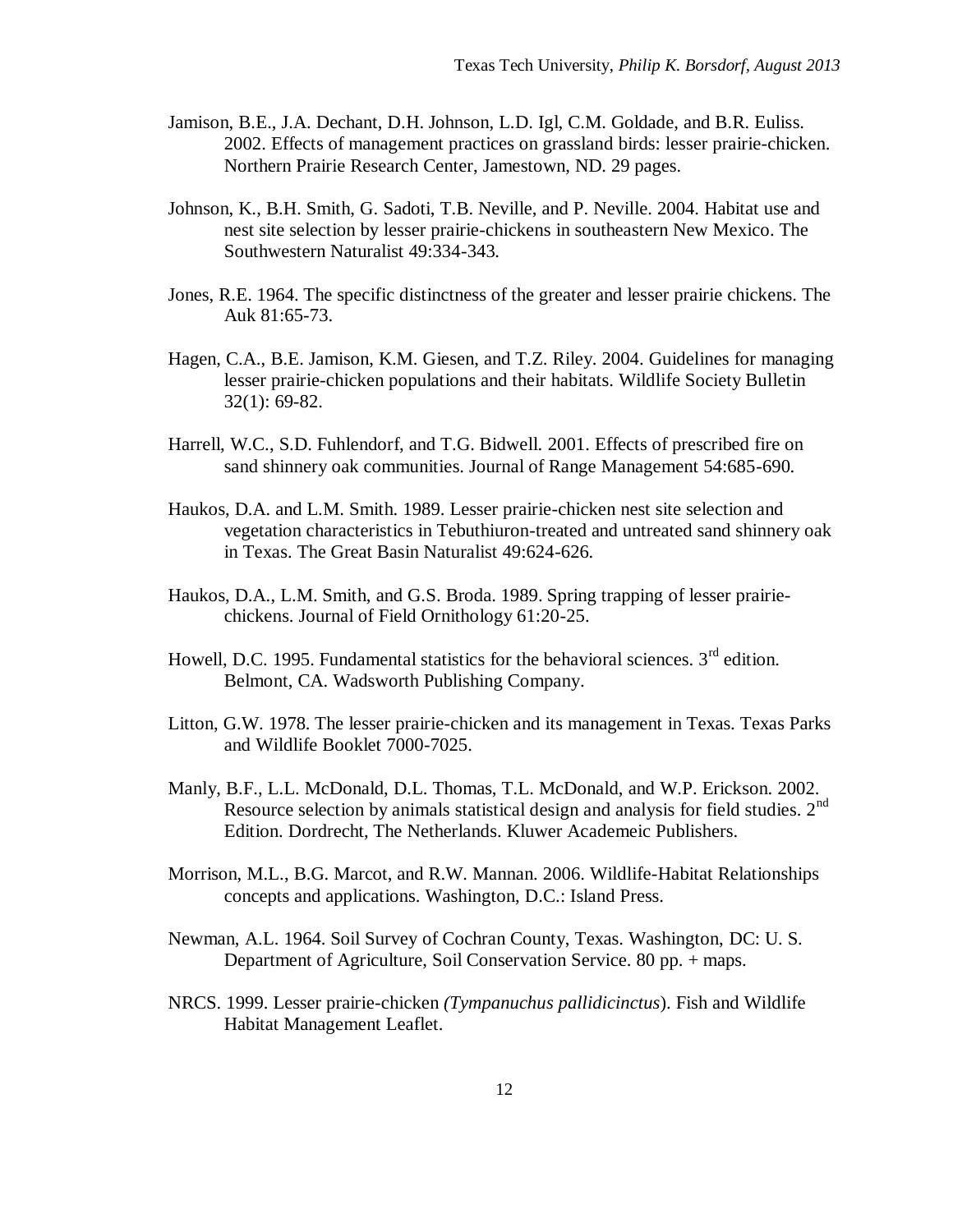Jamison, B.E., J.A. Dechant, D.H. Johnson, L.D. Igl, C.M. Goldade, and B.R. Euliss. 2002. Effects of management practices on grassland birds: lesser prairie-chicken. Northern Prairie Research Center, Jamestown, ND. 29 pages.

Johnson, K., B.H. Smith, G. Sadoti, T.B. Neville, and P. Neville. 2004. Habitat use and nest site selection by lesser prairie-chickens in southeastern New Mexico. The Southwestern Naturalist 49:334-343.

Jones, R.E. 1964. The specific distinctness of the greater and lesser prairie chickens. The Auk 81:65-73.

Hagen, C.A., B.E. Jamison, K.M. Giesen, and T.Z. Riley. 2004. Guidelines for managing lesser prairie-chicken populations and their habitats. Wildlife Society Bulletin 32(1): 69-82.

Harrell, W.C., S.D. Fuhlendorf, and T.G. Bidwell. 2001. Effects of prescribed fire on sand shinnery oak communities. Journal of Range Management 54:685-690.

Haukos, D.A. and L.M. Smith. 1989. Lesser prairie-chicken nest site selection and vegetation characteristics in Tebuthiuron-treated and untreated sand shinnery oak in Texas. The Great Basin Naturalist 49:624-626.

Haukos, D.A., L.M. Smith, and G.S. Broda. 1989. Spring trapping of lesser prairie-chickens. Journal of Field Ornithology 61:20-25.

Howell, D.C. 1995. Fundamental statistics for the behavioral sciences. 3rd edition. Belmont, CA. Wadsworth Publishing Company.

Litton, G.W. 1978. The lesser prairie-chicken and its management in Texas. Texas Parks and Wildlife Booklet 7000-7025.

Manly, B.F., L.L. McDonald, D.L. Thomas, T.L. McDonald, and W.P. Erickson. 2002. Resource selection by animals statistical design and analysis for field studies. 2nd Edition. Dordrecht, The Netherlands. Kluwer Academeic Publishers.

Morrison, M.L., B.G. Marcot, and R.W. Mannan. 2006. Wildlife-Habitat Relationships concepts and applications. Washington, D.C.: Island Press.

Newman, A.L. 1964. Soil Survey of Cochran County, Texas. Washington, DC: U. S. Department of Agriculture, Soil Conservation Service. 80 pp. + maps.

NRCS. 1999. Lesser prairie-chicken *(Tympanuchus pallidicinctus*). Fish and Wildlife Habitat Management Leaflet.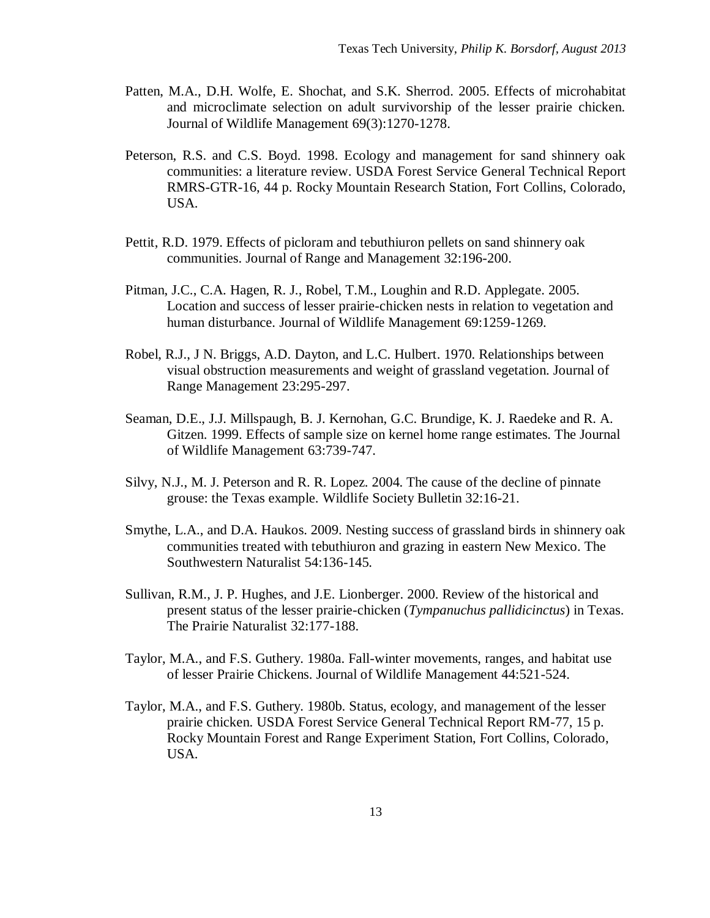Patten, M.A., D.H. Wolfe, E. Shochat, and S.K. Sherrod. 2005. Effects of microhabitat and microclimate selection on adult survivorship of the lesser prairie chicken. Journal of Wildlife Management 69(3):1270-1278.

Peterson, R.S. and C.S. Boyd. 1998. Ecology and management for sand shinnery oak communities: a literature review. USDA Forest Service General Technical Report RMRS-GTR-16, 44 p. Rocky Mountain Research Station, Fort Collins, Colorado, USA.

Pettit, R.D. 1979. Effects of picloram and tebuthiuron pellets on sand shinnery oak communities. Journal of Range and Management 32:196-200.

Pitman, J.C., C.A. Hagen, R. J., Robel, T.M., Loughin and R.D. Applegate. 2005. Location and success of lesser prairie-chicken nests in relation to vegetation and human disturbance. Journal of Wildlife Management 69:1259-1269.

Robel, R.J., J N. Briggs, A.D. Dayton, and L.C. Hulbert. 1970. Relationships between visual obstruction measurements and weight of grassland vegetation. Journal of Range Management 23:295-297.

Seaman, D.E., J.J. Millspaugh, B. J. Kernohan, G.C. Brundige, K. J. Raedeke and R. A. Gitzen. 1999. Effects of sample size on kernel home range estimates. The Journal of Wildlife Management 63:739-747.

Silvy, N.J., M. J. Peterson and R. R. Lopez. 2004. The cause of the decline of pinnate grouse: the Texas example. Wildlife Society Bulletin 32:16-21.

Smythe, L.A., and D.A. Haukos. 2009. Nesting success of grassland birds in shinnery oak communities treated with tebuthiuron and grazing in eastern New Mexico. The Southwestern Naturalist 54:136-145.

Sullivan, R.M., J. P. Hughes, and J.E. Lionberger. 2000. Review of the historical and present status of the lesser prairie-chicken (*Tympanuchus pallidicinctus*) in Texas. The Prairie Naturalist 32:177-188.

Taylor, M.A., and F.S. Guthery. 1980a. Fall-winter movements, ranges, and habitat use of lesser Prairie Chickens. Journal of Wildlife Management 44:521-524.

Taylor, M.A., and F.S. Guthery. 1980b. Status, ecology, and management of the lesser prairie chicken. USDA Forest Service General Technical Report RM-77, 15 p. Rocky Mountain Forest and Range Experiment Station, Fort Collins, Colorado, USA.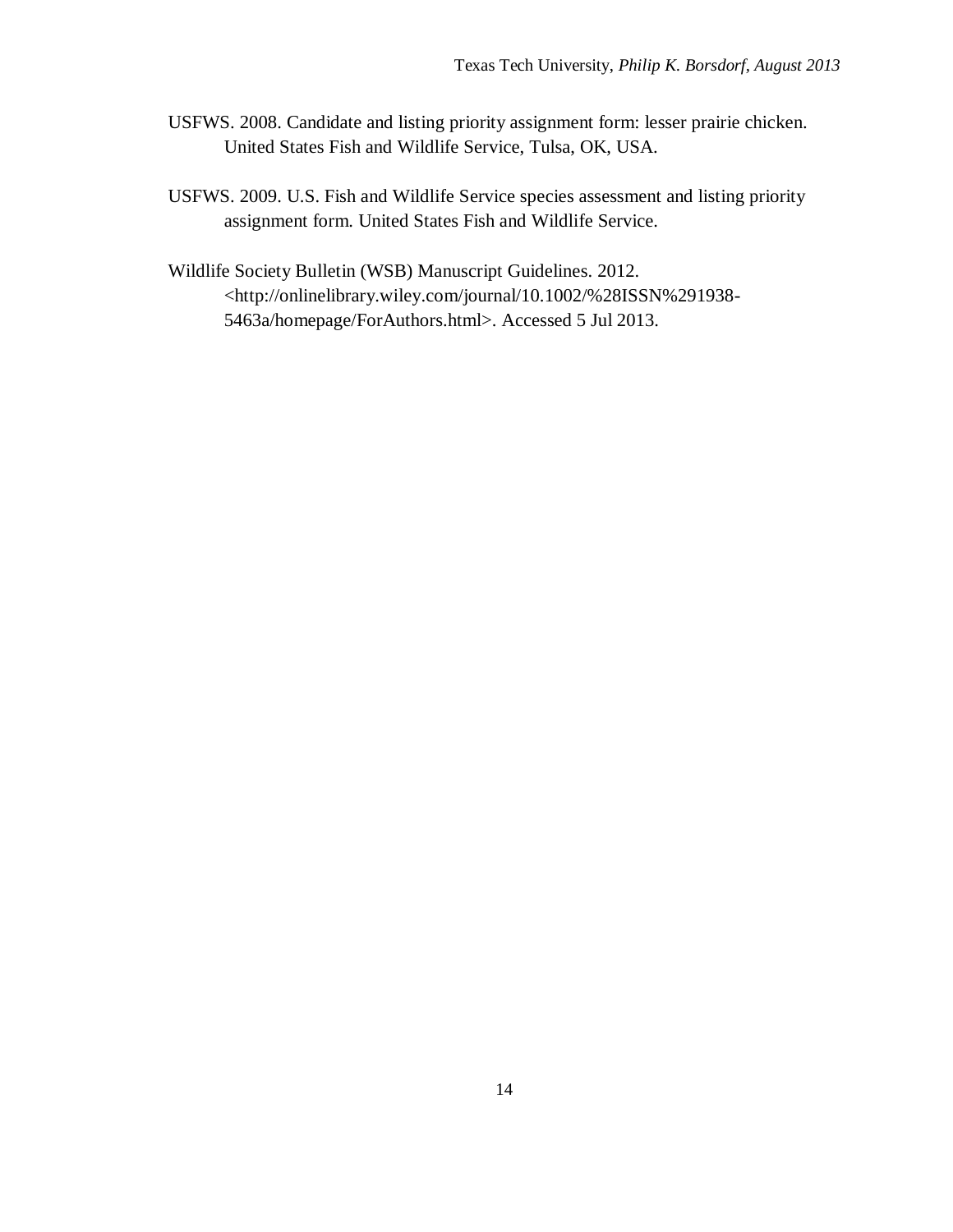USFWS. 2008. Candidate and listing priority assignment form: lesser prairie chicken. United States Fish and Wildlife Service, Tulsa, OK, USA.

USFWS. 2009. U.S. Fish and Wildlife Service species assessment and listing priority assignment form. United States Fish and Wildlife Service.

Wildlife Society Bulletin (WSB) Manuscript Guidelines. 2012. <http://onlinelibrary.wiley.com/journal/10.1002/%28ISSN%291938-5463a/homepage/ForAuthors.html>. Accessed 5 Jul 2013.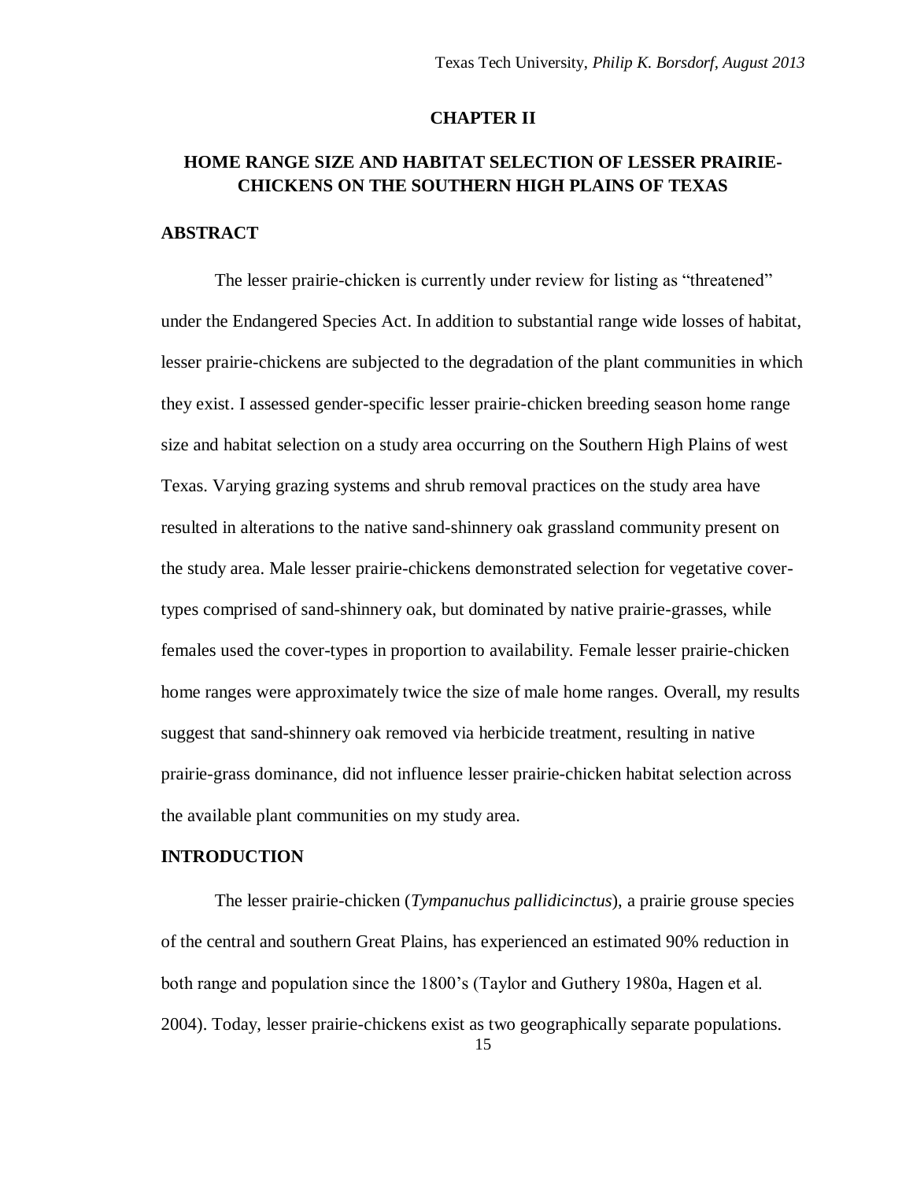# CHAPTER II

# HOME RANGE SIZE AND HABITAT SELECTION OF LESSER PRAIRIE-CHICKENS ON THE SOUTHERN HIGH PLAINS OF TEXAS

## ABSTRACT

The lesser prairie-chicken is currently under review for listing as "threatened" under the Endangered Species Act. In addition to substantial range wide losses of habitat, lesser prairie-chickens are subjected to the degradation of the plant communities in which they exist. I assessed gender-specific lesser prairie-chicken breeding season home range size and habitat selection on a study area occurring on the Southern High Plains of west Texas. Varying grazing systems and shrub removal practices on the study area have resulted in alterations to the native sand-shinnery oak grassland community present on the study area. Male lesser prairie-chickens demonstrated selection for vegetative cover-types comprised of sand-shinnery oak, but dominated by native prairie-grasses, while females used the cover-types in proportion to availability. Female lesser prairie-chicken home ranges were approximately twice the size of male home ranges. Overall, my results suggest that sand-shinnery oak removed via herbicide treatment, resulting in native prairie-grass dominance, did not influence lesser prairie-chicken habitat selection across the available plant communities on my study area.

## INTRODUCTION

The lesser prairie-chicken (*Tympanuchus pallidicinctus*), a prairie grouse species of the central and southern Great Plains, has experienced an estimated 90% reduction in both range and population since the 1800's (Taylor and Guthery 1980a, Hagen et al. 2004). Today, lesser prairie-chickens exist as two geographically separate populations.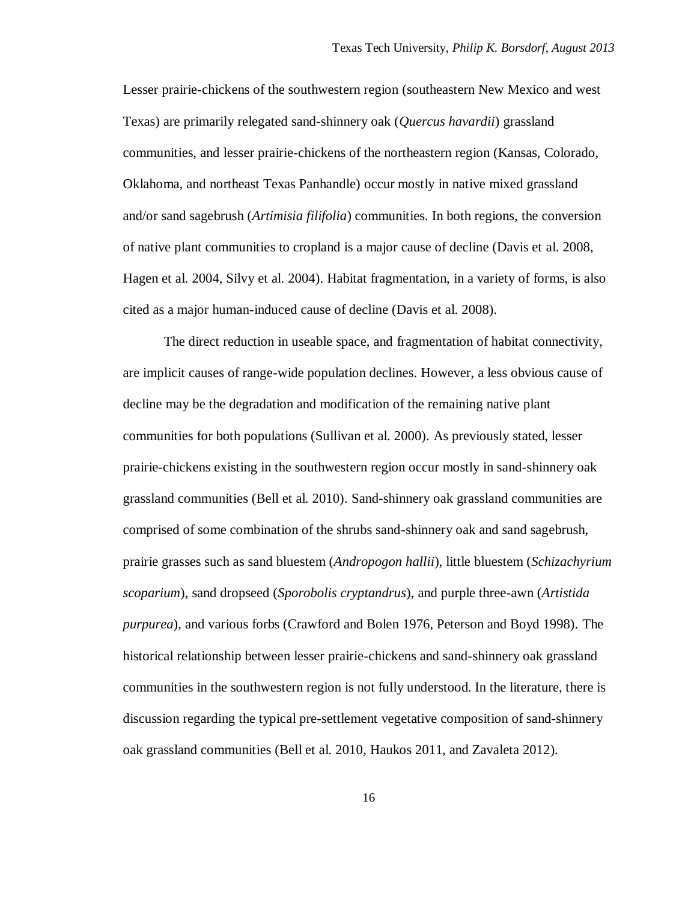Lesser prairie-chickens of the southwestern region (southeastern New Mexico and west Texas) are primarily relegated sand-shinnery oak (*Quercus havardii*) grassland communities, and lesser prairie-chickens of the northeastern region (Kansas, Colorado, Oklahoma, and northeast Texas Panhandle) occur mostly in native mixed grassland and/or sand sagebrush (*Artimisia filifolia*) communities. In both regions, the conversion of native plant communities to cropland is a major cause of decline (Davis et al. 2008, Hagen et al. 2004, Silvy et al. 2004). Habitat fragmentation, in a variety of forms, is also cited as a major human-induced cause of decline (Davis et al. 2008).

The direct reduction in useable space, and fragmentation of habitat connectivity, are implicit causes of range-wide population declines. However, a less obvious cause of decline may be the degradation and modification of the remaining native plant communities for both populations (Sullivan et al. 2000). As previously stated, lesser prairie-chickens existing in the southwestern region occur mostly in sand-shinnery oak grassland communities (Bell et al. 2010). Sand-shinnery oak grassland communities are comprised of some combination of the shrubs sand-shinnery oak and sand sagebrush, prairie grasses such as sand bluestem (*Andropogon hallii*), little bluestem (*Schizachyrium scoparium*), sand dropseed (*Sporobolis cryptandrus*), and purple three-awn (*Artistida purpurea*), and various forbs (Crawford and Bolen 1976, Peterson and Boyd 1998). The historical relationship between lesser prairie-chickens and sand-shinnery oak grassland communities in the southwestern region is not fully understood. In the literature, there is discussion regarding the typical pre-settlement vegetative composition of sand-shinnery oak grassland communities (Bell et al. 2010, Haukos 2011, and Zavaleta 2012).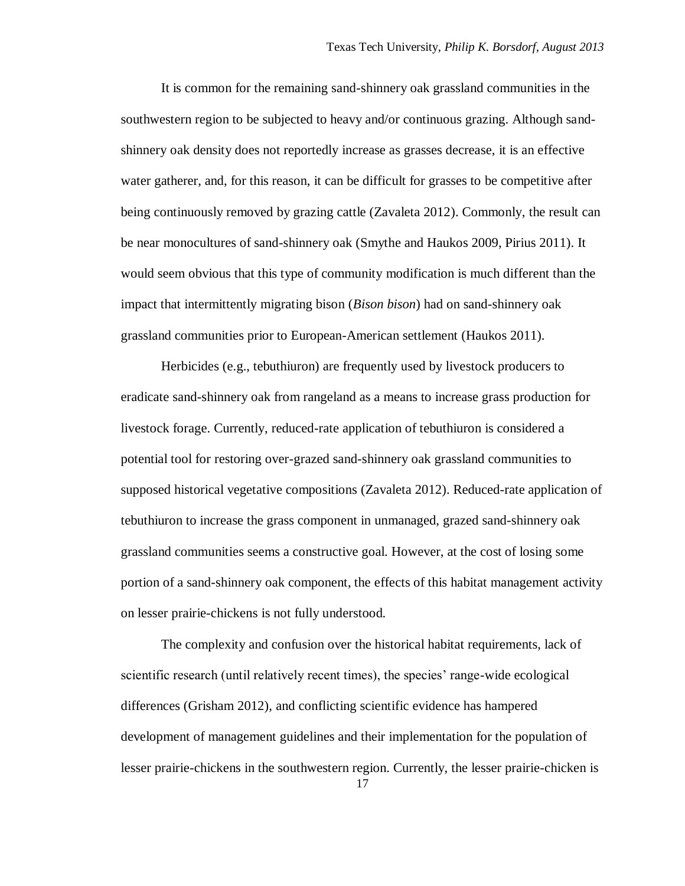It is common for the remaining sand-shinnery oak grassland communities in the southwestern region to be subjected to heavy and/or continuous grazing. Although sand-shinnery oak density does not reportedly increase as grasses decrease, it is an effective water gatherer, and, for this reason, it can be difficult for grasses to be competitive after being continuously removed by grazing cattle (Zavaleta 2012). Commonly, the result can be near monocultures of sand-shinnery oak (Smythe and Haukos 2009, Pirius 2011). It would seem obvious that this type of community modification is much different than the impact that intermittently migrating bison (*Bison bison*) had on sand-shinnery oak grassland communities prior to European-American settlement (Haukos 2011).

Herbicides (e.g., tebuthiuron) are frequently used by livestock producers to eradicate sand-shinnery oak from rangeland as a means to increase grass production for livestock forage. Currently, reduced-rate application of tebuthiuron is considered a potential tool for restoring over-grazed sand-shinnery oak grassland communities to supposed historical vegetative compositions (Zavaleta 2012). Reduced-rate application of tebuthiuron to increase the grass component in unmanaged, grazed sand-shinnery oak grassland communities seems a constructive goal. However, at the cost of losing some portion of a sand-shinnery oak component, the effects of this habitat management activity on lesser prairie-chickens is not fully understood.

The complexity and confusion over the historical habitat requirements, lack of scientific research (until relatively recent times), the species' range-wide ecological differences (Grisham 2012), and conflicting scientific evidence has hampered development of management guidelines and their implementation for the population of lesser prairie-chickens in the southwestern region. Currently, the lesser prairie-chicken is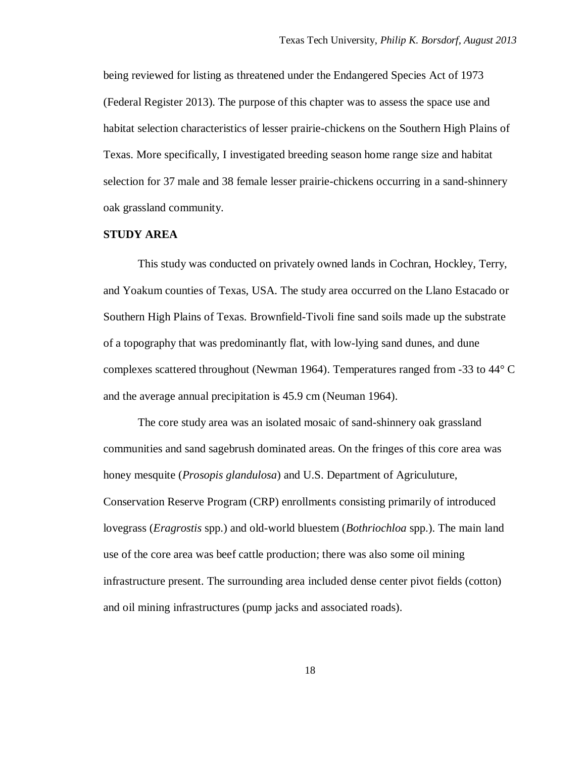being reviewed for listing as threatened under the Endangered Species Act of 1973 (Federal Register 2013). The purpose of this chapter was to assess the space use and habitat selection characteristics of lesser prairie-chickens on the Southern High Plains of Texas. More specifically, I investigated breeding season home range size and habitat selection for 37 male and 38 female lesser prairie-chickens occurring in a sand-shinnery oak grassland community.

## STUDY AREA

This study was conducted on privately owned lands in Cochran, Hockley, Terry, and Yoakum counties of Texas, USA. The study area occurred on the Llano Estacado or Southern High Plains of Texas. Brownfield-Tivoli fine sand soils made up the substrate of a topography that was predominantly flat, with low-lying sand dunes, and dune complexes scattered throughout (Newman 1964). Temperatures ranged from -33 to 44° C and the average annual precipitation is 45.9 cm (Neuman 1964).

The core study area was an isolated mosaic of sand-shinnery oak grassland communities and sand sagebrush dominated areas. On the fringes of this core area was honey mesquite (*Prosopis glandulosa*) and U.S. Department of Agriculuture, Conservation Reserve Program (CRP) enrollments consisting primarily of introduced lovegrass (*Eragrostis* spp.) and old-world bluestem (*Bothriochloa* spp.). The main land use of the core area was beef cattle production; there was also some oil mining infrastructure present. The surrounding area included dense center pivot fields (cotton) and oil mining infrastructures (pump jacks and associated roads).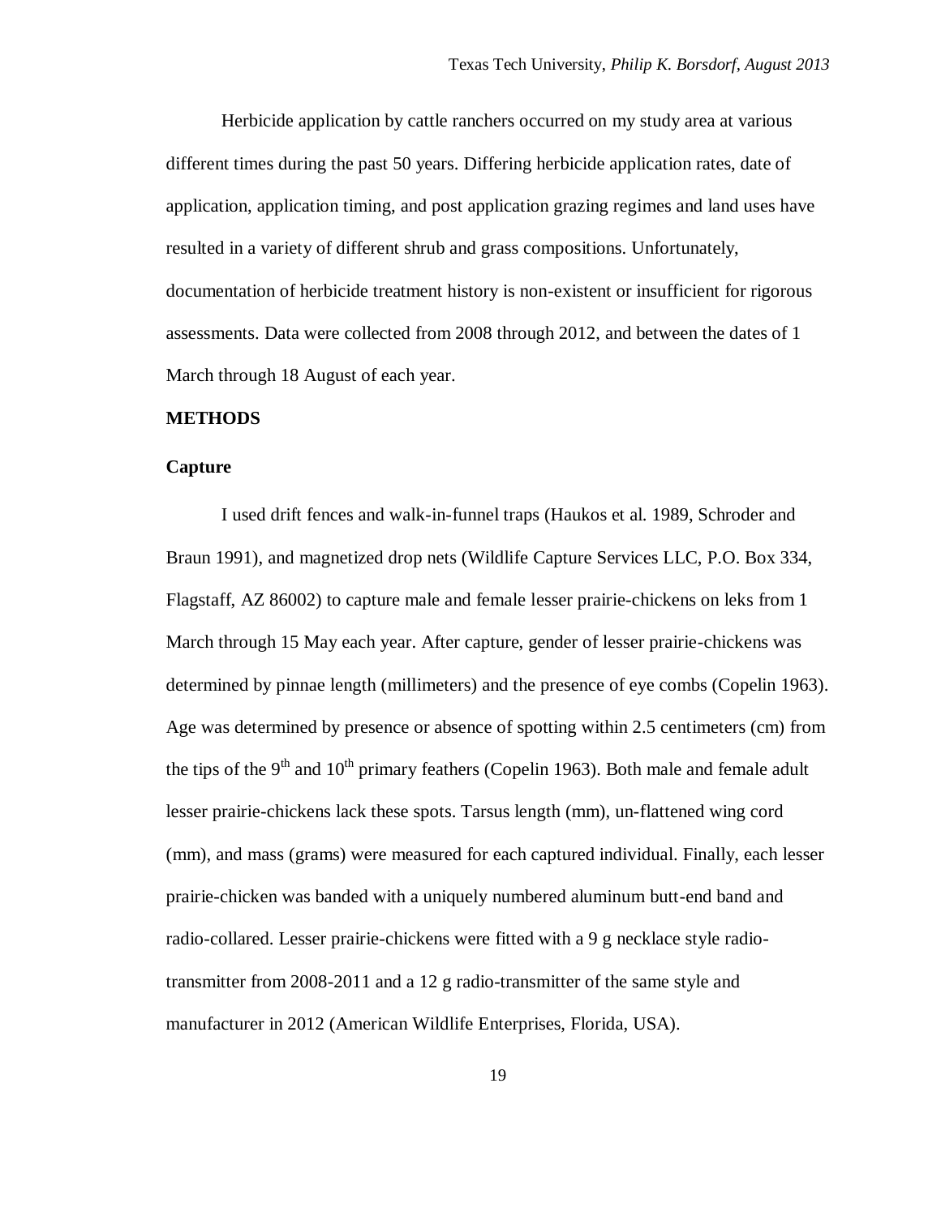Herbicide application by cattle ranchers occurred on my study area at various different times during the past 50 years. Differing herbicide application rates, date of application, application timing, and post application grazing regimes and land uses have resulted in a variety of different shrub and grass compositions. Unfortunately, documentation of herbicide treatment history is non-existent or insufficient for rigorous assessments. Data were collected from 2008 through 2012, and between the dates of 1 March through 18 August of each year.

## METHODS

### Capture

I used drift fences and walk-in-funnel traps (Haukos et al. 1989, Schroder and Braun 1991), and magnetized drop nets (Wildlife Capture Services LLC, P.O. Box 334, Flagstaff, AZ 86002) to capture male and female lesser prairie-chickens on leks from 1 March through 15 May each year. After capture, gender of lesser prairie-chickens was determined by pinnae length (millimeters) and the presence of eye combs (Copelin 1963). Age was determined by presence or absence of spotting within 2.5 centimeters (cm) from the tips of the 9th and 10th primary feathers (Copelin 1963). Both male and female adult lesser prairie-chickens lack these spots. Tarsus length (mm), un-flattened wing cord (mm), and mass (grams) were measured for each captured individual. Finally, each lesser prairie-chicken was banded with a uniquely numbered aluminum butt-end band and radio-collared. Lesser prairie-chickens were fitted with a 9 g necklace style radio-transmitter from 2008-2011 and a 12 g radio-transmitter of the same style and manufacturer in 2012 (American Wildlife Enterprises, Florida, USA).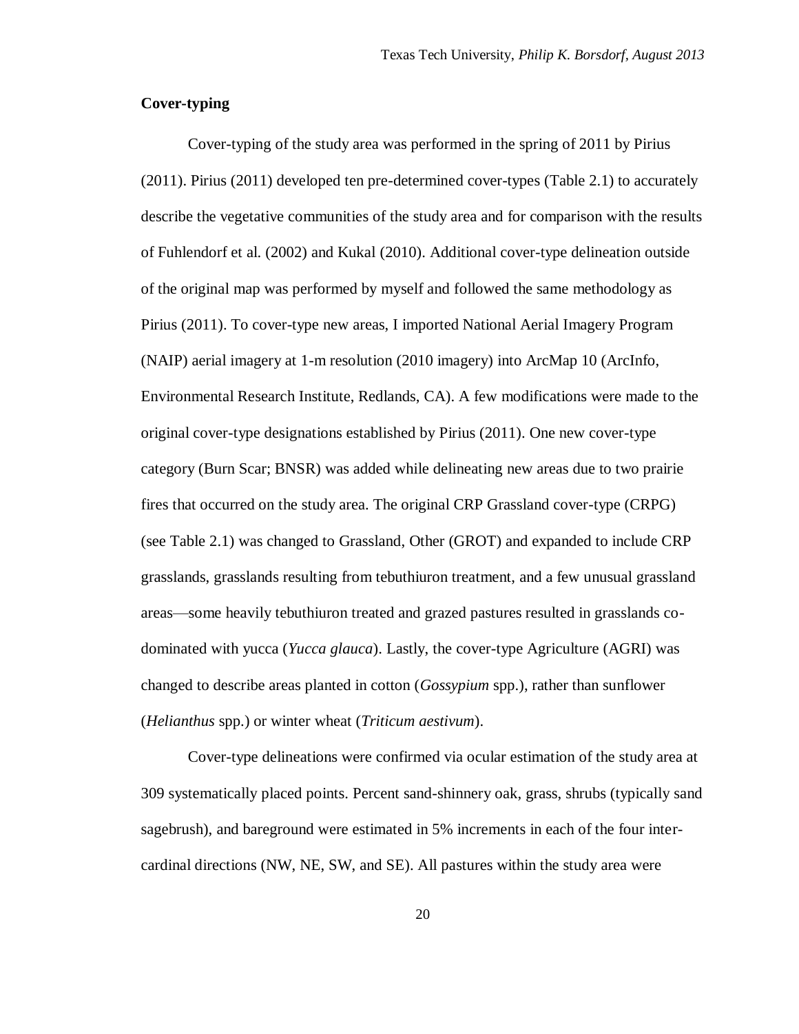**Cover-typing**

Cover-typing of the study area was performed in the spring of 2011 by Pirius (2011). Pirius (2011) developed ten pre-determined cover-types (Table 2.1) to accurately describe the vegetative communities of the study area and for comparison with the results of Fuhlendorf et al. (2002) and Kukal (2010). Additional cover-type delineation outside of the original map was performed by myself and followed the same methodology as Pirius (2011). To cover-type new areas, I imported National Aerial Imagery Program (NAIP) aerial imagery at 1-m resolution (2010 imagery) into ArcMap 10 (ArcInfo, Environmental Research Institute, Redlands, CA). A few modifications were made to the original cover-type designations established by Pirius (2011). One new cover-type category (Burn Scar; BNSR) was added while delineating new areas due to two prairie fires that occurred on the study area. The original CRP Grassland cover-type (CRPG) (see Table 2.1) was changed to Grassland, Other (GROT) and expanded to include CRP grasslands, grasslands resulting from tebuthiuron treatment, and a few unusual grassland areas—some heavily tebuthiuron treated and grazed pastures resulted in grasslands co-dominated with yucca (*Yucca glauca*). Lastly, the cover-type Agriculture (AGRI) was changed to describe areas planted in cotton (*Gossypium* spp.), rather than sunflower (*Helianthus* spp.) or winter wheat (*Triticum aestivum*).

Cover-type delineations were confirmed via ocular estimation of the study area at 309 systematically placed points. Percent sand-shinnery oak, grass, shrubs (typically sand sagebrush), and bareground were estimated in 5% increments in each of the four inter-cardinal directions (NW, NE, SW, and SE). All pastures within the study area were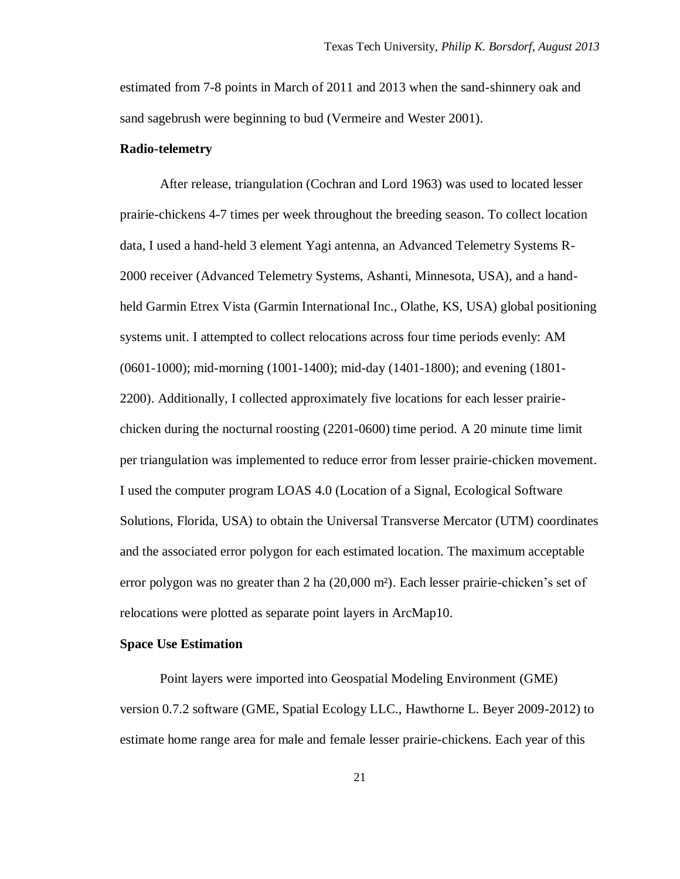estimated from 7-8 points in March of 2011 and 2013 when the sand-shinnery oak and sand sagebrush were beginning to bud (Vermeire and Wester 2001).

**Radio-telemetry**

After release, triangulation (Cochran and Lord 1963) was used to located lesser prairie-chickens 4-7 times per week throughout the breeding season. To collect location data, I used a hand-held 3 element Yagi antenna, an Advanced Telemetry Systems R-2000 receiver (Advanced Telemetry Systems, Ashanti, Minnesota, USA), and a hand-held Garmin Etrex Vista (Garmin International Inc., Olathe, KS, USA) global positioning systems unit. I attempted to collect relocations across four time periods evenly: AM (0601-1000); mid-morning (1001-1400); mid-day (1401-1800); and evening (1801-2200). Additionally, I collected approximately five locations for each lesser prairie-chicken during the nocturnal roosting (2201-0600) time period. A 20 minute time limit per triangulation was implemented to reduce error from lesser prairie-chicken movement. I used the computer program LOAS 4.0 (Location of a Signal, Ecological Software Solutions, Florida, USA) to obtain the Universal Transverse Mercator (UTM) coordinates and the associated error polygon for each estimated location. The maximum acceptable error polygon was no greater than 2 ha (20,000 m²). Each lesser prairie-chicken's set of relocations were plotted as separate point layers in ArcMap10.

**Space Use Estimation**

Point layers were imported into Geospatial Modeling Environment (GME) version 0.7.2 software (GME, Spatial Ecology LLC., Hawthorne L. Beyer 2009-2012) to estimate home range area for male and female lesser prairie-chickens. Each year of this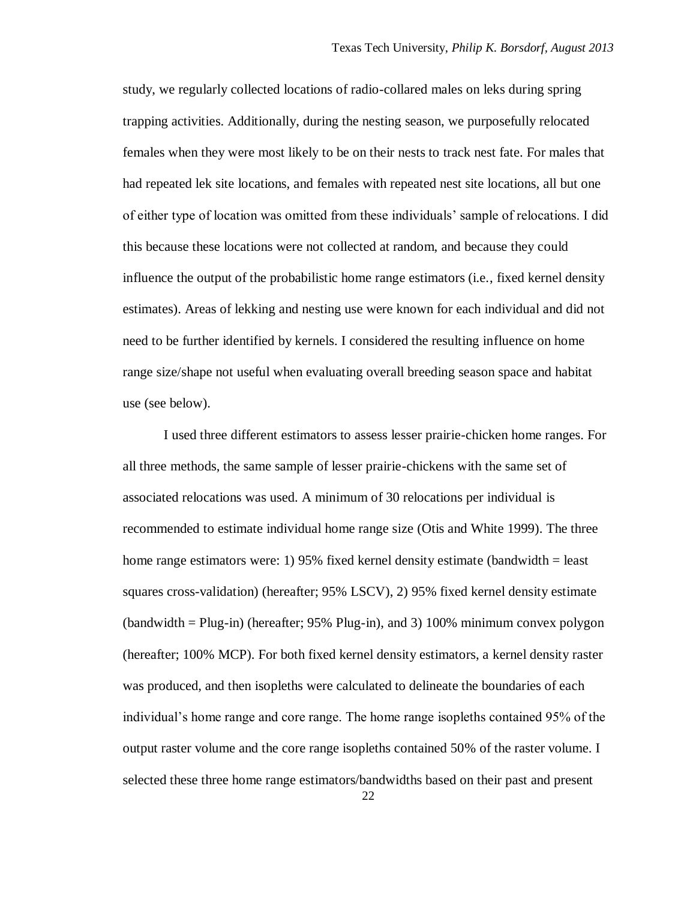study, we regularly collected locations of radio-collared males on leks during spring trapping activities. Additionally, during the nesting season, we purposefully relocated females when they were most likely to be on their nests to track nest fate. For males that had repeated lek site locations, and females with repeated nest site locations, all but one of either type of location was omitted from these individuals' sample of relocations. I did this because these locations were not collected at random, and because they could influence the output of the probabilistic home range estimators (i.e., fixed kernel density estimates). Areas of lekking and nesting use were known for each individual and did not need to be further identified by kernels. I considered the resulting influence on home range size/shape not useful when evaluating overall breeding season space and habitat use (see below).

I used three different estimators to assess lesser prairie-chicken home ranges. For all three methods, the same sample of lesser prairie-chickens with the same set of associated relocations was used. A minimum of 30 relocations per individual is recommended to estimate individual home range size (Otis and White 1999). The three home range estimators were: 1) 95% fixed kernel density estimate (bandwidth = least squares cross-validation) (hereafter; 95% LSCV), 2) 95% fixed kernel density estimate (bandwidth = Plug-in) (hereafter; 95% Plug-in), and 3) 100% minimum convex polygon (hereafter; 100% MCP). For both fixed kernel density estimators, a kernel density raster was produced, and then isopleths were calculated to delineate the boundaries of each individual's home range and core range. The home range isopleths contained 95% of the output raster volume and the core range isopleths contained 50% of the raster volume. I selected these three home range estimators/bandwidths based on their past and present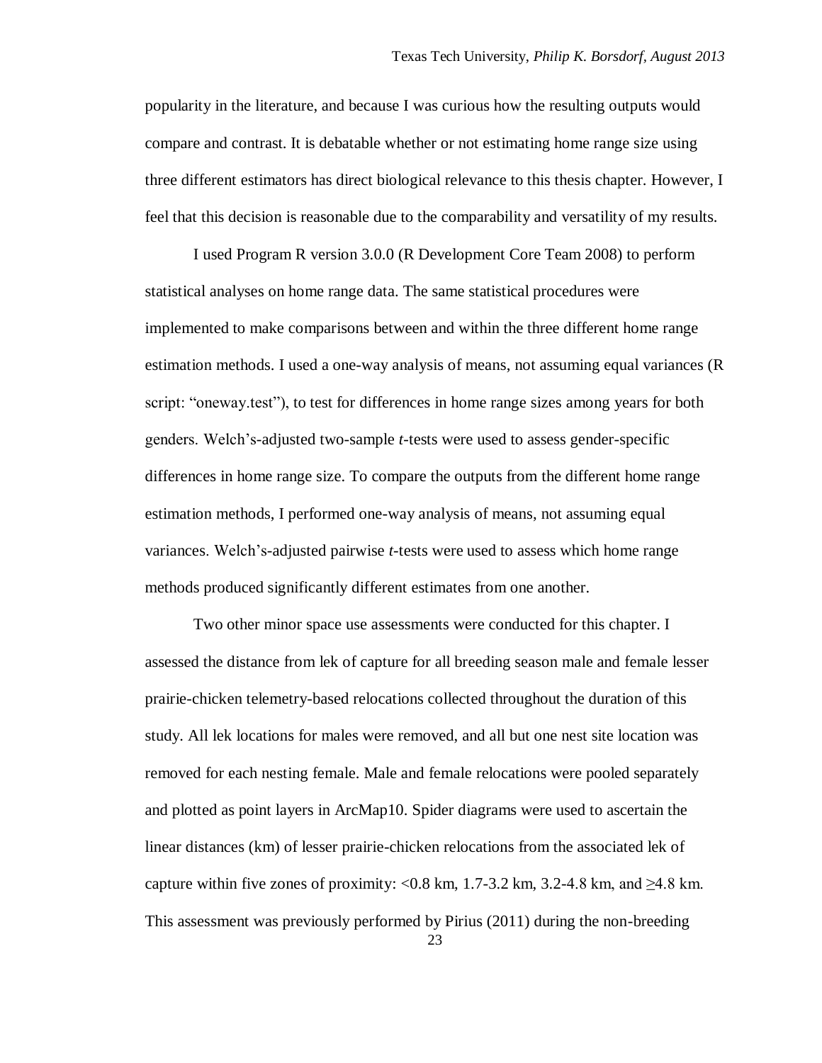popularity in the literature, and because I was curious how the resulting outputs would compare and contrast. It is debatable whether or not estimating home range size using three different estimators has direct biological relevance to this thesis chapter. However, I feel that this decision is reasonable due to the comparability and versatility of my results.

I used Program R version 3.0.0 (R Development Core Team 2008) to perform statistical analyses on home range data. The same statistical procedures were implemented to make comparisons between and within the three different home range estimation methods. I used a one-way analysis of means, not assuming equal variances (R script: "oneway.test"), to test for differences in home range sizes among years for both genders. Welch's-adjusted two-sample *t*-tests were used to assess gender-specific differences in home range size. To compare the outputs from the different home range estimation methods, I performed one-way analysis of means, not assuming equal variances. Welch's-adjusted pairwise *t*-tests were used to assess which home range methods produced significantly different estimates from one another.

Two other minor space use assessments were conducted for this chapter. I assessed the distance from lek of capture for all breeding season male and female lesser prairie-chicken telemetry-based relocations collected throughout the duration of this study. All lek locations for males were removed, and all but one nest site location was removed for each nesting female. Male and female relocations were pooled separately and plotted as point layers in ArcMap10. Spider diagrams were used to ascertain the linear distances (km) of lesser prairie-chicken relocations from the associated lek of capture within five zones of proximity: <0.8 km, 1.7-3.2 km, 3.2-4.8 km, and ≥4.8 km. This assessment was previously performed by Pirius (2011) during the non-breeding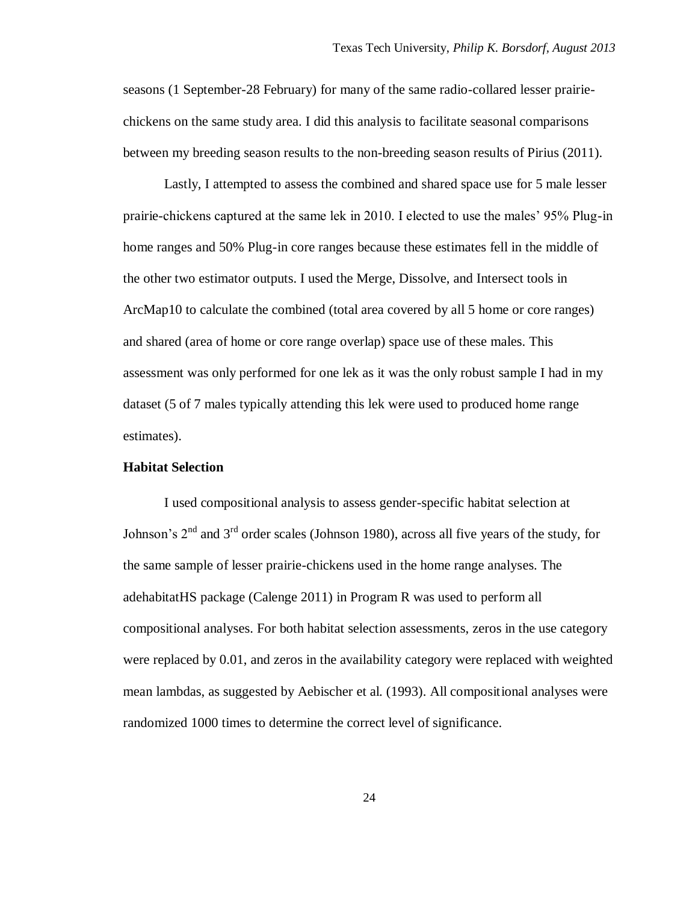seasons (1 September-28 February) for many of the same radio-collared lesser prairie-chickens on the same study area. I did this analysis to facilitate seasonal comparisons between my breeding season results to the non-breeding season results of Pirius (2011).

Lastly, I attempted to assess the combined and shared space use for 5 male lesser prairie-chickens captured at the same lek in 2010. I elected to use the males' 95% Plug-in home ranges and 50% Plug-in core ranges because these estimates fell in the middle of the other two estimator outputs. I used the Merge, Dissolve, and Intersect tools in ArcMap10 to calculate the combined (total area covered by all 5 home or core ranges) and shared (area of home or core range overlap) space use of these males. This assessment was only performed for one lek as it was the only robust sample I had in my dataset (5 of 7 males typically attending this lek were used to produced home range estimates).

**Habitat Selection**

I used compositional analysis to assess gender-specific habitat selection at Johnson's 2nd and 3rd order scales (Johnson 1980), across all five years of the study, for the same sample of lesser prairie-chickens used in the home range analyses. The adehabitatHS package (Calenge 2011) in Program R was used to perform all compositional analyses. For both habitat selection assessments, zeros in the use category were replaced by 0.01, and zeros in the availability category were replaced with weighted mean lambdas, as suggested by Aebischer et al. (1993). All compositional analyses were randomized 1000 times to determine the correct level of significance.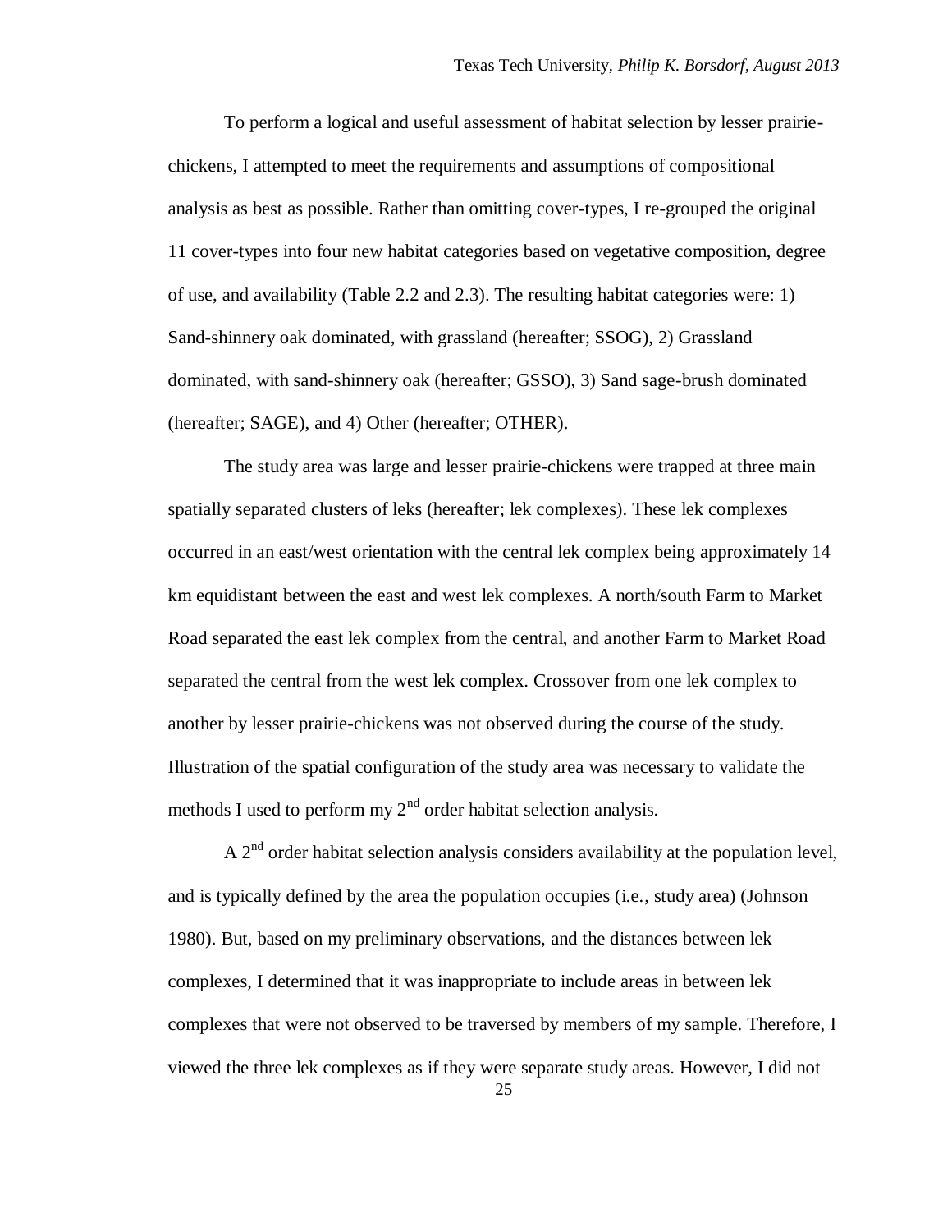To perform a logical and useful assessment of habitat selection by lesser prairie-chickens, I attempted to meet the requirements and assumptions of compositional analysis as best as possible. Rather than omitting cover-types, I re-grouped the original 11 cover-types into four new habitat categories based on vegetative composition, degree of use, and availability (Table 2.2 and 2.3). The resulting habitat categories were: 1) Sand-shinnery oak dominated, with grassland (hereafter; SSOG), 2) Grassland dominated, with sand-shinnery oak (hereafter; GSSO), 3) Sand sage-brush dominated (hereafter; SAGE), and 4) Other (hereafter; OTHER).

The study area was large and lesser prairie-chickens were trapped at three main spatially separated clusters of leks (hereafter; lek complexes). These lek complexes occurred in an east/west orientation with the central lek complex being approximately 14 km equidistant between the east and west lek complexes. A north/south Farm to Market Road separated the east lek complex from the central, and another Farm to Market Road separated the central from the west lek complex. Crossover from one lek complex to another by lesser prairie-chickens was not observed during the course of the study. Illustration of the spatial configuration of the study area was necessary to validate the methods I used to perform my 2nd order habitat selection analysis.

A 2nd order habitat selection analysis considers availability at the population level, and is typically defined by the area the population occupies (i.e., study area) (Johnson 1980). But, based on my preliminary observations, and the distances between lek complexes, I determined that it was inappropriate to include areas in between lek complexes that were not observed to be traversed by members of my sample. Therefore, I viewed the three lek complexes as if they were separate study areas. However, I did not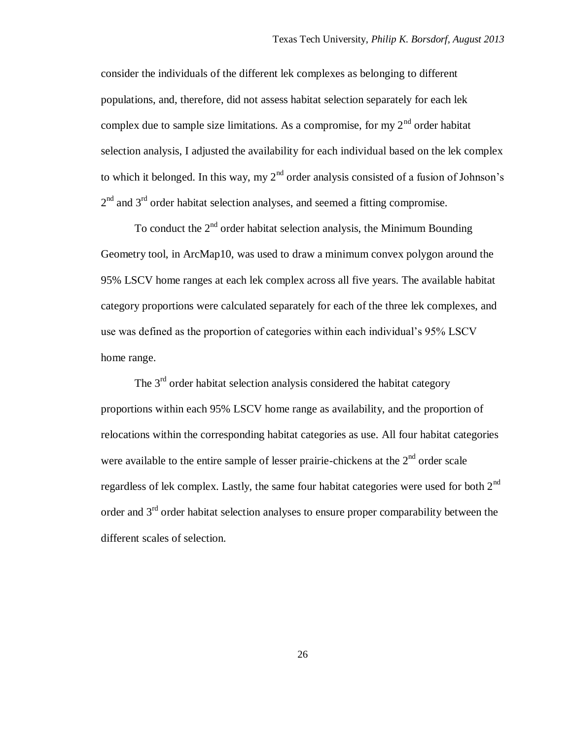consider the individuals of the different lek complexes as belonging to different populations, and, therefore, did not assess habitat selection separately for each lek complex due to sample size limitations. As a compromise, for my 2nd order habitat selection analysis, I adjusted the availability for each individual based on the lek complex to which it belonged. In this way, my 2nd order analysis consisted of a fusion of Johnson's 2nd and 3rd order habitat selection analyses, and seemed a fitting compromise.

To conduct the 2nd order habitat selection analysis, the Minimum Bounding Geometry tool, in ArcMap10, was used to draw a minimum convex polygon around the 95% LSCV home ranges at each lek complex across all five years. The available habitat category proportions were calculated separately for each of the three lek complexes, and use was defined as the proportion of categories within each individual's 95% LSCV home range.

The 3rd order habitat selection analysis considered the habitat category proportions within each 95% LSCV home range as availability, and the proportion of relocations within the corresponding habitat categories as use. All four habitat categories were available to the entire sample of lesser prairie-chickens at the 2nd order scale regardless of lek complex. Lastly, the same four habitat categories were used for both 2nd order and 3rd order habitat selection analyses to ensure proper comparability between the different scales of selection.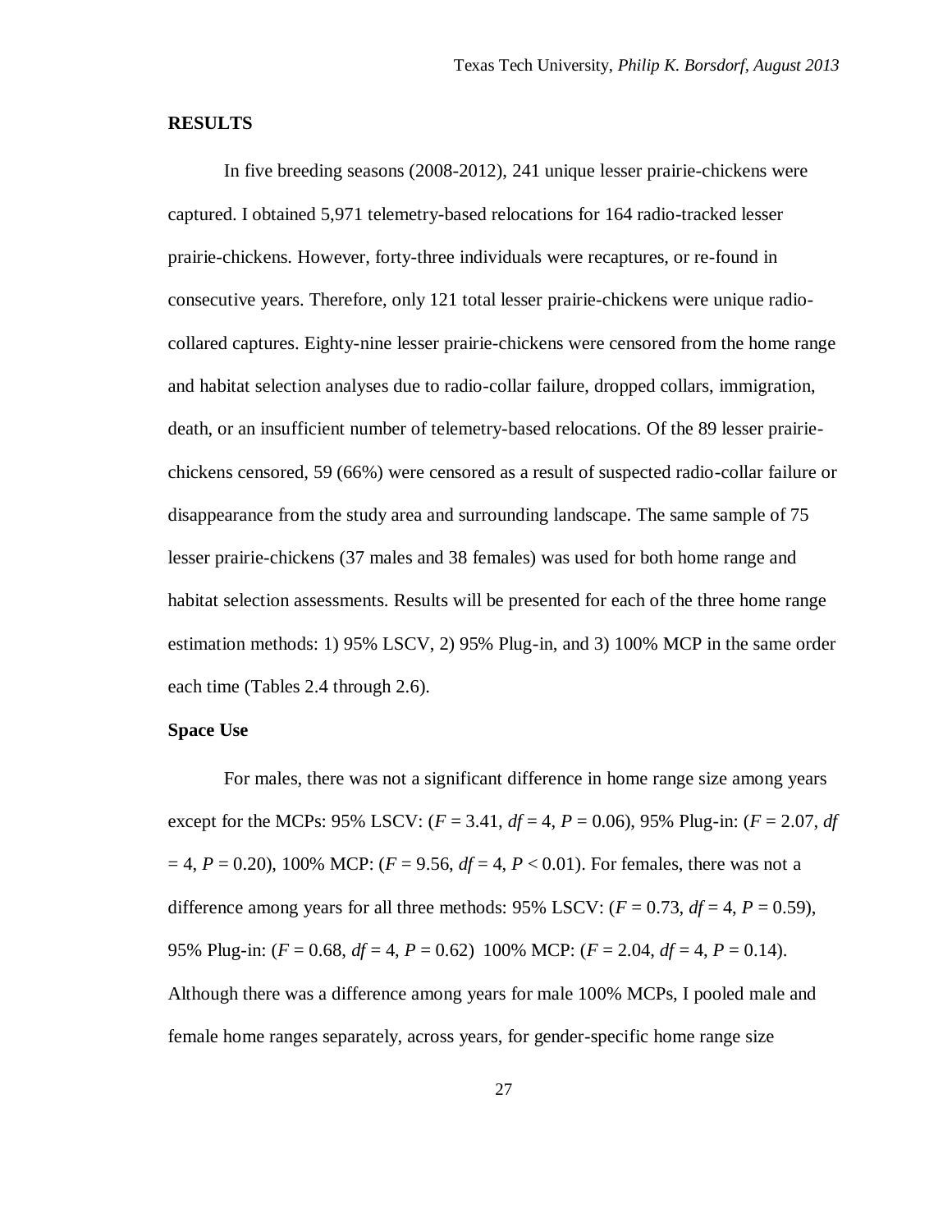## RESULTS

In five breeding seasons (2008-2012), 241 unique lesser prairie-chickens were captured. I obtained 5,971 telemetry-based relocations for 164 radio-tracked lesser prairie-chickens. However, forty-three individuals were recaptures, or re-found in consecutive years. Therefore, only 121 total lesser prairie-chickens were unique radio-collared captures. Eighty-nine lesser prairie-chickens were censored from the home range and habitat selection analyses due to radio-collar failure, dropped collars, immigration, death, or an insufficient number of telemetry-based relocations. Of the 89 lesser prairie-chickens censored, 59 (66%) were censored as a result of suspected radio-collar failure or disappearance from the study area and surrounding landscape. The same sample of 75 lesser prairie-chickens (37 males and 38 females) was used for both home range and habitat selection assessments. Results will be presented for each of the three home range estimation methods: 1) 95% LSCV, 2) 95% Plug-in, and 3) 100% MCP in the same order each time (Tables 2.4 through 2.6).

### Space Use

For males, there was not a significant difference in home range size among years except for the MCPs: 95% LSCV: ($F = 3.41$, $df = 4$, $P = 0.06$), 95% Plug-in: ($F = 2.07$, $df = 4$, $P = 0.20$), 100% MCP: ($F = 9.56$, $df = 4$, $P < 0.01$). For females, there was not a difference among years for all three methods: 95% LSCV: ($F = 0.73$, $df = 4$, $P = 0.59$), 95% Plug-in: ($F = 0.68$, $df = 4$, $P = 0.62$) 100% MCP: ($F = 2.04$, $df = 4$, $P = 0.14$). Although there was a difference among years for male 100% MCPs, I pooled male and female home ranges separately, across years, for gender-specific home range size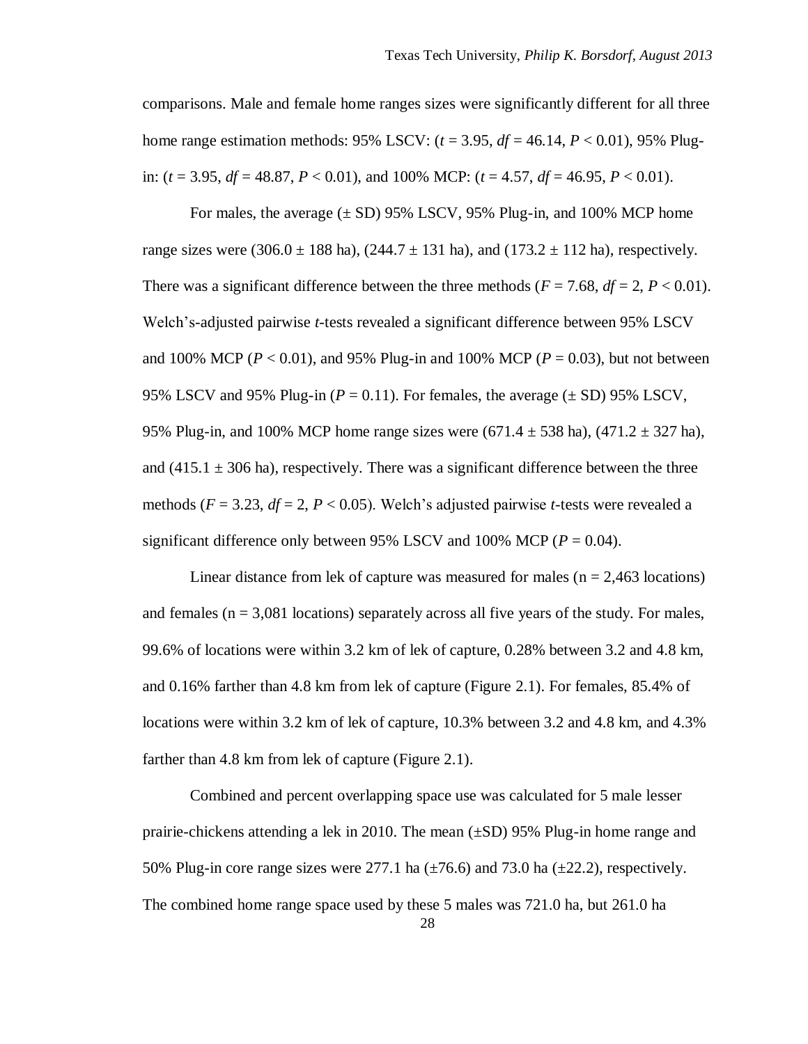comparisons. Male and female home ranges sizes were significantly different for all three home range estimation methods: 95% LSCV: ($t$ = 3.95, $df$ = 46.14, $P$ < 0.01), 95% Plug-in: ($t$ = 3.95, $df$ = 48.87, $P$ < 0.01), and 100% MCP: ($t$ = 4.57, $df$ = 46.95, $P$ < 0.01).

For males, the average (± SD) 95% LSCV, 95% Plug-in, and 100% MCP home range sizes were (306.0 ± 188 ha), (244.7 ± 131 ha), and (173.2 ± 112 ha), respectively. There was a significant difference between the three methods ($F$ = 7.68, $df$ = 2, $P$ < 0.01). Welch's-adjusted pairwise $t$-tests revealed a significant difference between 95% LSCV and 100% MCP ($P$ < 0.01), and 95% Plug-in and 100% MCP ($P$ = 0.03), but not between 95% LSCV and 95% Plug-in ($P$ = 0.11). For females, the average (± SD) 95% LSCV, 95% Plug-in, and 100% MCP home range sizes were (671.4 ± 538 ha), (471.2 ± 327 ha), and (415.1 ± 306 ha), respectively. There was a significant difference between the three methods ($F$ = 3.23, $df$ = 2, $P$ < 0.05). Welch's adjusted pairwise $t$-tests were revealed a significant difference only between 95% LSCV and 100% MCP ($P$ = 0.04).

Linear distance from lek of capture was measured for males (n = 2,463 locations) and females (n = 3,081 locations) separately across all five years of the study. For males, 99.6% of locations were within 3.2 km of lek of capture, 0.28% between 3.2 and 4.8 km, and 0.16% farther than 4.8 km from lek of capture (Figure 2.1). For females, 85.4% of locations were within 3.2 km of lek of capture, 10.3% between 3.2 and 4.8 km, and 4.3% farther than 4.8 km from lek of capture (Figure 2.1).

Combined and percent overlapping space use was calculated for 5 male lesser prairie-chickens attending a lek in 2010. The mean (±SD) 95% Plug-in home range and 50% Plug-in core range sizes were 277.1 ha (±76.6) and 73.0 ha (±22.2), respectively. The combined home range space used by these 5 males was 721.0 ha, but 261.0 ha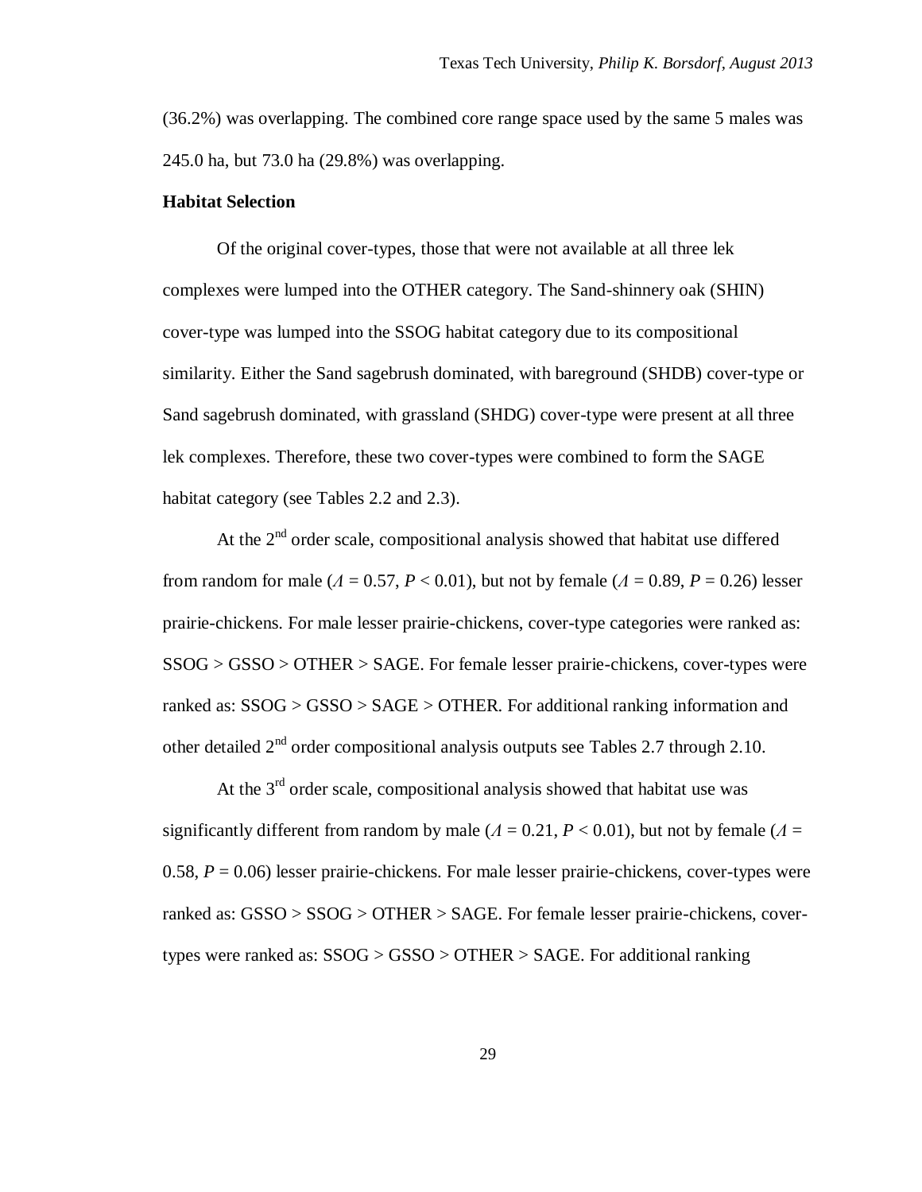(36.2%) was overlapping. The combined core range space used by the same 5 males was 245.0 ha, but 73.0 ha (29.8%) was overlapping.

**Habitat Selection**

Of the original cover-types, those that were not available at all three lek complexes were lumped into the OTHER category. The Sand-shinnery oak (SHIN) cover-type was lumped into the SSOG habitat category due to its compositional similarity. Either the Sand sagebrush dominated, with bareground (SHDB) cover-type or Sand sagebrush dominated, with grassland (SHDG) cover-type were present at all three lek complexes. Therefore, these two cover-types were combined to form the SAGE habitat category (see Tables 2.2 and 2.3).

At the 2nd order scale, compositional analysis showed that habitat use differed from random for male ($\Lambda = 0.57$, $P < 0.01$), but not by female ($\Lambda = 0.89$, $P = 0.26$) lesser prairie-chickens. For male lesser prairie-chickens, cover-type categories were ranked as: SSOG > GSSO > OTHER > SAGE. For female lesser prairie-chickens, cover-types were ranked as: SSOG > GSSO > SAGE > OTHER. For additional ranking information and other detailed 2nd order compositional analysis outputs see Tables 2.7 through 2.10.

At the 3rd order scale, compositional analysis showed that habitat use was significantly different from random by male ($\Lambda = 0.21$, $P < 0.01$), but not by female ($\Lambda = 0.58$, $P = 0.06$) lesser prairie-chickens. For male lesser prairie-chickens, cover-types were ranked as: GSSO > SSOG > OTHER > SAGE. For female lesser prairie-chickens, cover-types were ranked as: SSOG > GSSO > OTHER > SAGE. For additional ranking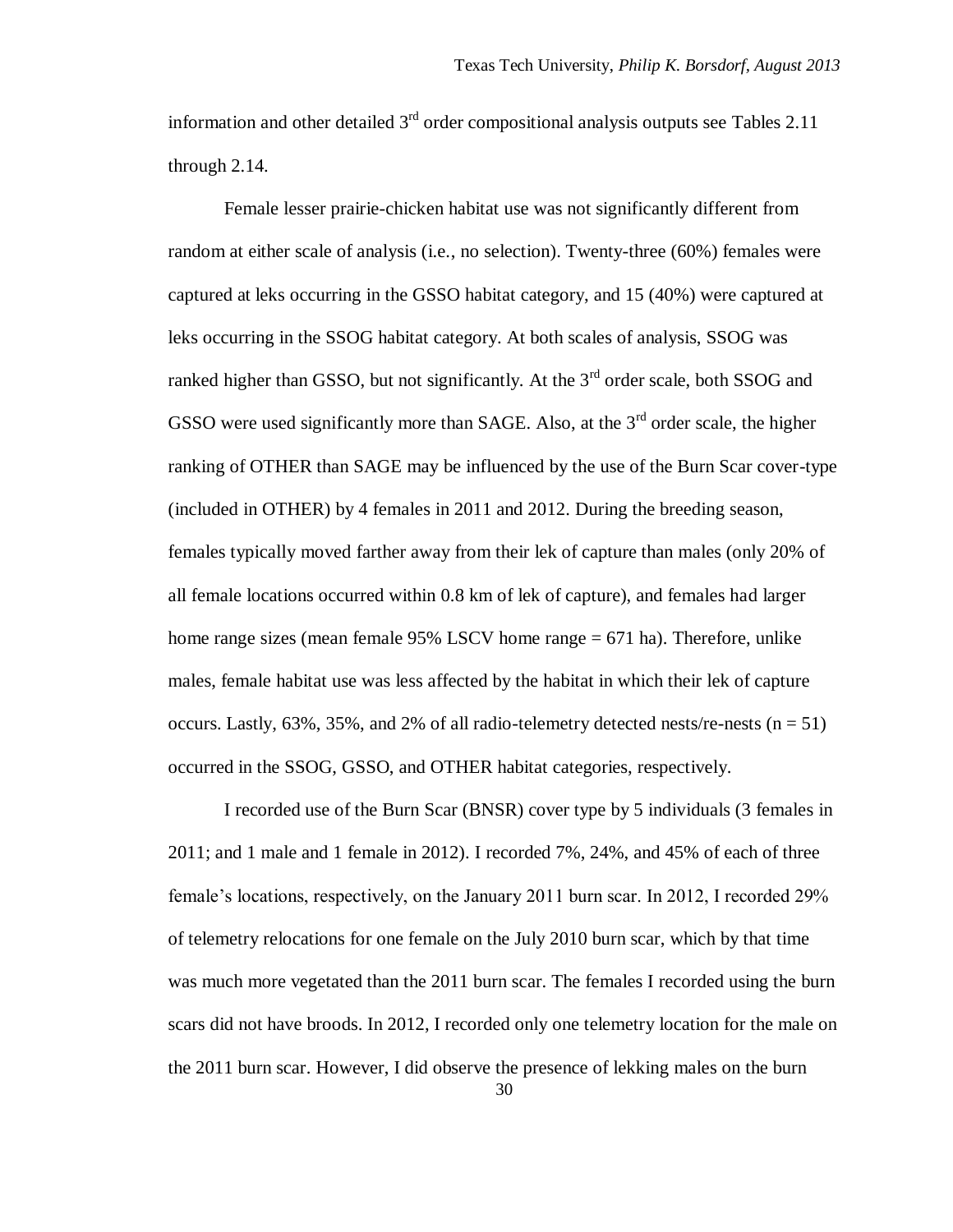information and other detailed 3rd order compositional analysis outputs see Tables 2.11 through 2.14.

Female lesser prairie-chicken habitat use was not significantly different from random at either scale of analysis (i.e., no selection). Twenty-three (60%) females were captured at leks occurring in the GSSO habitat category, and 15 (40%) were captured at leks occurring in the SSOG habitat category. At both scales of analysis, SSOG was ranked higher than GSSO, but not significantly. At the 3rd order scale, both SSOG and GSSO were used significantly more than SAGE. Also, at the 3rd order scale, the higher ranking of OTHER than SAGE may be influenced by the use of the Burn Scar cover-type (included in OTHER) by 4 females in 2011 and 2012. During the breeding season, females typically moved farther away from their lek of capture than males (only 20% of all female locations occurred within 0.8 km of lek of capture), and females had larger home range sizes (mean female 95% LSCV home range = 671 ha). Therefore, unlike males, female habitat use was less affected by the habitat in which their lek of capture occurs. Lastly, 63%, 35%, and 2% of all radio-telemetry detected nests/re-nests ($n = 51$) occurred in the SSOG, GSSO, and OTHER habitat categories, respectively.

I recorded use of the Burn Scar (BNSR) cover type by 5 individuals (3 females in 2011; and 1 male and 1 female in 2012). I recorded 7%, 24%, and 45% of each of three female's locations, respectively, on the January 2011 burn scar. In 2012, I recorded 29% of telemetry relocations for one female on the July 2010 burn scar, which by that time was much more vegetated than the 2011 burn scar. The females I recorded using the burn scars did not have broods. In 2012, I recorded only one telemetry location for the male on the 2011 burn scar. However, I did observe the presence of lekking males on the burn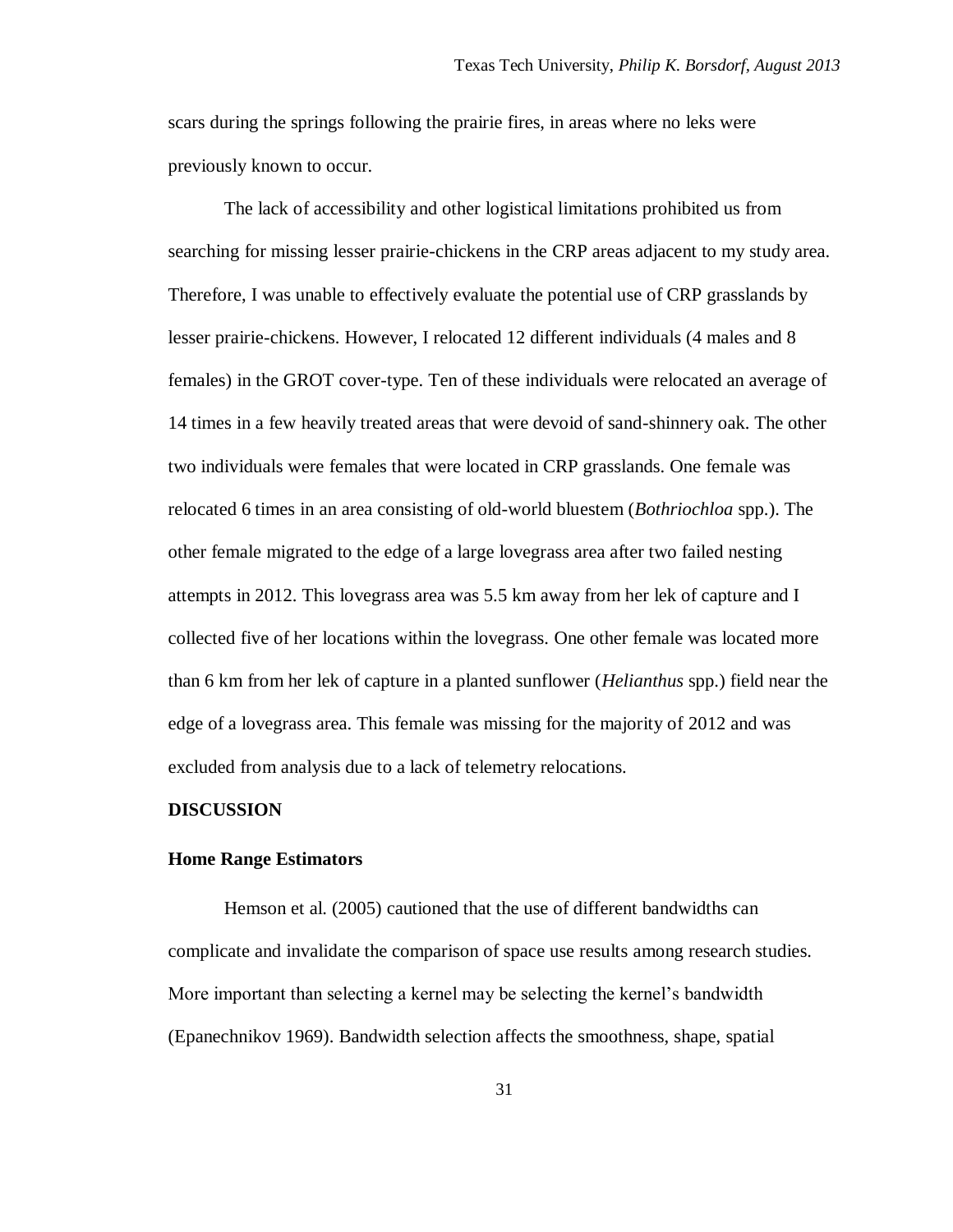scars during the springs following the prairie fires, in areas where no leks were previously known to occur.

The lack of accessibility and other logistical limitations prohibited us from searching for missing lesser prairie-chickens in the CRP areas adjacent to my study area. Therefore, I was unable to effectively evaluate the potential use of CRP grasslands by lesser prairie-chickens. However, I relocated 12 different individuals (4 males and 8 females) in the GROT cover-type. Ten of these individuals were relocated an average of 14 times in a few heavily treated areas that were devoid of sand-shinnery oak. The other two individuals were females that were located in CRP grasslands. One female was relocated 6 times in an area consisting of old-world bluestem (*Bothriochloa* spp.). The other female migrated to the edge of a large lovegrass area after two failed nesting attempts in 2012. This lovegrass area was 5.5 km away from her lek of capture and I collected five of her locations within the lovegrass. One other female was located more than 6 km from her lek of capture in a planted sunflower (*Helianthus* spp.) field near the edge of a lovegrass area. This female was missing for the majority of 2012 and was excluded from analysis due to a lack of telemetry relocations.

## DISCUSSION

### Home Range Estimators

Hemson et al. (2005) cautioned that the use of different bandwidths can complicate and invalidate the comparison of space use results among research studies. More important than selecting a kernel may be selecting the kernel's bandwidth (Epanechnikov 1969). Bandwidth selection affects the smoothness, shape, spatial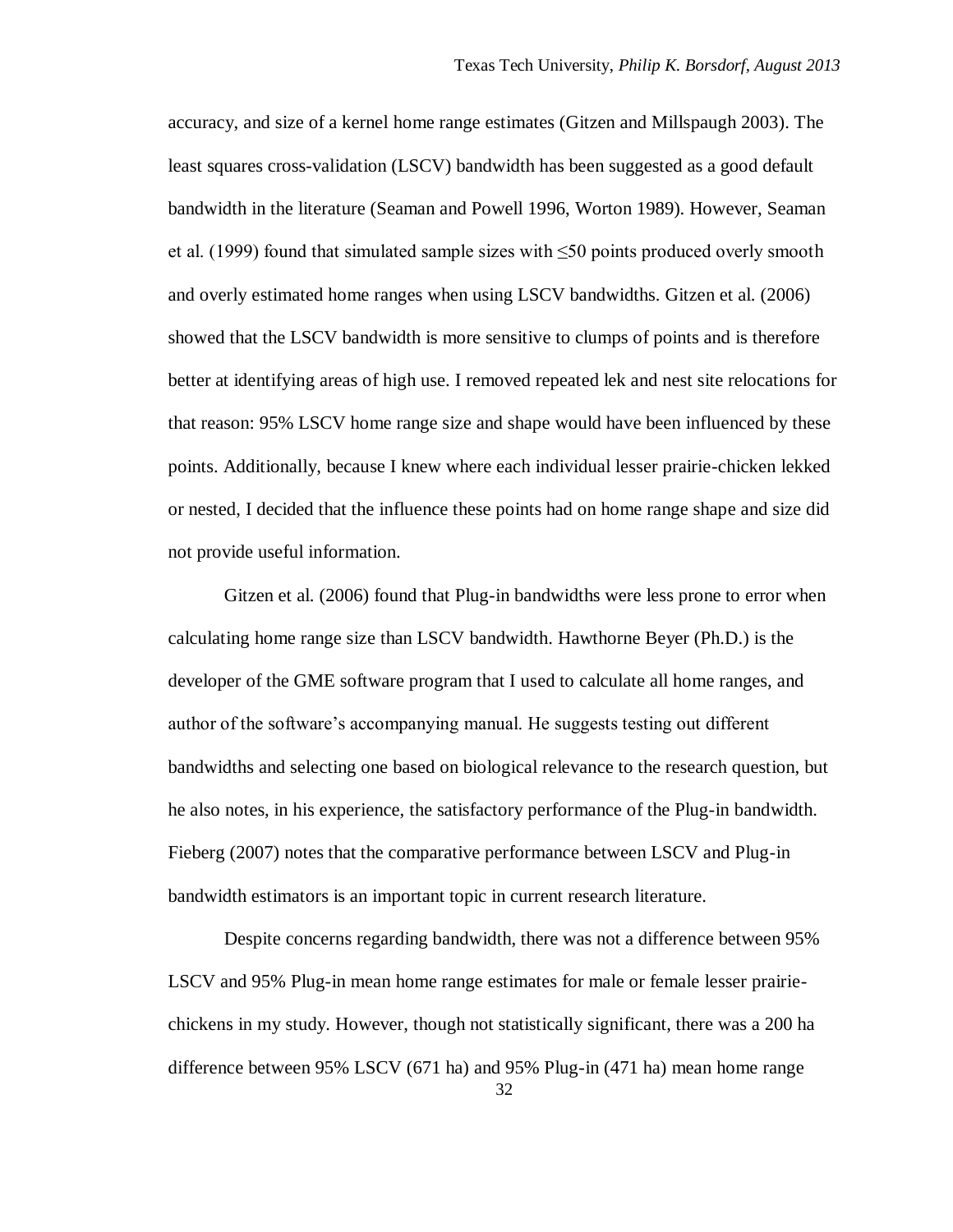accuracy, and size of a kernel home range estimates (Gitzen and Millspaugh 2003). The least squares cross-validation (LSCV) bandwidth has been suggested as a good default bandwidth in the literature (Seaman and Powell 1996, Worton 1989). However, Seaman et al. (1999) found that simulated sample sizes with $\leq$50 points produced overly smooth and overly estimated home ranges when using LSCV bandwidths. Gitzen et al. (2006) showed that the LSCV bandwidth is more sensitive to clumps of points and is therefore better at identifying areas of high use. I removed repeated lek and nest site relocations for that reason: 95% LSCV home range size and shape would have been influenced by these points. Additionally, because I knew where each individual lesser prairie-chicken lekked or nested, I decided that the influence these points had on home range shape and size did not provide useful information.

Gitzen et al. (2006) found that Plug-in bandwidths were less prone to error when calculating home range size than LSCV bandwidth. Hawthorne Beyer (Ph.D.) is the developer of the GME software program that I used to calculate all home ranges, and author of the software's accompanying manual. He suggests testing out different bandwidths and selecting one based on biological relevance to the research question, but he also notes, in his experience, the satisfactory performance of the Plug-in bandwidth. Fieberg (2007) notes that the comparative performance between LSCV and Plug-in bandwidth estimators is an important topic in current research literature.

Despite concerns regarding bandwidth, there was not a difference between 95% LSCV and 95% Plug-in mean home range estimates for male or female lesser prairie-chickens in my study. However, though not statistically significant, there was a 200 ha difference between 95% LSCV (671 ha) and 95% Plug-in (471 ha) mean home range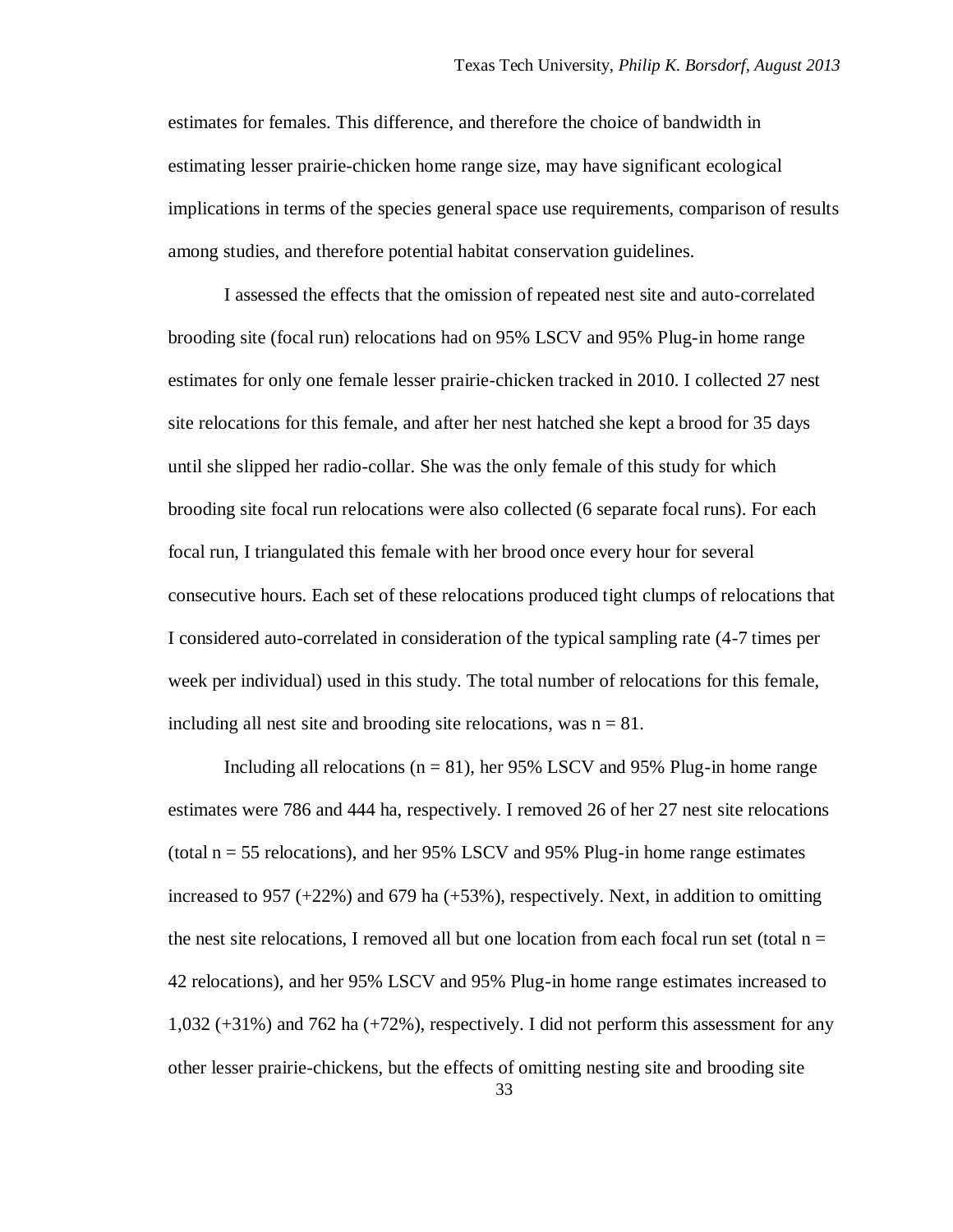estimates for females. This difference, and therefore the choice of bandwidth in estimating lesser prairie-chicken home range size, may have significant ecological implications in terms of the species general space use requirements, comparison of results among studies, and therefore potential habitat conservation guidelines.

I assessed the effects that the omission of repeated nest site and auto-correlated brooding site (focal run) relocations had on 95% LSCV and 95% Plug-in home range estimates for only one female lesser prairie-chicken tracked in 2010. I collected 27 nest site relocations for this female, and after her nest hatched she kept a brood for 35 days until she slipped her radio-collar. She was the only female of this study for which brooding site focal run relocations were also collected (6 separate focal runs). For each focal run, I triangulated this female with her brood once every hour for several consecutive hours. Each set of these relocations produced tight clumps of relocations that I considered auto-correlated in consideration of the typical sampling rate (4-7 times per week per individual) used in this study. The total number of relocations for this female, including all nest site and brooding site relocations, was $n = 81$.

Including all relocations ($n = 81$), her 95% LSCV and 95% Plug-in home range estimates were 786 and 444 ha, respectively. I removed 26 of her 27 nest site relocations (total $n = 55$ relocations), and her 95% LSCV and 95% Plug-in home range estimates increased to 957 (+22%) and 679 ha (+53%), respectively. Next, in addition to omitting the nest site relocations, I removed all but one location from each focal run set (total $n = 42$ relocations), and her 95% LSCV and 95% Plug-in home range estimates increased to 1,032 (+31%) and 762 ha (+72%), respectively. I did not perform this assessment for any other lesser prairie-chickens, but the effects of omitting nesting site and brooding site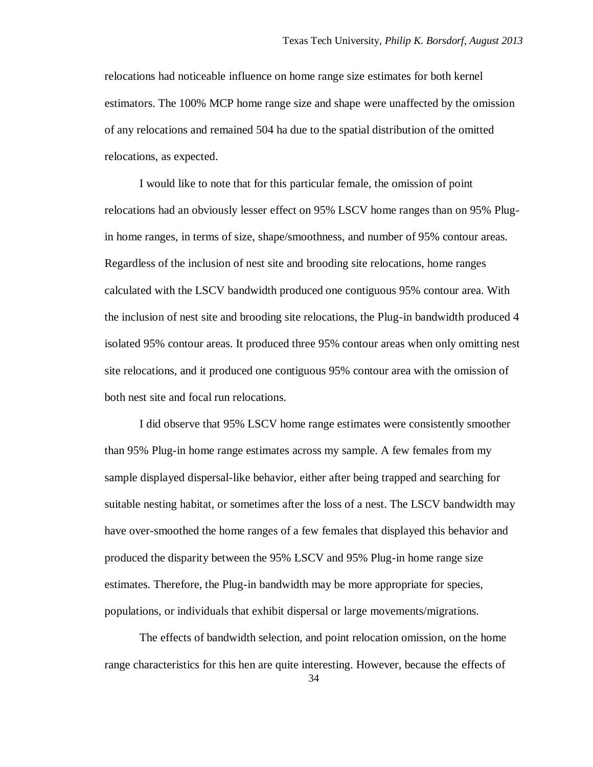relocations had noticeable influence on home range size estimates for both kernel estimators. The 100% MCP home range size and shape were unaffected by the omission of any relocations and remained 504 ha due to the spatial distribution of the omitted relocations, as expected.

I would like to note that for this particular female, the omission of point relocations had an obviously lesser effect on 95% LSCV home ranges than on 95% Plug-in home ranges, in terms of size, shape/smoothness, and number of 95% contour areas. Regardless of the inclusion of nest site and brooding site relocations, home ranges calculated with the LSCV bandwidth produced one contiguous 95% contour area. With the inclusion of nest site and brooding site relocations, the Plug-in bandwidth produced 4 isolated 95% contour areas. It produced three 95% contour areas when only omitting nest site relocations, and it produced one contiguous 95% contour area with the omission of both nest site and focal run relocations.

I did observe that 95% LSCV home range estimates were consistently smoother than 95% Plug-in home range estimates across my sample. A few females from my sample displayed dispersal-like behavior, either after being trapped and searching for suitable nesting habitat, or sometimes after the loss of a nest. The LSCV bandwidth may have over-smoothed the home ranges of a few females that displayed this behavior and produced the disparity between the 95% LSCV and 95% Plug-in home range size estimates. Therefore, the Plug-in bandwidth may be more appropriate for species, populations, or individuals that exhibit dispersal or large movements/migrations.

The effects of bandwidth selection, and point relocation omission, on the home range characteristics for this hen are quite interesting. However, because the effects of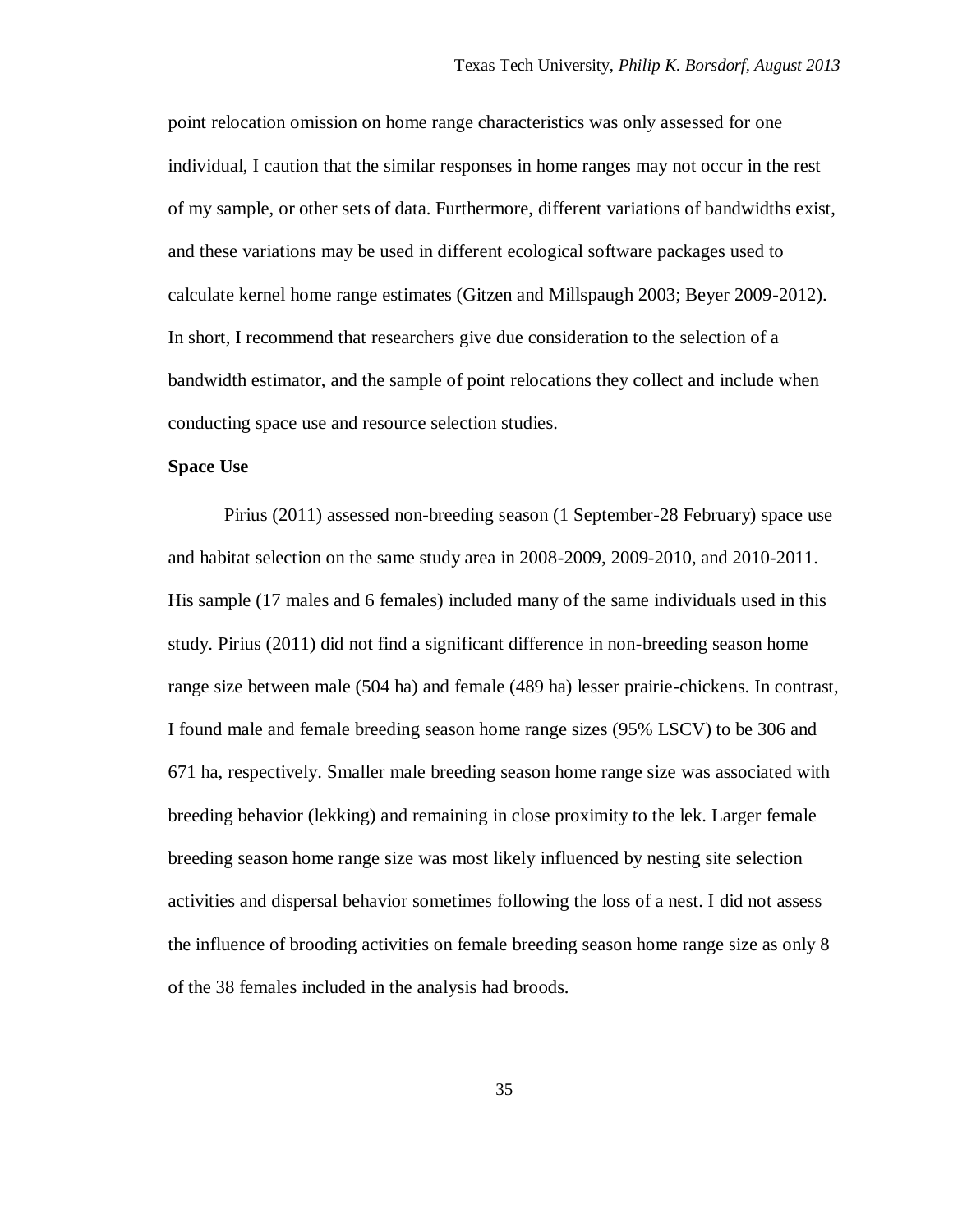point relocation omission on home range characteristics was only assessed for one individual, I caution that the similar responses in home ranges may not occur in the rest of my sample, or other sets of data. Furthermore, different variations of bandwidths exist, and these variations may be used in different ecological software packages used to calculate kernel home range estimates (Gitzen and Millspaugh 2003; Beyer 2009-2012). In short, I recommend that researchers give due consideration to the selection of a bandwidth estimator, and the sample of point relocations they collect and include when conducting space use and resource selection studies.

**Space Use**

Pirius (2011) assessed non-breeding season (1 September-28 February) space use and habitat selection on the same study area in 2008-2009, 2009-2010, and 2010-2011. His sample (17 males and 6 females) included many of the same individuals used in this study. Pirius (2011) did not find a significant difference in non-breeding season home range size between male (504 ha) and female (489 ha) lesser prairie-chickens. In contrast, I found male and female breeding season home range sizes (95% LSCV) to be 306 and 671 ha, respectively. Smaller male breeding season home range size was associated with breeding behavior (lekking) and remaining in close proximity to the lek. Larger female breeding season home range size was most likely influenced by nesting site selection activities and dispersal behavior sometimes following the loss of a nest. I did not assess the influence of brooding activities on female breeding season home range size as only 8 of the 38 females included in the analysis had broods.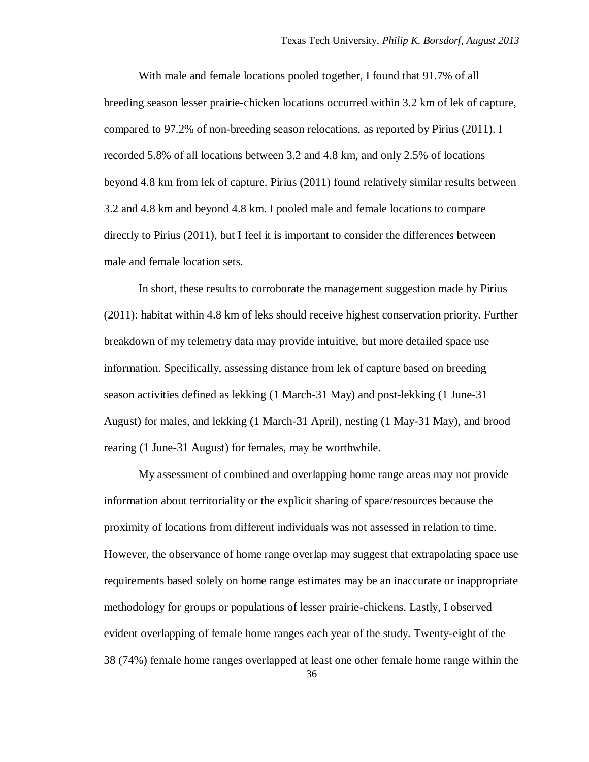With male and female locations pooled together, I found that 91.7% of all breeding season lesser prairie-chicken locations occurred within 3.2 km of lek of capture, compared to 97.2% of non-breeding season relocations, as reported by Pirius (2011). I recorded 5.8% of all locations between 3.2 and 4.8 km, and only 2.5% of locations beyond 4.8 km from lek of capture. Pirius (2011) found relatively similar results between 3.2 and 4.8 km and beyond 4.8 km. I pooled male and female locations to compare directly to Pirius (2011), but I feel it is important to consider the differences between male and female location sets.

In short, these results to corroborate the management suggestion made by Pirius (2011): habitat within 4.8 km of leks should receive highest conservation priority. Further breakdown of my telemetry data may provide intuitive, but more detailed space use information. Specifically, assessing distance from lek of capture based on breeding season activities defined as lekking (1 March-31 May) and post-lekking (1 June-31 August) for males, and lekking (1 March-31 April), nesting (1 May-31 May), and brood rearing (1 June-31 August) for females, may be worthwhile.

My assessment of combined and overlapping home range areas may not provide information about territoriality or the explicit sharing of space/resources because the proximity of locations from different individuals was not assessed in relation to time. However, the observance of home range overlap may suggest that extrapolating space use requirements based solely on home range estimates may be an inaccurate or inappropriate methodology for groups or populations of lesser prairie-chickens. Lastly, I observed evident overlapping of female home ranges each year of the study. Twenty-eight of the 38 (74%) female home ranges overlapped at least one other female home range within the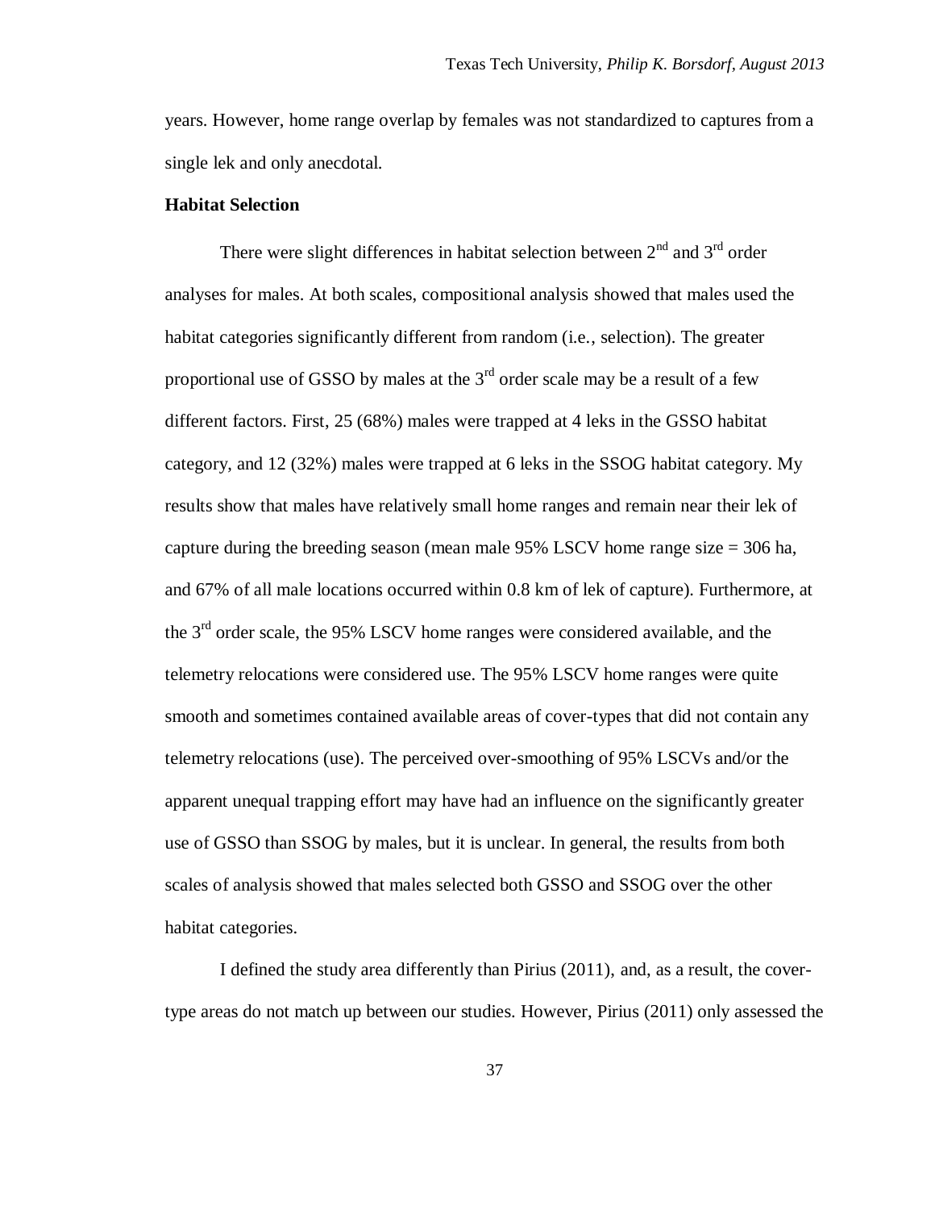years. However, home range overlap by females was not standardized to captures from a single lek and only anecdotal.

**Habitat Selection**

There were slight differences in habitat selection between 2nd and 3rd order analyses for males. At both scales, compositional analysis showed that males used the habitat categories significantly different from random (i.e., selection). The greater proportional use of GSSO by males at the 3rd order scale may be a result of a few different factors. First, 25 (68%) males were trapped at 4 leks in the GSSO habitat category, and 12 (32%) males were trapped at 6 leks in the SSOG habitat category. My results show that males have relatively small home ranges and remain near their lek of capture during the breeding season (mean male 95% LSCV home range size = 306 ha, and 67% of all male locations occurred within 0.8 km of lek of capture). Furthermore, at the 3rd order scale, the 95% LSCV home ranges were considered available, and the telemetry relocations were considered use. The 95% LSCV home ranges were quite smooth and sometimes contained available areas of cover-types that did not contain any telemetry relocations (use). The perceived over-smoothing of 95% LSCVs and/or the apparent unequal trapping effort may have had an influence on the significantly greater use of GSSO than SSOG by males, but it is unclear. In general, the results from both scales of analysis showed that males selected both GSSO and SSOG over the other habitat categories.

I defined the study area differently than Pirius (2011), and, as a result, the cover-type areas do not match up between our studies. However, Pirius (2011) only assessed the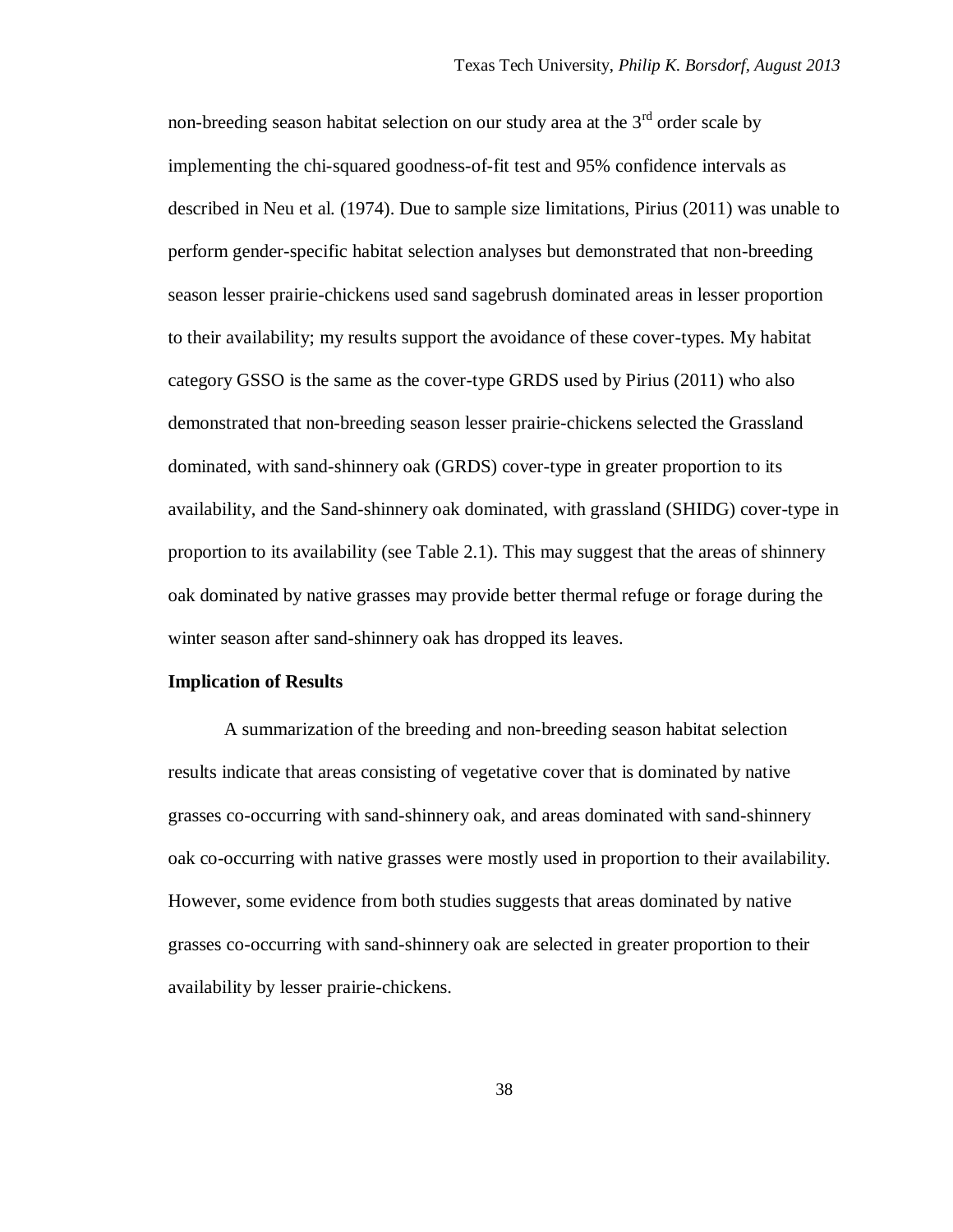non-breeding season habitat selection on our study area at the 3rd order scale by implementing the chi-squared goodness-of-fit test and 95% confidence intervals as described in Neu et al. (1974). Due to sample size limitations, Pirius (2011) was unable to perform gender-specific habitat selection analyses but demonstrated that non-breeding season lesser prairie-chickens used sand sagebrush dominated areas in lesser proportion to their availability; my results support the avoidance of these cover-types. My habitat category GSSO is the same as the cover-type GRDS used by Pirius (2011) who also demonstrated that non-breeding season lesser prairie-chickens selected the Grassland dominated, with sand-shinnery oak (GRDS) cover-type in greater proportion to its availability, and the Sand-shinnery oak dominated, with grassland (SHIDG) cover-type in proportion to its availability (see Table 2.1). This may suggest that the areas of shinnery oak dominated by native grasses may provide better thermal refuge or forage during the winter season after sand-shinnery oak has dropped its leaves.

**Implication of Results**

A summarization of the breeding and non-breeding season habitat selection results indicate that areas consisting of vegetative cover that is dominated by native grasses co-occurring with sand-shinnery oak, and areas dominated with sand-shinnery oak co-occurring with native grasses were mostly used in proportion to their availability. However, some evidence from both studies suggests that areas dominated by native grasses co-occurring with sand-shinnery oak are selected in greater proportion to their availability by lesser prairie-chickens.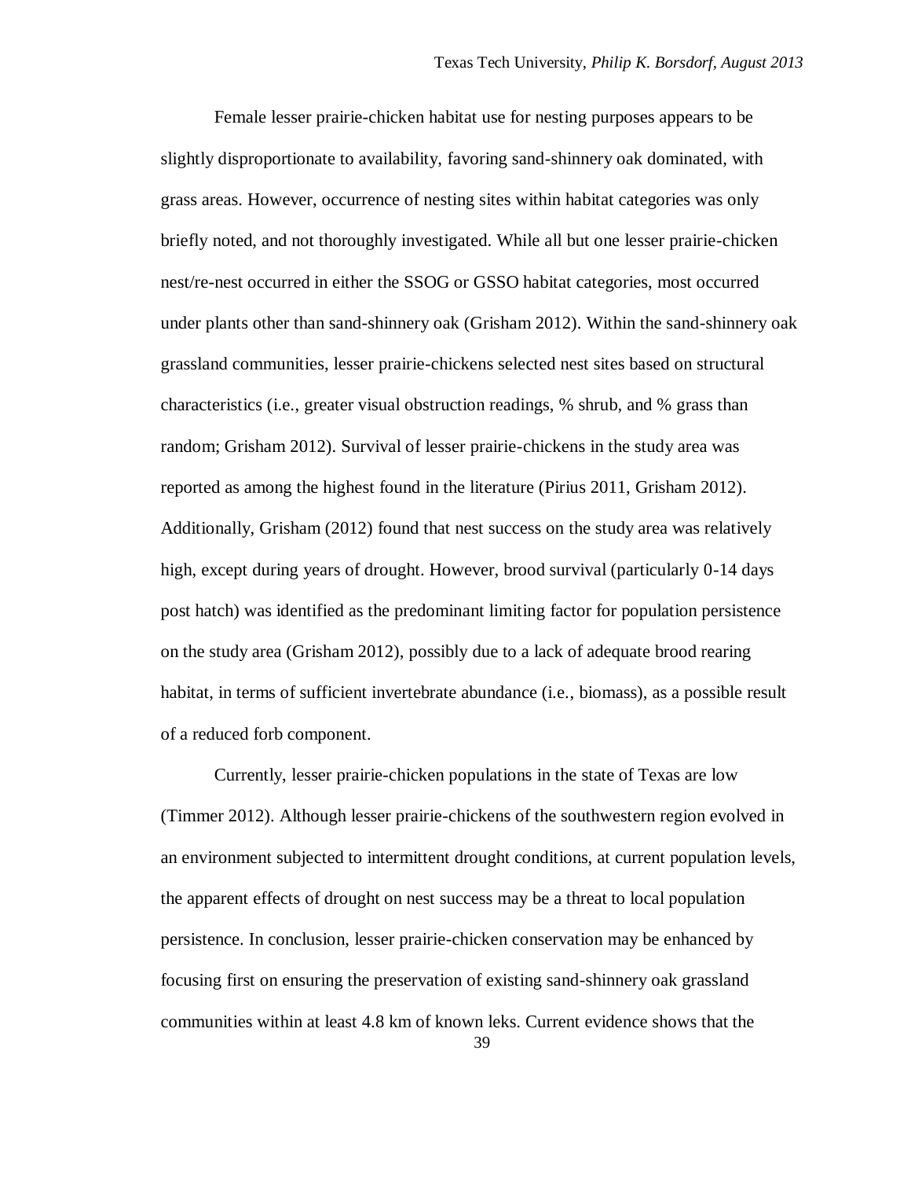Female lesser prairie-chicken habitat use for nesting purposes appears to be slightly disproportionate to availability, favoring sand-shinnery oak dominated, with grass areas. However, occurrence of nesting sites within habitat categories was only briefly noted, and not thoroughly investigated. While all but one lesser prairie-chicken nest/re-nest occurred in either the SSOG or GSSO habitat categories, most occurred under plants other than sand-shinnery oak (Grisham 2012). Within the sand-shinnery oak grassland communities, lesser prairie-chickens selected nest sites based on structural characteristics (i.e., greater visual obstruction readings, % shrub, and % grass than random; Grisham 2012). Survival of lesser prairie-chickens in the study area was reported as among the highest found in the literature (Pirius 2011, Grisham 2012). Additionally, Grisham (2012) found that nest success on the study area was relatively high, except during years of drought. However, brood survival (particularly 0-14 days post hatch) was identified as the predominant limiting factor for population persistence on the study area (Grisham 2012), possibly due to a lack of adequate brood rearing habitat, in terms of sufficient invertebrate abundance (i.e., biomass), as a possible result of a reduced forb component.

Currently, lesser prairie-chicken populations in the state of Texas are low (Timmer 2012). Although lesser prairie-chickens of the southwestern region evolved in an environment subjected to intermittent drought conditions, at current population levels, the apparent effects of drought on nest success may be a threat to local population persistence. In conclusion, lesser prairie-chicken conservation may be enhanced by focusing first on ensuring the preservation of existing sand-shinnery oak grassland communities within at least 4.8 km of known leks. Current evidence shows that the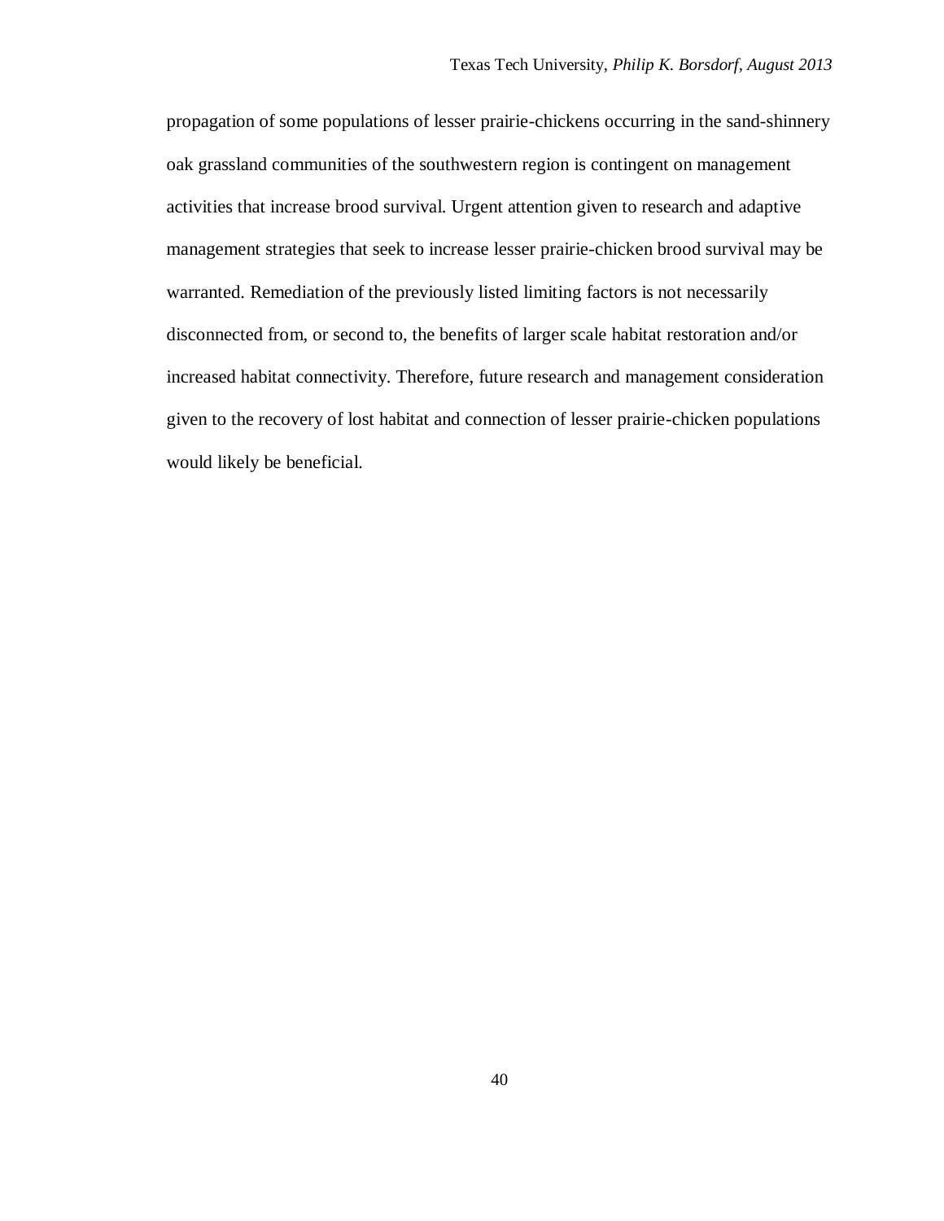propagation of some populations of lesser prairie-chickens occurring in the sand-shinnery oak grassland communities of the southwestern region is contingent on management activities that increase brood survival. Urgent attention given to research and adaptive management strategies that seek to increase lesser prairie-chicken brood survival may be warranted. Remediation of the previously listed limiting factors is not necessarily disconnected from, or second to, the benefits of larger scale habitat restoration and/or increased habitat connectivity. Therefore, future research and management consideration given to the recovery of lost habitat and connection of lesser prairie-chicken populations would likely be beneficial.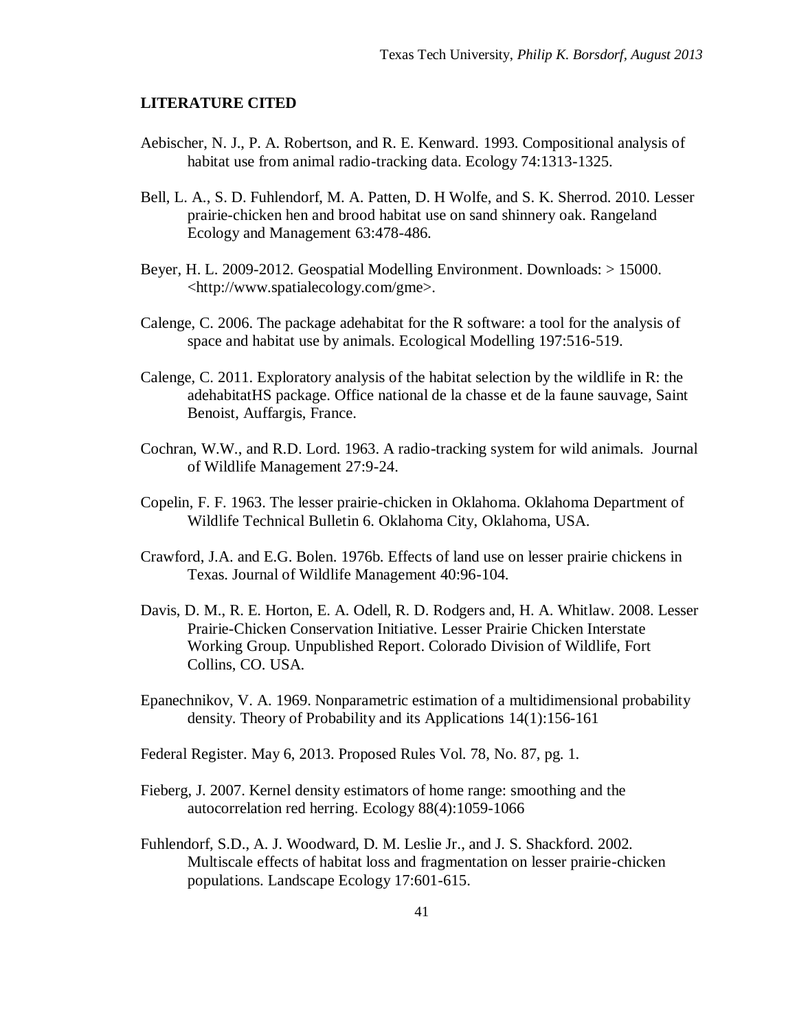## LITERATURE CITED

Aebischer, N. J., P. A. Robertson, and R. E. Kenward. 1993. Compositional analysis of habitat use from animal radio-tracking data. Ecology 74:1313-1325.

Bell, L. A., S. D. Fuhlendorf, M. A. Patten, D. H Wolfe, and S. K. Sherrod. 2010. Lesser prairie-chicken hen and brood habitat use on sand shinnery oak. Rangeland Ecology and Management 63:478-486.

Beyer, H. L. 2009-2012. Geospatial Modelling Environment. Downloads: > 15000. <http://www.spatialecology.com/gme>.

Calenge, C. 2006. The package adehabitat for the R software: a tool for the analysis of space and habitat use by animals. Ecological Modelling 197:516-519.

Calenge, C. 2011. Exploratory analysis of the habitat selection by the wildlife in R: the adehabitatHS package. Office national de la chasse et de la faune sauvage, Saint Benoist, Auffargis, France.

Cochran, W.W., and R.D. Lord. 1963. A radio-tracking system for wild animals. Journal of Wildlife Management 27:9-24.

Copelin, F. F. 1963. The lesser prairie-chicken in Oklahoma. Oklahoma Department of Wildlife Technical Bulletin 6. Oklahoma City, Oklahoma, USA.

Crawford, J.A. and E.G. Bolen. 1976b. Effects of land use on lesser prairie chickens in Texas. Journal of Wildlife Management 40:96-104.

Davis, D. M., R. E. Horton, E. A. Odell, R. D. Rodgers and, H. A. Whitlaw. 2008. Lesser Prairie-Chicken Conservation Initiative. Lesser Prairie Chicken Interstate Working Group. Unpublished Report. Colorado Division of Wildlife, Fort Collins, CO. USA.

Epanechnikov, V. A. 1969. Nonparametric estimation of a multidimensional probability density. Theory of Probability and its Applications 14(1):156-161

Federal Register. May 6, 2013. Proposed Rules Vol. 78, No. 87, pg. 1.

Fieberg, J. 2007. Kernel density estimators of home range: smoothing and the autocorrelation red herring. Ecology 88(4):1059-1066

Fuhlendorf, S.D., A. J. Woodward, D. M. Leslie Jr., and J. S. Shackford. 2002. Multiscale effects of habitat loss and fragmentation on lesser prairie-chicken populations. Landscape Ecology 17:601-615.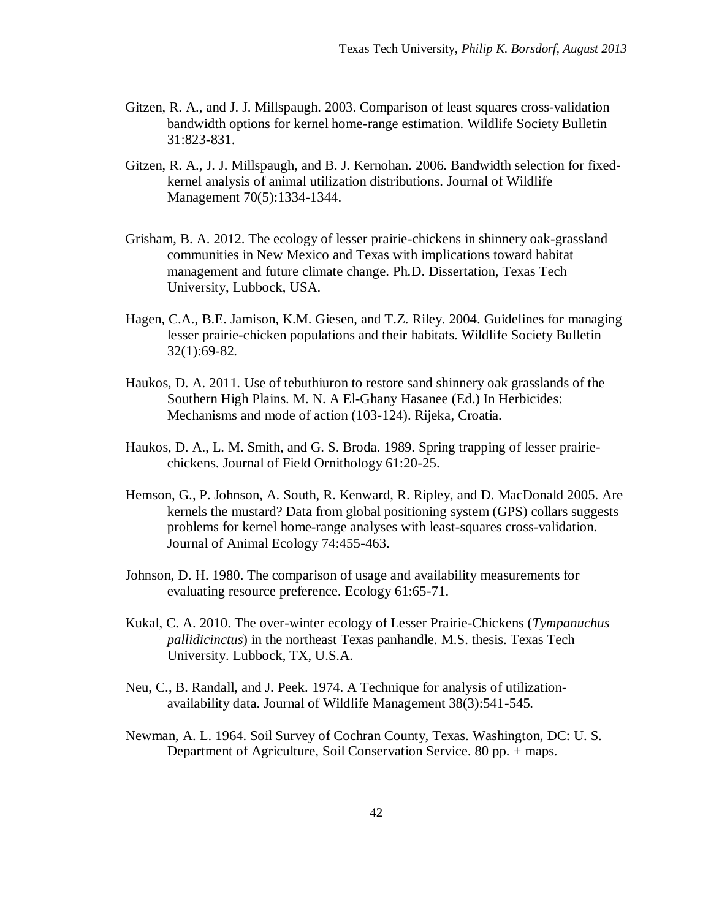Gitzen, R. A., and J. J. Millspaugh. 2003. Comparison of least squares cross-validation bandwidth options for kernel home-range estimation. Wildlife Society Bulletin 31:823-831.

Gitzen, R. A., J. J. Millspaugh, and B. J. Kernohan. 2006. Bandwidth selection for fixed-kernel analysis of animal utilization distributions. Journal of Wildlife Management 70(5):1334-1344.

Grisham, B. A. 2012. The ecology of lesser prairie-chickens in shinnery oak-grassland communities in New Mexico and Texas with implications toward habitat management and future climate change. Ph.D. Dissertation, Texas Tech University, Lubbock, USA.

Hagen, C.A., B.E. Jamison, K.M. Giesen, and T.Z. Riley. 2004. Guidelines for managing lesser prairie-chicken populations and their habitats. Wildlife Society Bulletin 32(1):69-82.

Haukos, D. A. 2011. Use of tebuthiuron to restore sand shinnery oak grasslands of the Southern High Plains. M. N. A El-Ghany Hasanee (Ed.) In Herbicides: Mechanisms and mode of action (103-124). Rijeka, Croatia.

Haukos, D. A., L. M. Smith, and G. S. Broda. 1989. Spring trapping of lesser prairie-chickens. Journal of Field Ornithology 61:20-25.

Hemson, G., P. Johnson, A. South, R. Kenward, R. Ripley, and D. MacDonald 2005. Are kernels the mustard? Data from global positioning system (GPS) collars suggests problems for kernel home-range analyses with least-squares cross-validation. Journal of Animal Ecology 74:455-463.

Johnson, D. H. 1980. The comparison of usage and availability measurements for evaluating resource preference. Ecology 61:65-71.

Kukal, C. A. 2010. The over-winter ecology of Lesser Prairie-Chickens (*Tympanuchus pallidicinctus*) in the northeast Texas panhandle. M.S. thesis. Texas Tech University. Lubbock, TX, U.S.A.

Neu, C., B. Randall, and J. Peek. 1974. A Technique for analysis of utilization-availability data. Journal of Wildlife Management 38(3):541-545.

Newman, A. L. 1964. Soil Survey of Cochran County, Texas. Washington, DC: U. S. Department of Agriculture, Soil Conservation Service. 80 pp. + maps.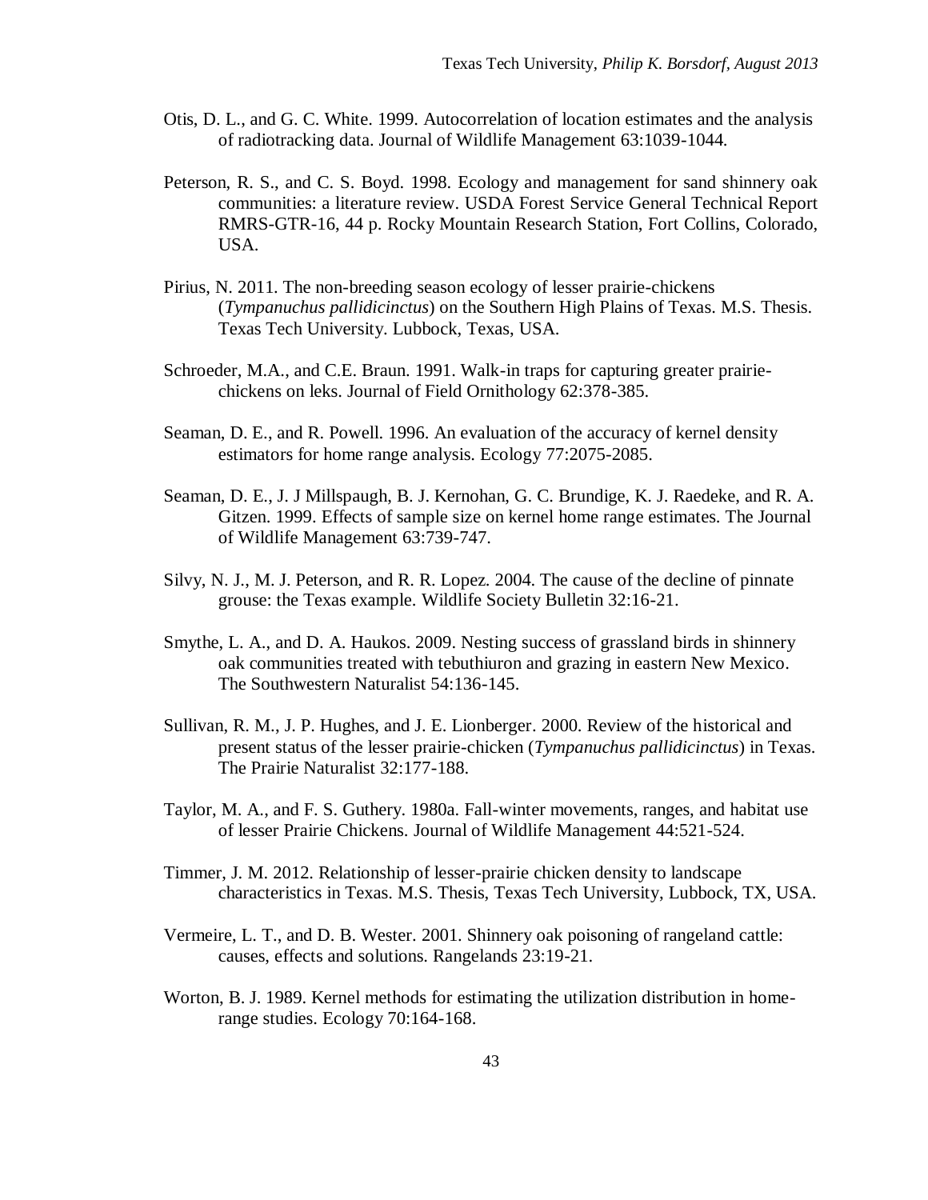Otis, D. L., and G. C. White. 1999. Autocorrelation of location estimates and the analysis of radiotracking data. Journal of Wildlife Management 63:1039-1044.

Peterson, R. S., and C. S. Boyd. 1998. Ecology and management for sand shinnery oak communities: a literature review. USDA Forest Service General Technical Report RMRS-GTR-16, 44 p. Rocky Mountain Research Station, Fort Collins, Colorado, USA.

Pirius, N. 2011. The non-breeding season ecology of lesser prairie-chickens (*Tympanuchus pallidicinctus*) on the Southern High Plains of Texas. M.S. Thesis. Texas Tech University. Lubbock, Texas, USA.

Schroeder, M.A., and C.E. Braun. 1991. Walk-in traps for capturing greater prairie-chickens on leks. Journal of Field Ornithology 62:378-385.

Seaman, D. E., and R. Powell. 1996. An evaluation of the accuracy of kernel density estimators for home range analysis. Ecology 77:2075-2085.

Seaman, D. E., J. J Millspaugh, B. J. Kernohan, G. C. Brundige, K. J. Raedeke, and R. A. Gitzen. 1999. Effects of sample size on kernel home range estimates. The Journal of Wildlife Management 63:739-747.

Silvy, N. J., M. J. Peterson, and R. R. Lopez. 2004. The cause of the decline of pinnate grouse: the Texas example. Wildlife Society Bulletin 32:16-21.

Smythe, L. A., and D. A. Haukos. 2009. Nesting success of grassland birds in shinnery oak communities treated with tebuthiuron and grazing in eastern New Mexico. The Southwestern Naturalist 54:136-145.

Sullivan, R. M., J. P. Hughes, and J. E. Lionberger. 2000. Review of the historical and present status of the lesser prairie-chicken (*Tympanuchus pallidicinctus*) in Texas. The Prairie Naturalist 32:177-188.

Taylor, M. A., and F. S. Guthery. 1980a. Fall-winter movements, ranges, and habitat use of lesser Prairie Chickens. Journal of Wildlife Management 44:521-524.

Timmer, J. M. 2012. Relationship of lesser-prairie chicken density to landscape characteristics in Texas. M.S. Thesis, Texas Tech University, Lubbock, TX, USA.

Vermeire, L. T., and D. B. Wester. 2001. Shinnery oak poisoning of rangeland cattle: causes, effects and solutions. Rangelands 23:19-21.

Worton, B. J. 1989. Kernel methods for estimating the utilization distribution in home-range studies. Ecology 70:164-168.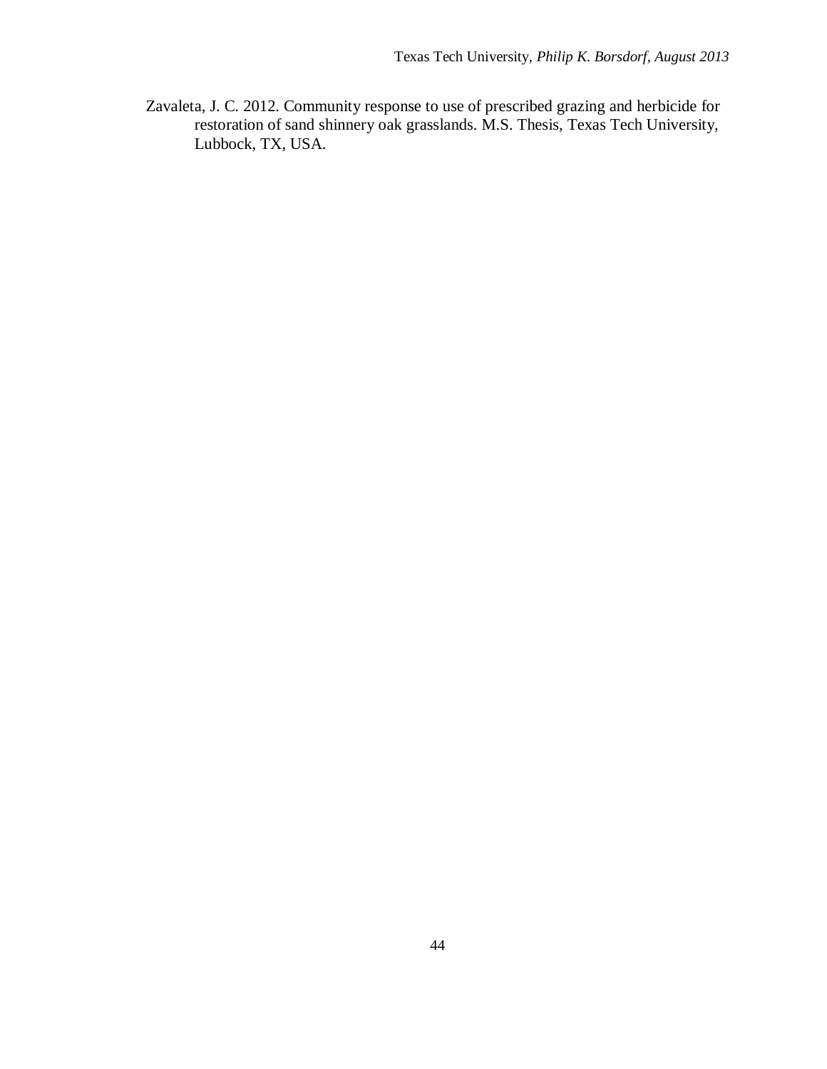Zavaleta, J. C. 2012. Community response to use of prescribed grazing and herbicide for restoration of sand shinnery oak grasslands. M.S. Thesis, Texas Tech University, Lubbock, TX, USA.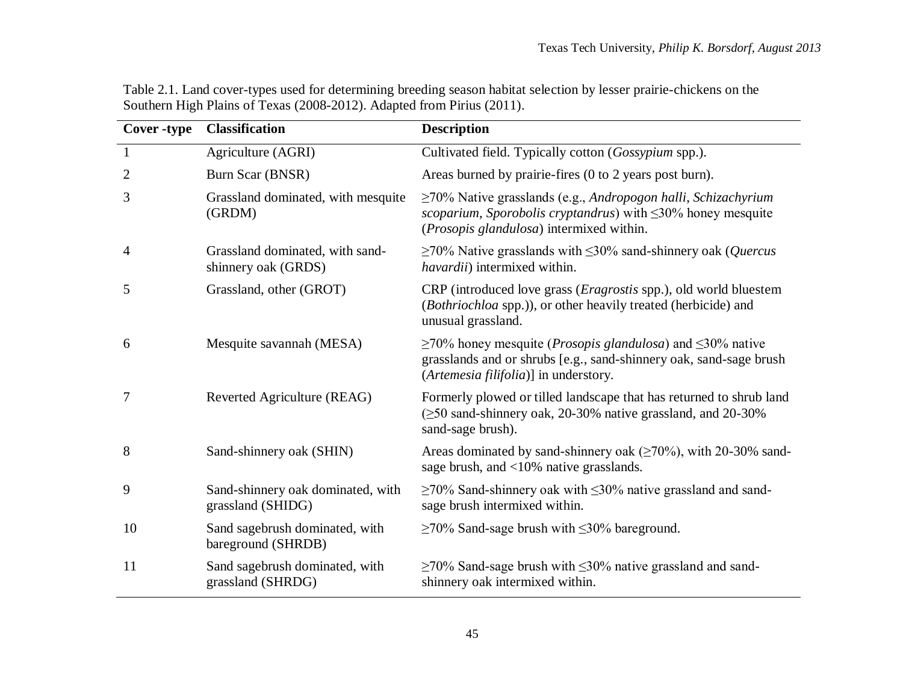Table 2.1. Land cover-types used for determining breeding season habitat selection by lesser prairie-chickens on the Southern High Plains of Texas (2008-2012). Adapted from Pirius (2011).

| Cover -type | Classification | Description |
|---|---|---|
| 1 | Agriculture (AGRI) | Cultivated field. Typically cotton (*Gossypium* spp.). |
| 2 | Burn Scar (BNSR) | Areas burned by prairie-fires (0 to 2 years post burn). |
| 3 | Grassland dominated, with mesquite (GRDM) | ≥70% Native grasslands (e.g., *Andropogon halli, Schizachyrium scoparium, Sporobolis cryptandrus*) with ≤30% honey mesquite (*Prosopis glandulosa*) intermixed within. |
| 4 | Grassland dominated, with sand-shinnery oak (GRDS) | ≥70% Native grasslands with ≤30% sand-shinnery oak (*Quercus havardii*) intermixed within. |
| 5 | Grassland, other (GROT) | CRP (introduced love grass (*Eragrostis* spp.), old world bluestem (*Bothriochloa* spp.)), or other heavily treated (herbicide) and unusual grassland. |
| 6 | Mesquite savannah (MESA) | ≥70% honey mesquite (*Prosopis glandulosa*) and ≤30% native grasslands and or shrubs [e.g., sand-shinnery oak, sand-sage brush (*Artemesia filifolia*)] in understory. |
| 7 | Reverted Agriculture (REAG) | Formerly plowed or tilled landscape that has returned to shrub land (≥50 sand-shinnery oak, 20-30% native grassland, and 20-30% sand-sage brush). |
| 8 | Sand-shinnery oak (SHIN) | Areas dominated by sand-shinnery oak (≥70%), with 20-30% sand-sage brush, and <10% native grasslands. |
| 9 | Sand-shinnery oak dominated, with grassland (SHIDG) | ≥70% Sand-shinnery oak with ≤30% native grassland and sand-sage brush intermixed within. |
| 10 | Sand sagebrush dominated, with bareground (SHRDB) | ≥70% Sand-sage brush with ≤30% bareground. |
| 11 | Sand sagebrush dominated, with grassland (SHRDG) | ≥70% Sand-sage brush with ≤30% native grassland and sand-shinnery oak intermixed within. |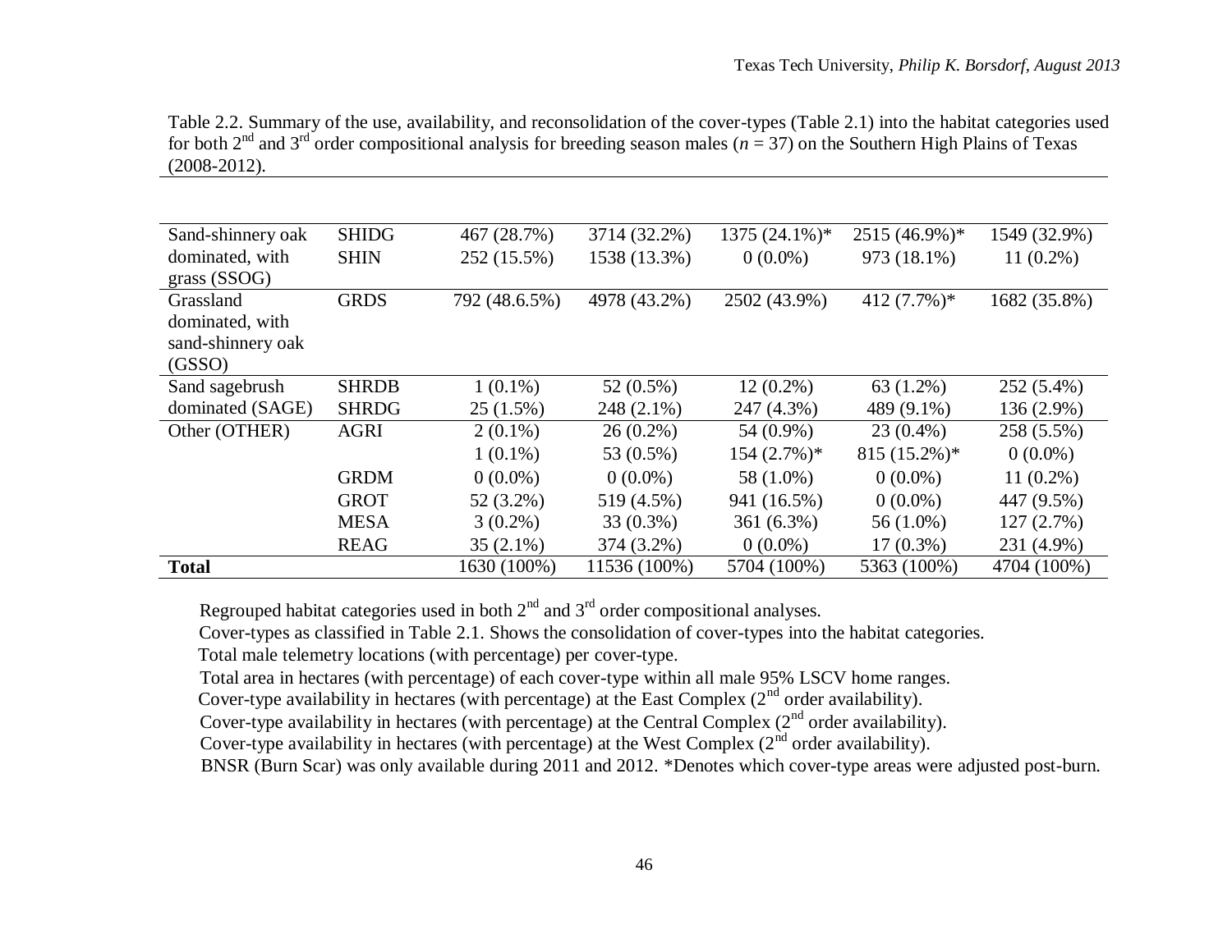Table 2.2. Summary of the use, availability, and reconsolidation of the cover-types (Table 2.1) into the habitat categories used for both 2nd and 3rd order compositional analysis for breeding season males ($n$ = 37) on the Southern High Plains of Texas (2008-2012).

| | | | | | | |
|---|---|---|---|---|---|---|
| Sand-shinnery oak dominated, with grass (SSOG) | SHIDG | 467 (28.7%) | 3714 (32.2%) | 1375 (24.1%)* | 2515 (46.9%)* | 1549 (32.9%) |
| | SHIN | 252 (15.5%) | 1538 (13.3%) | 0 (0.0%) | 973 (18.1%) | 11 (0.2%) |
| Grassland dominated, with sand-shinnery oak (GSSO) | GRDS | 792 (48.6.5%) | 4978 (43.2%) | 2502 (43.9%) | 412 (7.7%)* | 1682 (35.8%) |
| Sand sagebrush dominated (SAGE) | SHRDB | 1 (0.1%) | 52 (0.5%) | 12 (0.2%) | 63 (1.2%) | 252 (5.4%) |
| | SHRDG | 25 (1.5%) | 248 (2.1%) | 247 (4.3%) | 489 (9.1%) | 136 (2.9%) |
| Other (OTHER) | AGRI | 2 (0.1%) | 26 (0.2%) | 54 (0.9%) | 23 (0.4%) | 258 (5.5%) |
| | | 1 (0.1%) | 53 (0.5%) | 154 (2.7%)* | 815 (15.2%)* | 0 (0.0%) |
| | GRDM | 0 (0.0%) | 0 (0.0%) | 58 (1.0%) | 0 (0.0%) | 11 (0.2%) |
| | GROT | 52 (3.2%) | 519 (4.5%) | 941 (16.5%) | 0 (0.0%) | 447 (9.5%) |
| | MESA | 3 (0.2%) | 33 (0.3%) | 361 (6.3%) | 56 (1.0%) | 127 (2.7%) |
| | REAG | 35 (2.1%) | 374 (3.2%) | 0 (0.0%) | 17 (0.3%) | 231 (4.9%) |
| **Total** | | 1630 (100%) | 11536 (100%) | 5704 (100%) | 5363 (100%) | 4704 (100%) |

Regrouped habitat categories used in both 2nd and 3rd order compositional analyses.

Cover-types as classified in Table 2.1. Shows the consolidation of cover-types into the habitat categories.

Total male telemetry locations (with percentage) per cover-type.

Total area in hectares (with percentage) of each cover-type within all male 95% LSCV home ranges.

Cover-type availability in hectares (with percentage) at the East Complex (2nd order availability).

Cover-type availability in hectares (with percentage) at the Central Complex (2nd order availability).

Cover-type availability in hectares (with percentage) at the West Complex (2nd order availability).

BNSR (Burn Scar) was only available during 2011 and 2012. *Denotes which cover-type areas were adjusted post-burn.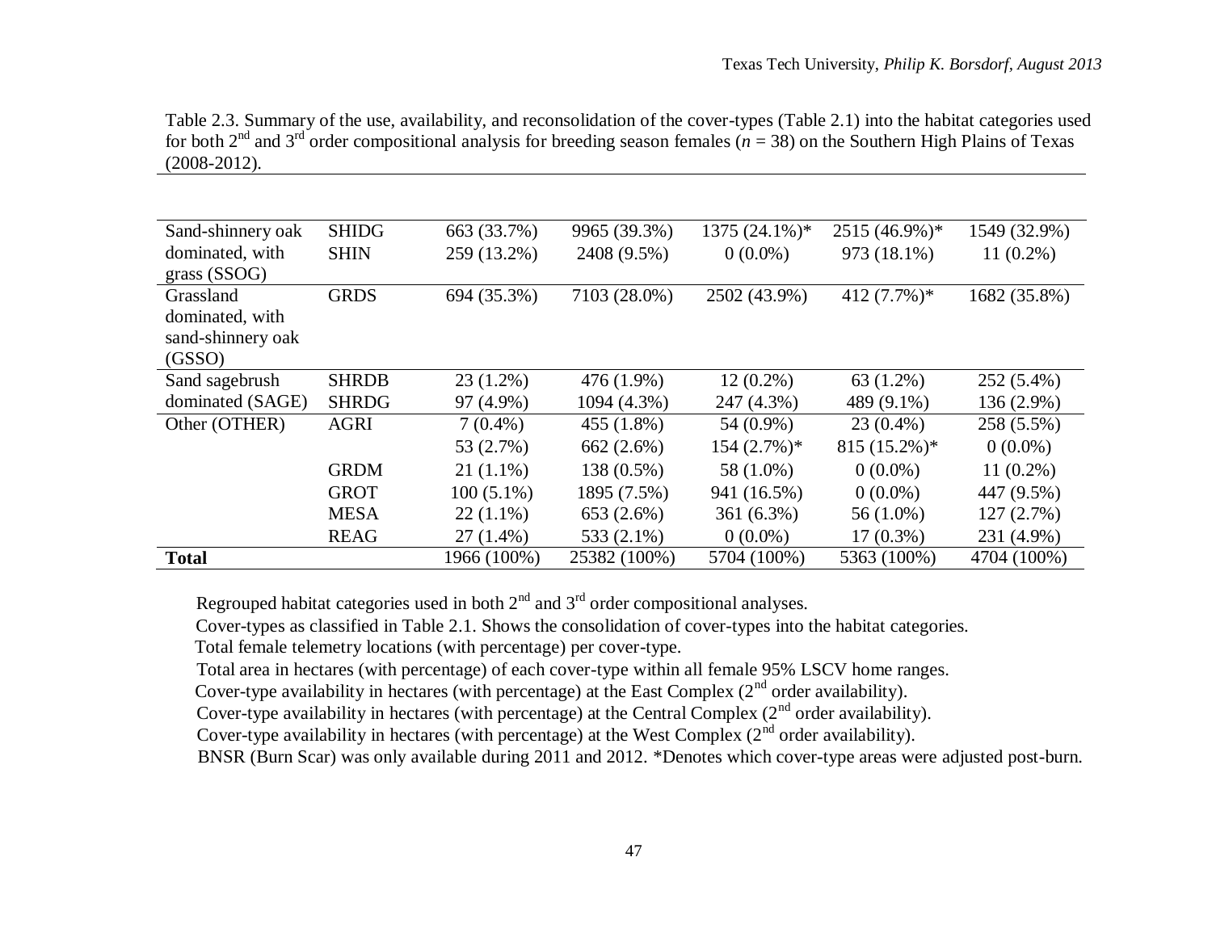Table 2.3. Summary of the use, availability, and reconsolidation of the cover-types (Table 2.1) into the habitat categories used for both 2[nd] and 3[rd] order compositional analysis for breeding season females ($n$ = 38) on the Southern High Plains of Texas (2008-2012).

| | | | | | | |
|---|---|---|---|---|---|---|
| Sand-shinnery oak dominated, with grass (SSOG) | SHIDG | 663 (33.7%) | 9965 (39.3%) | 1375 (24.1%)* | 2515 (46.9%)* | 1549 (32.9%) |
| | SHIN | 259 (13.2%) | 2408 (9.5%) | 0 (0.0%) | 973 (18.1%) | 11 (0.2%) |
| Grassland dominated, with sand-shinnery oak (GSSO) | GRDS | 694 (35.3%) | 7103 (28.0%) | 2502 (43.9%) | 412 (7.7%)* | 1682 (35.8%) |
| Sand sagebrush dominated (SAGE) | SHRDB | 23 (1.2%) | 476 (1.9%) | 12 (0.2%) | 63 (1.2%) | 252 (5.4%) |
| | SHRDG | 97 (4.9%) | 1094 (4.3%) | 247 (4.3%) | 489 (9.1%) | 136 (2.9%) |
| Other (OTHER) | AGRI | 7 (0.4%) | 455 (1.8%) | 54 (0.9%) | 23 (0.4%) | 258 (5.5%) |
| | | 53 (2.7%) | 662 (2.6%) | 154 (2.7%)* | 815 (15.2%)* | 0 (0.0%) |
| | GRDM | 21 (1.1%) | 138 (0.5%) | 58 (1.0%) | 0 (0.0%) | 11 (0.2%) |
| | GROT | 100 (5.1%) | 1895 (7.5%) | 941 (16.5%) | 0 (0.0%) | 447 (9.5%) |
| | MESA | 22 (1.1%) | 653 (2.6%) | 361 (6.3%) | 56 (1.0%) | 127 (2.7%) |
| | REAG | 27 (1.4%) | 533 (2.1%) | 0 (0.0%) | 17 (0.3%) | 231 (4.9%) |
| **Total** | | 1966 (100%) | 25382 (100%) | 5704 (100%) | 5363 (100%) | 4704 (100%) |

Regrouped habitat categories used in both 2[nd] and 3[rd] order compositional analyses.

Cover-types as classified in Table 2.1. Shows the consolidation of cover-types into the habitat categories.

Total female telemetry locations (with percentage) per cover-type.

Total area in hectares (with percentage) of each cover-type within all female 95% LSCV home ranges.

Cover-type availability in hectares (with percentage) at the East Complex (2[nd] order availability).

Cover-type availability in hectares (with percentage) at the Central Complex (2[nd] order availability).

Cover-type availability in hectares (with percentage) at the West Complex (2[nd] order availability).

BNSR (Burn Scar) was only available during 2011 and 2012. *Denotes which cover-type areas were adjusted post-burn.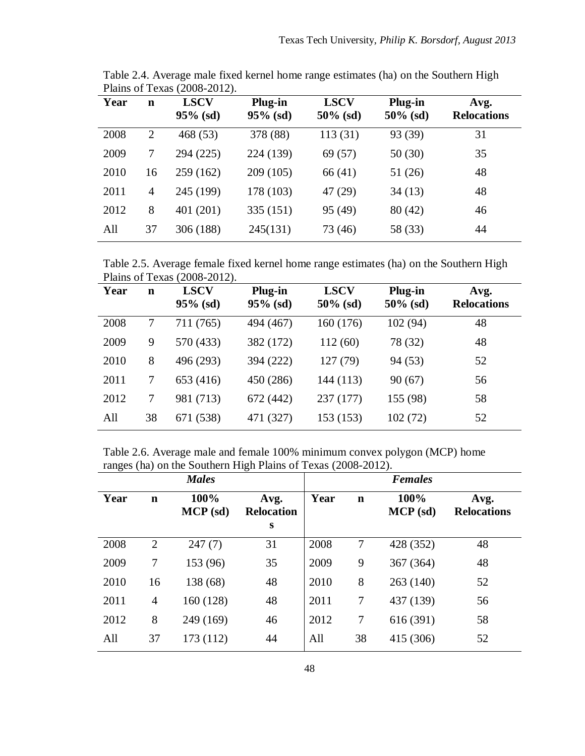Table 2.4. Average male fixed kernel home range estimates (ha) on the Southern High Plains of Texas (2008-2012).

| Year | n | LSCV 95% (sd) | Plug-in 95% (sd) | LSCV 50% (sd) | Plug-in 50% (sd) | Avg. Relocations |
|---|---|---|---|---|---|---|
| 2008 | 2 | 468 (53) | 378 (88) | 113 (31) | 93 (39) | 31 |
| 2009 | 7 | 294 (225) | 224 (139) | 69 (57) | 50 (30) | 35 |
| 2010 | 16 | 259 (162) | 209 (105) | 66 (41) | 51 (26) | 48 |
| 2011 | 4 | 245 (199) | 178 (103) | 47 (29) | 34 (13) | 48 |
| 2012 | 8 | 401 (201) | 335 (151) | 95 (49) | 80 (42) | 46 |
| All | 37 | 306 (188) | 245(131) | 73 (46) | 58 (33) | 44 |

Table 2.5. Average female fixed kernel home range estimates (ha) on the Southern High Plains of Texas (2008-2012).

| Year | n | LSCV 95% (sd) | Plug-in 95% (sd) | LSCV 50% (sd) | Plug-in 50% (sd) | Avg. Relocations |
|---|---|---|---|---|---|---|
| 2008 | 7 | 711 (765) | 494 (467) | 160 (176) | 102 (94) | 48 |
| 2009 | 9 | 570 (433) | 382 (172) | 112 (60) | 78 (32) | 48 |
| 2010 | 8 | 496 (293) | 394 (222) | 127 (79) | 94 (53) | 52 |
| 2011 | 7 | 653 (416) | 450 (286) | 144 (113) | 90 (67) | 56 |
| 2012 | 7 | 981 (713) | 672 (442) | 237 (177) | 155 (98) | 58 |
| All | 38 | 671 (538) | 471 (327) | 153 (153) | 102 (72) | 52 |

Table 2.6. Average male and female 100% minimum convex polygon (MCP) home ranges (ha) on the Southern High Plains of Texas (2008-2012).

| *Males* | | | | *Females* | | | |
|---|---|---|---|---|---|---|---|
| Year | n | 100% MCP (sd) | Avg. Relocations | Year | n | 100% MCP (sd) | Avg. Relocations |
| 2008 | 2 | 247 (7) | 31 | 2008 | 7 | 428 (352) | 48 |
| 2009 | 7 | 153 (96) | 35 | 2009 | 9 | 367 (364) | 48 |
| 2010 | 16 | 138 (68) | 48 | 2010 | 8 | 263 (140) | 52 |
| 2011 | 4 | 160 (128) | 48 | 2011 | 7 | 437 (139) | 56 |
| 2012 | 8 | 249 (169) | 46 | 2012 | 7 | 616 (391) | 58 |
| All | 37 | 173 (112) | 44 | All | 38 | 415 (306) | 52 |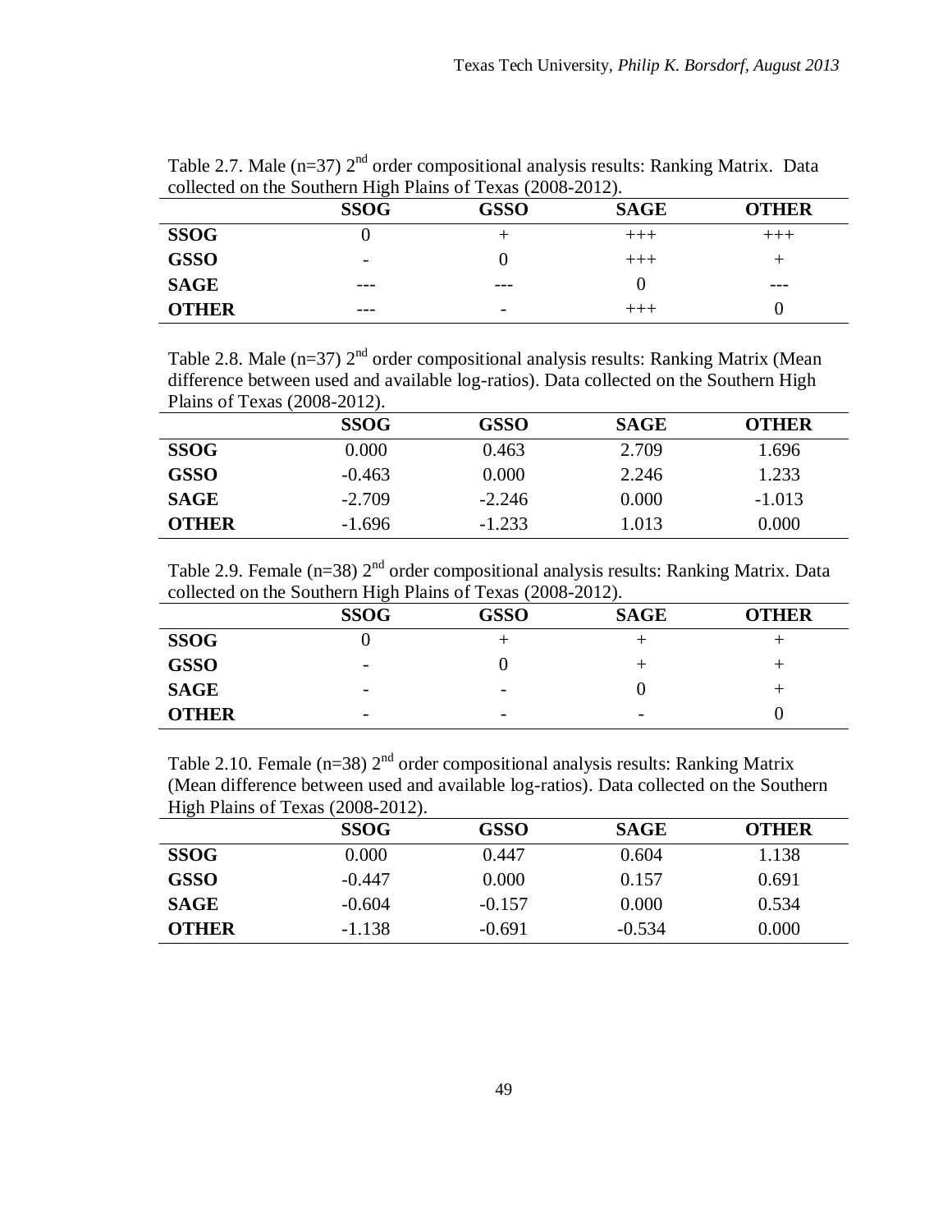Table 2.7. Male (n=37) 2nd order compositional analysis results: Ranking Matrix. Data collected on the Southern High Plains of Texas (2008-2012).

| | SSOG | GSSO | SAGE | OTHER |
|---|---|---|---|---|
| **SSOG** | 0 | + | +++ | +++ |
| **GSSO** | - | 0 | +++ | + |
| **SAGE** | --- | --- | 0 | --- |
| **OTHER** | --- | - | +++ | 0 |

Table 2.8. Male (n=37) 2nd order compositional analysis results: Ranking Matrix (Mean difference between used and available log-ratios). Data collected on the Southern High Plains of Texas (2008-2012).

| | SSOG | GSSO | SAGE | OTHER |
|---|---|---|---|---|
| **SSOG** | 0.000 | 0.463 | 2.709 | 1.696 |
| **GSSO** | -0.463 | 0.000 | 2.246 | 1.233 |
| **SAGE** | -2.709 | -2.246 | 0.000 | -1.013 |
| **OTHER** | -1.696 | -1.233 | 1.013 | 0.000 |

Table 2.9. Female (n=38) 2nd order compositional analysis results: Ranking Matrix. Data collected on the Southern High Plains of Texas (2008-2012).

| | SSOG | GSSO | SAGE | OTHER |
|---|---|---|---|---|
| **SSOG** | 0 | + | + | + |
| **GSSO** | - | 0 | + | + |
| **SAGE** | - | - | 0 | + |
| **OTHER** | - | - | - | 0 |

Table 2.10. Female (n=38) 2nd order compositional analysis results: Ranking Matrix (Mean difference between used and available log-ratios). Data collected on the Southern High Plains of Texas (2008-2012).

| | SSOG | GSSO | SAGE | OTHER |
|---|---|---|---|---|
| **SSOG** | 0.000 | 0.447 | 0.604 | 1.138 |
| **GSSO** | -0.447 | 0.000 | 0.157 | 0.691 |
| **SAGE** | -0.604 | -0.157 | 0.000 | 0.534 |
| **OTHER** | -1.138 | -0.691 | -0.534 | 0.000 |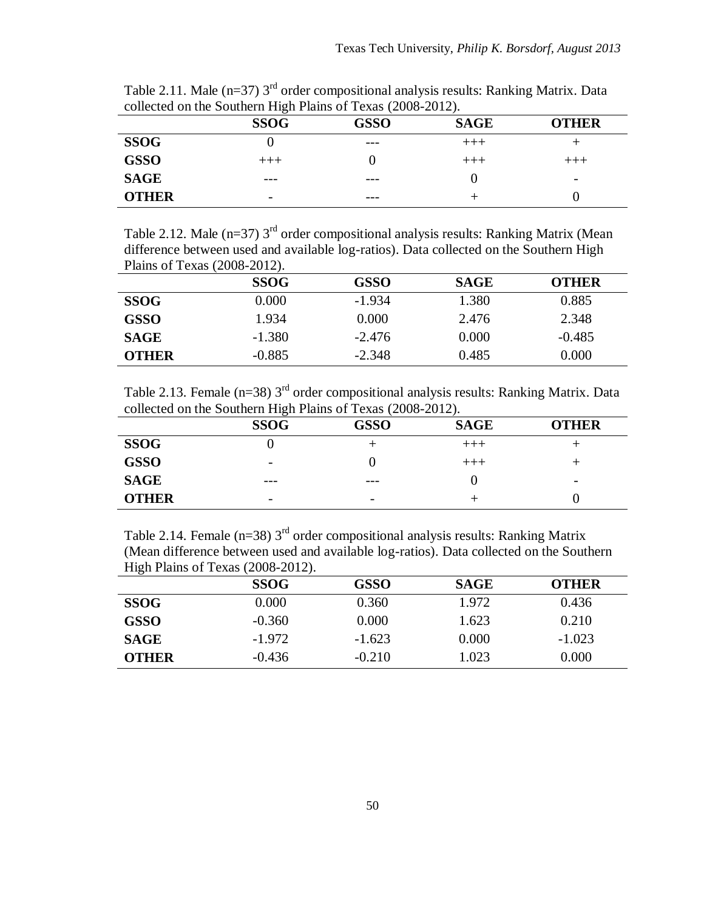Table 2.11. Male (n=37) 3rd order compositional analysis results: Ranking Matrix. Data collected on the Southern High Plains of Texas (2008-2012).

| | SSOG | GSSO | SAGE | OTHER |
|---|---|---|---|---|
| **SSOG** | 0 | --- | +++ | + |
| **GSSO** | +++ | 0 | +++ | +++ |
| **SAGE** | --- | --- | 0 | - |
| **OTHER** | - | --- | + | 0 |

Table 2.12. Male (n=37) 3rd order compositional analysis results: Ranking Matrix (Mean difference between used and available log-ratios). Data collected on the Southern High Plains of Texas (2008-2012).

| | SSOG | GSSO | SAGE | OTHER |
|---|---|---|---|---|
| **SSOG** | 0.000 | -1.934 | 1.380 | 0.885 |
| **GSSO** | 1.934 | 0.000 | 2.476 | 2.348 |
| **SAGE** | -1.380 | -2.476 | 0.000 | -0.485 |
| **OTHER** | -0.885 | -2.348 | 0.485 | 0.000 |

Table 2.13. Female (n=38) 3rd order compositional analysis results: Ranking Matrix. Data collected on the Southern High Plains of Texas (2008-2012).

| | SSOG | GSSO | SAGE | OTHER |
|---|---|---|---|---|
| **SSOG** | 0 | + | +++ | + |
| **GSSO** | - | 0 | +++ | + |
| **SAGE** | --- | --- | 0 | - |
| **OTHER** | - | - | + | 0 |

Table 2.14. Female (n=38) 3rd order compositional analysis results: Ranking Matrix (Mean difference between used and available log-ratios). Data collected on the Southern High Plains of Texas (2008-2012).

| | SSOG | GSSO | SAGE | OTHER |
|---|---|---|---|---|
| **SSOG** | 0.000 | 0.360 | 1.972 | 0.436 |
| **GSSO** | -0.360 | 0.000 | 1.623 | 0.210 |
| **SAGE** | -1.972 | -1.623 | 0.000 | -1.023 |
| **OTHER** | -0.436 | -0.210 | 1.023 | 0.000 |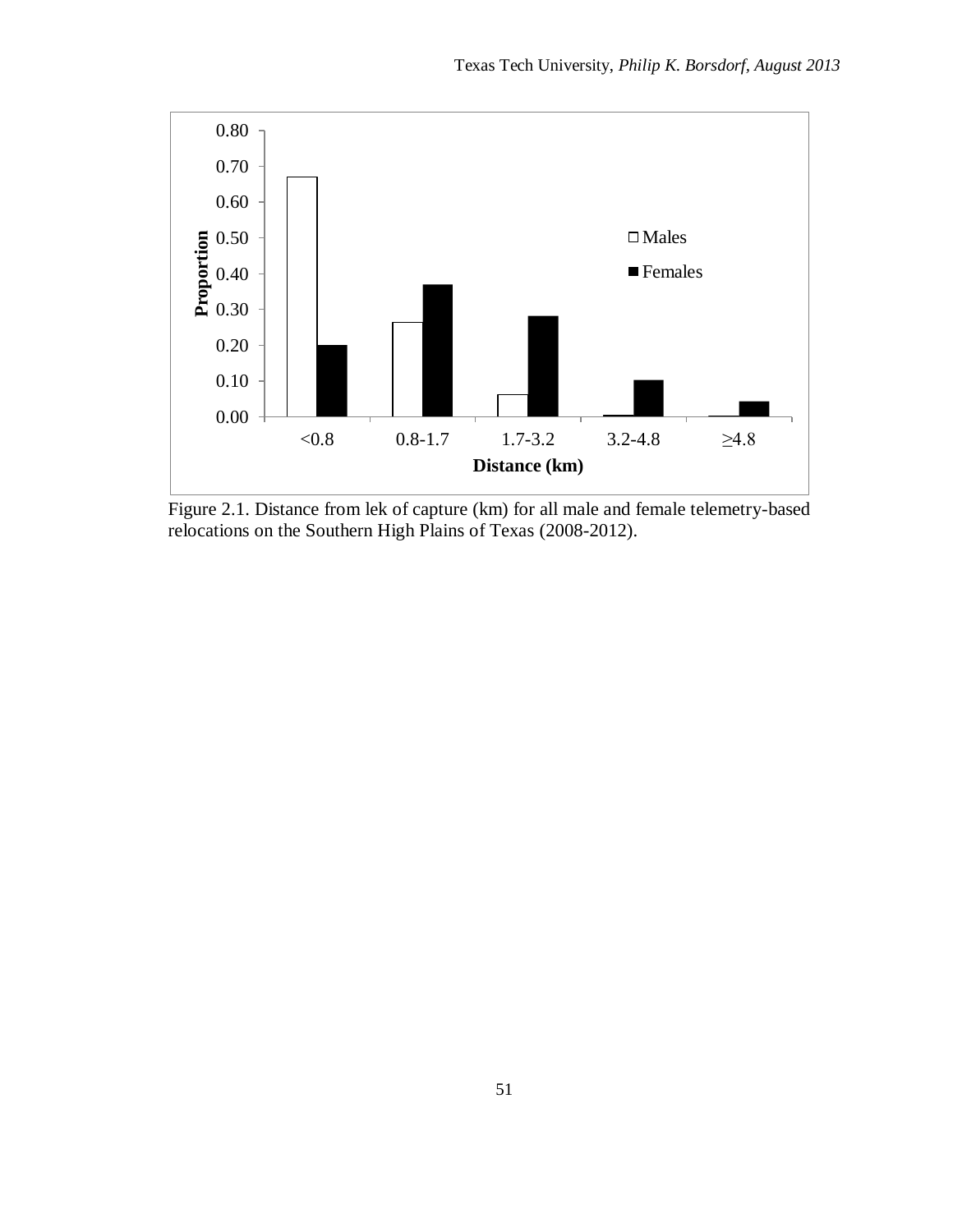0.80
0.70
0.60
0.50
0.40
0.30
0.20
0.10
0.00

Proportion

□ Males
■ Females

<0.8
0.8-1.7
1.7-3.2
3.2-4.8
≥4.8

Distance (km)

Figure 2.1. Distance from lek of capture (km) for all male and female telemetry-based relocations on the Southern High Plains of Texas (2008-2012).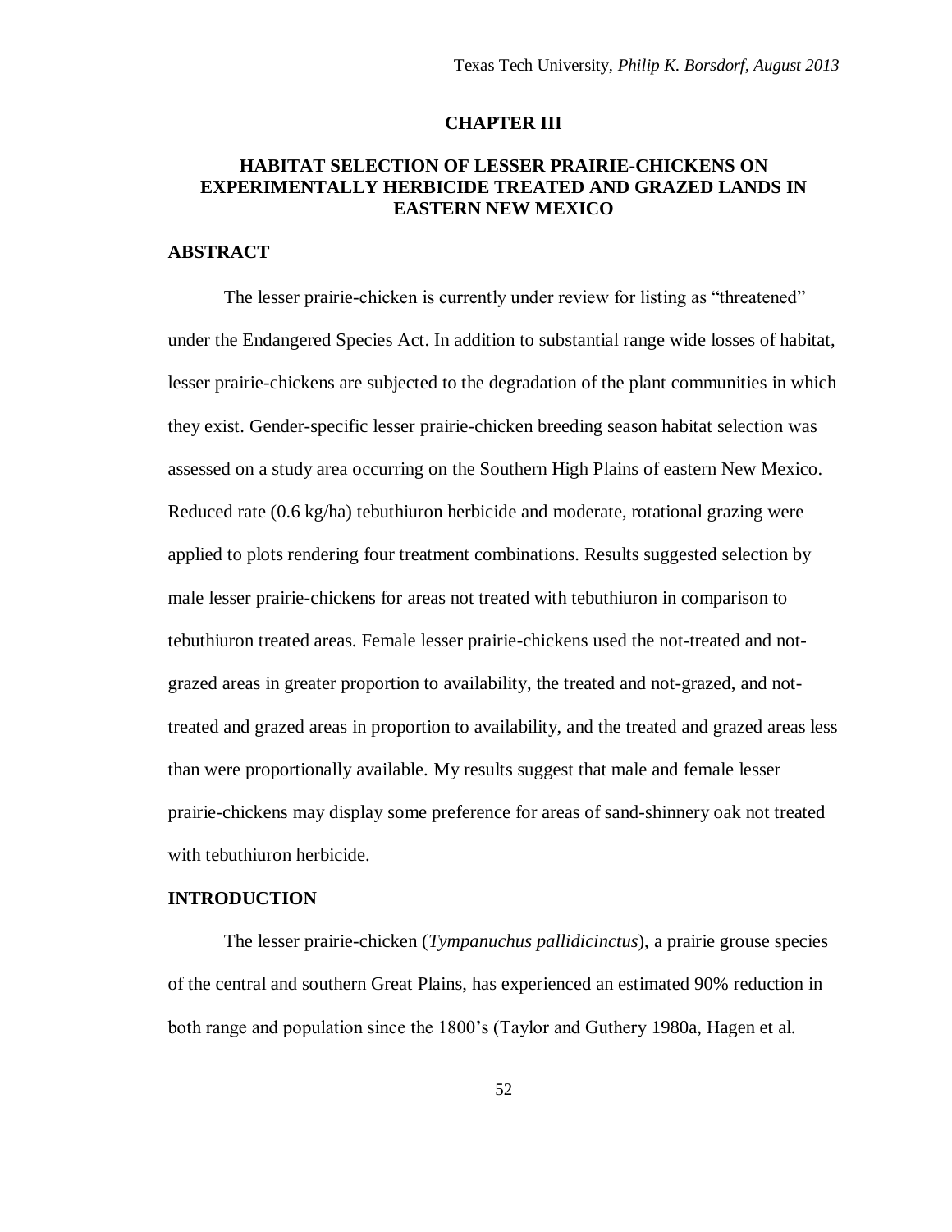# CHAPTER III

## HABITAT SELECTION OF LESSER PRAIRIE-CHICKENS ON EXPERIMENTALLY HERBICIDE TREATED AND GRAZED LANDS IN EASTERN NEW MEXICO

### ABSTRACT

The lesser prairie-chicken is currently under review for listing as "threatened" under the Endangered Species Act. In addition to substantial range wide losses of habitat, lesser prairie-chickens are subjected to the degradation of the plant communities in which they exist. Gender-specific lesser prairie-chicken breeding season habitat selection was assessed on a study area occurring on the Southern High Plains of eastern New Mexico. Reduced rate (0.6 kg/ha) tebuthiuron herbicide and moderate, rotational grazing were applied to plots rendering four treatment combinations. Results suggested selection by male lesser prairie-chickens for areas not treated with tebuthiuron in comparison to tebuthiuron treated areas. Female lesser prairie-chickens used the not-treated and not-grazed areas in greater proportion to availability, the treated and not-grazed, and not-treated and grazed areas in proportion to availability, and the treated and grazed areas less than were proportionally available. My results suggest that male and female lesser prairie-chickens may display some preference for areas of sand-shinnery oak not treated with tebuthiuron herbicide.

### INTRODUCTION

The lesser prairie-chicken (*Tympanuchus pallidicinctus*), a prairie grouse species of the central and southern Great Plains, has experienced an estimated 90% reduction in both range and population since the 1800's (Taylor and Guthery 1980a, Hagen et al.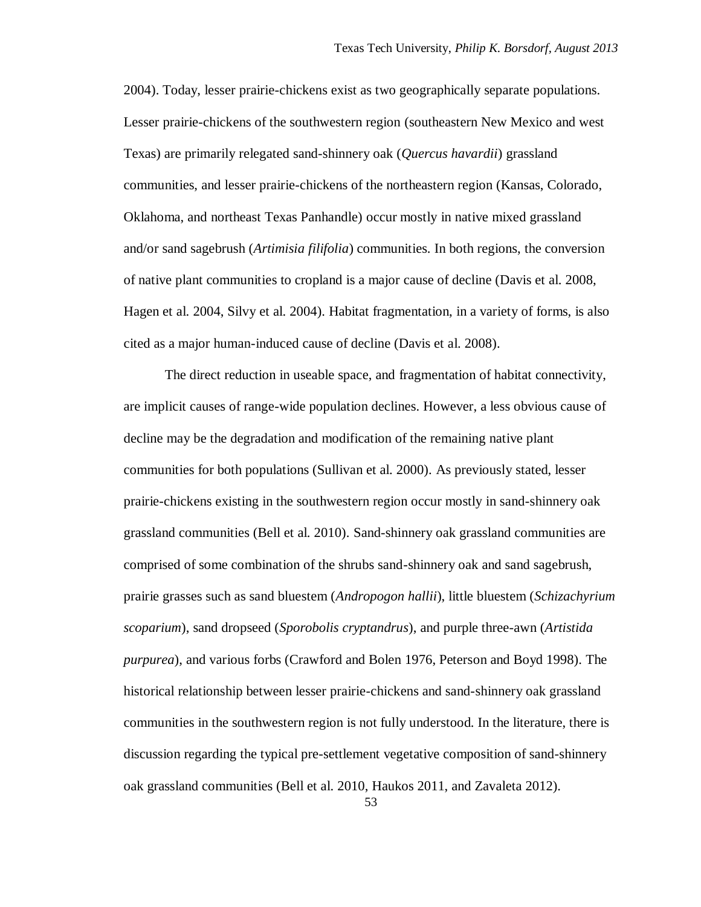2004). Today, lesser prairie-chickens exist as two geographically separate populations. Lesser prairie-chickens of the southwestern region (southeastern New Mexico and west Texas) are primarily relegated sand-shinnery oak (*Quercus havardii*) grassland communities, and lesser prairie-chickens of the northeastern region (Kansas, Colorado, Oklahoma, and northeast Texas Panhandle) occur mostly in native mixed grassland and/or sand sagebrush (*Artimisia filifolia*) communities. In both regions, the conversion of native plant communities to cropland is a major cause of decline (Davis et al. 2008, Hagen et al. 2004, Silvy et al. 2004). Habitat fragmentation, in a variety of forms, is also cited as a major human-induced cause of decline (Davis et al. 2008).

The direct reduction in useable space, and fragmentation of habitat connectivity, are implicit causes of range-wide population declines. However, a less obvious cause of decline may be the degradation and modification of the remaining native plant communities for both populations (Sullivan et al. 2000). As previously stated, lesser prairie-chickens existing in the southwestern region occur mostly in sand-shinnery oak grassland communities (Bell et al. 2010). Sand-shinnery oak grassland communities are comprised of some combination of the shrubs sand-shinnery oak and sand sagebrush, prairie grasses such as sand bluestem (*Andropogon hallii*), little bluestem (*Schizachyrium scoparium*), sand dropseed (*Sporobolis cryptandrus*), and purple three-awn (*Artistida purpurea*), and various forbs (Crawford and Bolen 1976, Peterson and Boyd 1998). The historical relationship between lesser prairie-chickens and sand-shinnery oak grassland communities in the southwestern region is not fully understood. In the literature, there is discussion regarding the typical pre-settlement vegetative composition of sand-shinnery oak grassland communities (Bell et al. 2010, Haukos 2011, and Zavaleta 2012).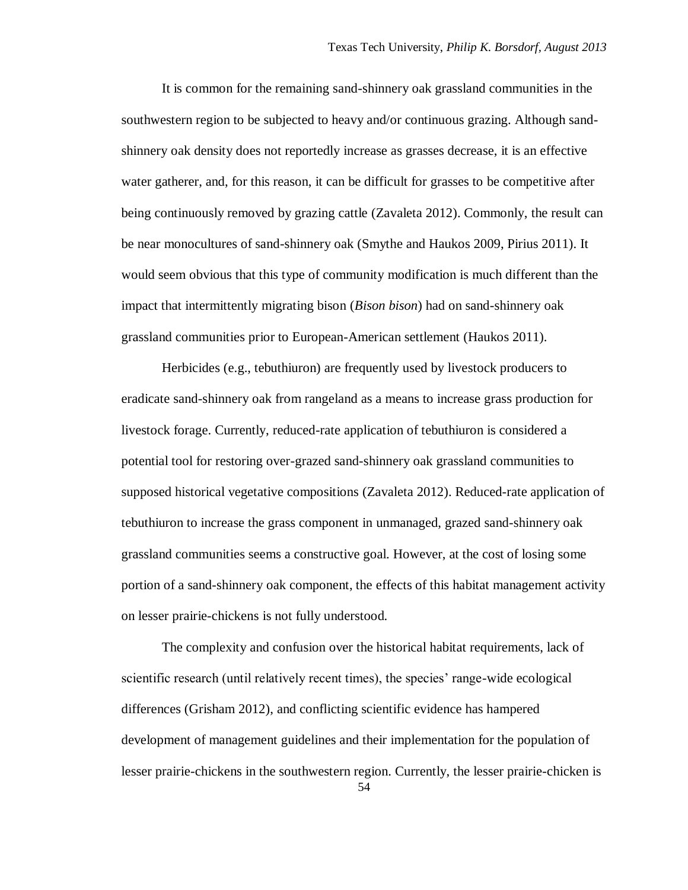It is common for the remaining sand-shinnery oak grassland communities in the southwestern region to be subjected to heavy and/or continuous grazing. Although sand-shinnery oak density does not reportedly increase as grasses decrease, it is an effective water gatherer, and, for this reason, it can be difficult for grasses to be competitive after being continuously removed by grazing cattle (Zavaleta 2012). Commonly, the result can be near monocultures of sand-shinnery oak (Smythe and Haukos 2009, Pirius 2011). It would seem obvious that this type of community modification is much different than the impact that intermittently migrating bison (*Bison bison*) had on sand-shinnery oak grassland communities prior to European-American settlement (Haukos 2011).

Herbicides (e.g., tebuthiuron) are frequently used by livestock producers to eradicate sand-shinnery oak from rangeland as a means to increase grass production for livestock forage. Currently, reduced-rate application of tebuthiuron is considered a potential tool for restoring over-grazed sand-shinnery oak grassland communities to supposed historical vegetative compositions (Zavaleta 2012). Reduced-rate application of tebuthiuron to increase the grass component in unmanaged, grazed sand-shinnery oak grassland communities seems a constructive goal. However, at the cost of losing some portion of a sand-shinnery oak component, the effects of this habitat management activity on lesser prairie-chickens is not fully understood.

The complexity and confusion over the historical habitat requirements, lack of scientific research (until relatively recent times), the species' range-wide ecological differences (Grisham 2012), and conflicting scientific evidence has hampered development of management guidelines and their implementation for the population of lesser prairie-chickens in the southwestern region. Currently, the lesser prairie-chicken is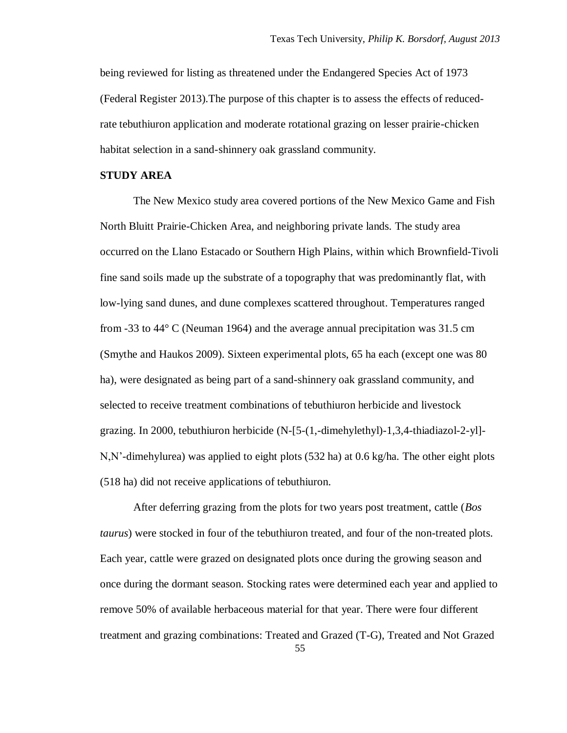being reviewed for listing as threatened under the Endangered Species Act of 1973 (Federal Register 2013).The purpose of this chapter is to assess the effects of reduced-rate tebuthiuron application and moderate rotational grazing on lesser prairie-chicken habitat selection in a sand-shinnery oak grassland community.

**STUDY AREA**

The New Mexico study area covered portions of the New Mexico Game and Fish North Bluitt Prairie-Chicken Area, and neighboring private lands. The study area occurred on the Llano Estacado or Southern High Plains, within which Brownfield-Tivoli fine sand soils made up the substrate of a topography that was predominantly flat, with low-lying sand dunes, and dune complexes scattered throughout. Temperatures ranged from -33 to 44° C (Neuman 1964) and the average annual precipitation was 31.5 cm (Smythe and Haukos 2009). Sixteen experimental plots, 65 ha each (except one was 80 ha), were designated as being part of a sand-shinnery oak grassland community, and selected to receive treatment combinations of tebuthiuron herbicide and livestock grazing. In 2000, tebuthiuron herbicide (N-[5-(1,-dimehylethyl)-1,3,4-thiadiazol-2-yl]-N,N'-dimehylurea) was applied to eight plots (532 ha) at 0.6 kg/ha. The other eight plots (518 ha) did not receive applications of tebuthiuron.

After deferring grazing from the plots for two years post treatment, cattle (*Bos taurus*) were stocked in four of the tebuthiuron treated, and four of the non-treated plots. Each year, cattle were grazed on designated plots once during the growing season and once during the dormant season. Stocking rates were determined each year and applied to remove 50% of available herbaceous material for that year. There were four different treatment and grazing combinations: Treated and Grazed (T-G), Treated and Not Grazed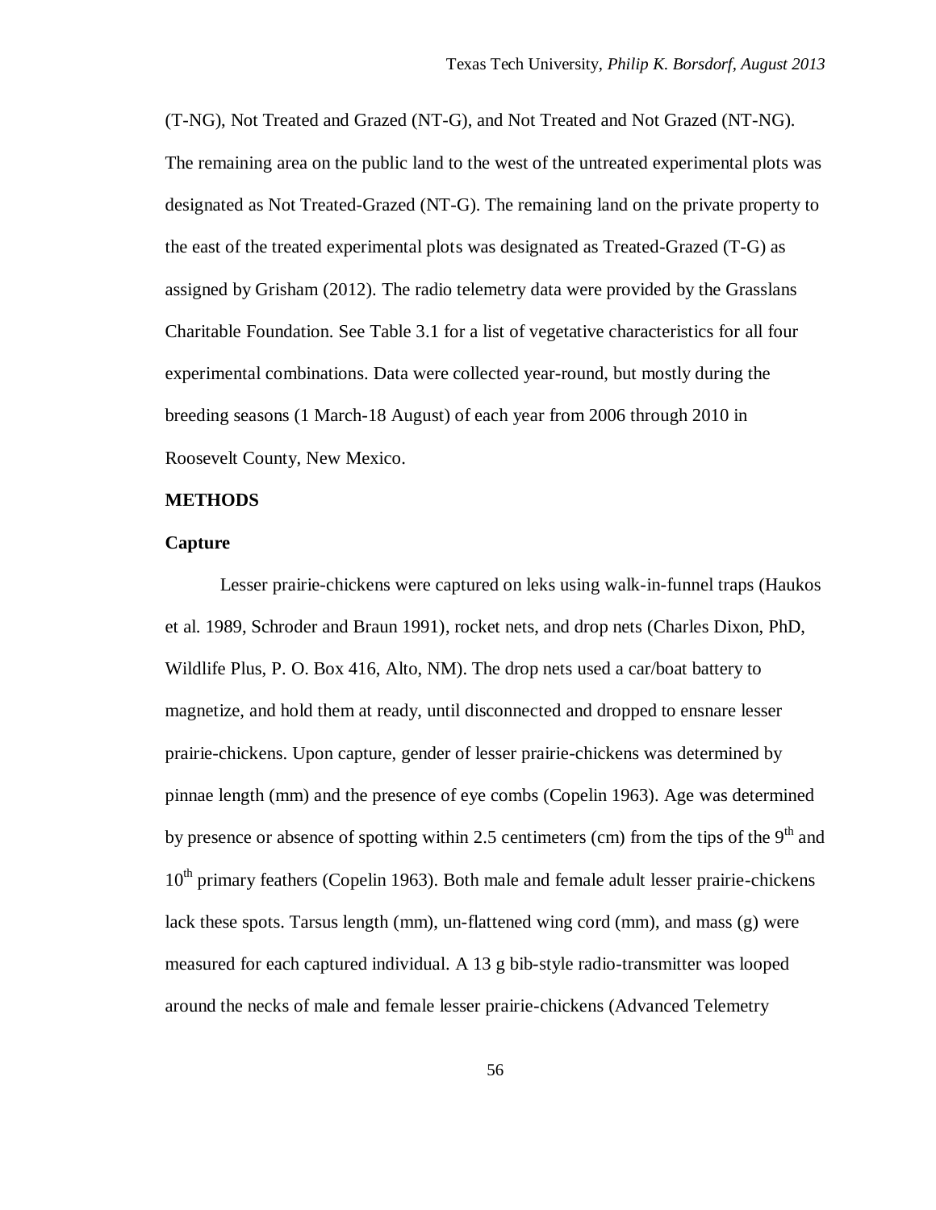(T-NG), Not Treated and Grazed (NT-G), and Not Treated and Not Grazed (NT-NG). The remaining area on the public land to the west of the untreated experimental plots was designated as Not Treated-Grazed (NT-G). The remaining land on the private property to the east of the treated experimental plots was designated as Treated-Grazed (T-G) as assigned by Grisham (2012). The radio telemetry data were provided by the Grasslans Charitable Foundation. See Table 3.1 for a list of vegetative characteristics for all four experimental combinations. Data were collected year-round, but mostly during the breeding seasons (1 March-18 August) of each year from 2006 through 2010 in Roosevelt County, New Mexico.

**METHODS**

**Capture**

Lesser prairie-chickens were captured on leks using walk-in-funnel traps (Haukos et al. 1989, Schroder and Braun 1991), rocket nets, and drop nets (Charles Dixon, PhD, Wildlife Plus, P. O. Box 416, Alto, NM). The drop nets used a car/boat battery to magnetize, and hold them at ready, until disconnected and dropped to ensnare lesser prairie-chickens. Upon capture, gender of lesser prairie-chickens was determined by pinnae length (mm) and the presence of eye combs (Copelin 1963). Age was determined by presence or absence of spotting within 2.5 centimeters (cm) from the tips of the 9th and 10th primary feathers (Copelin 1963). Both male and female adult lesser prairie-chickens lack these spots. Tarsus length (mm), un-flattened wing cord (mm), and mass (g) were measured for each captured individual. A 13 g bib-style radio-transmitter was looped around the necks of male and female lesser prairie-chickens (Advanced Telemetry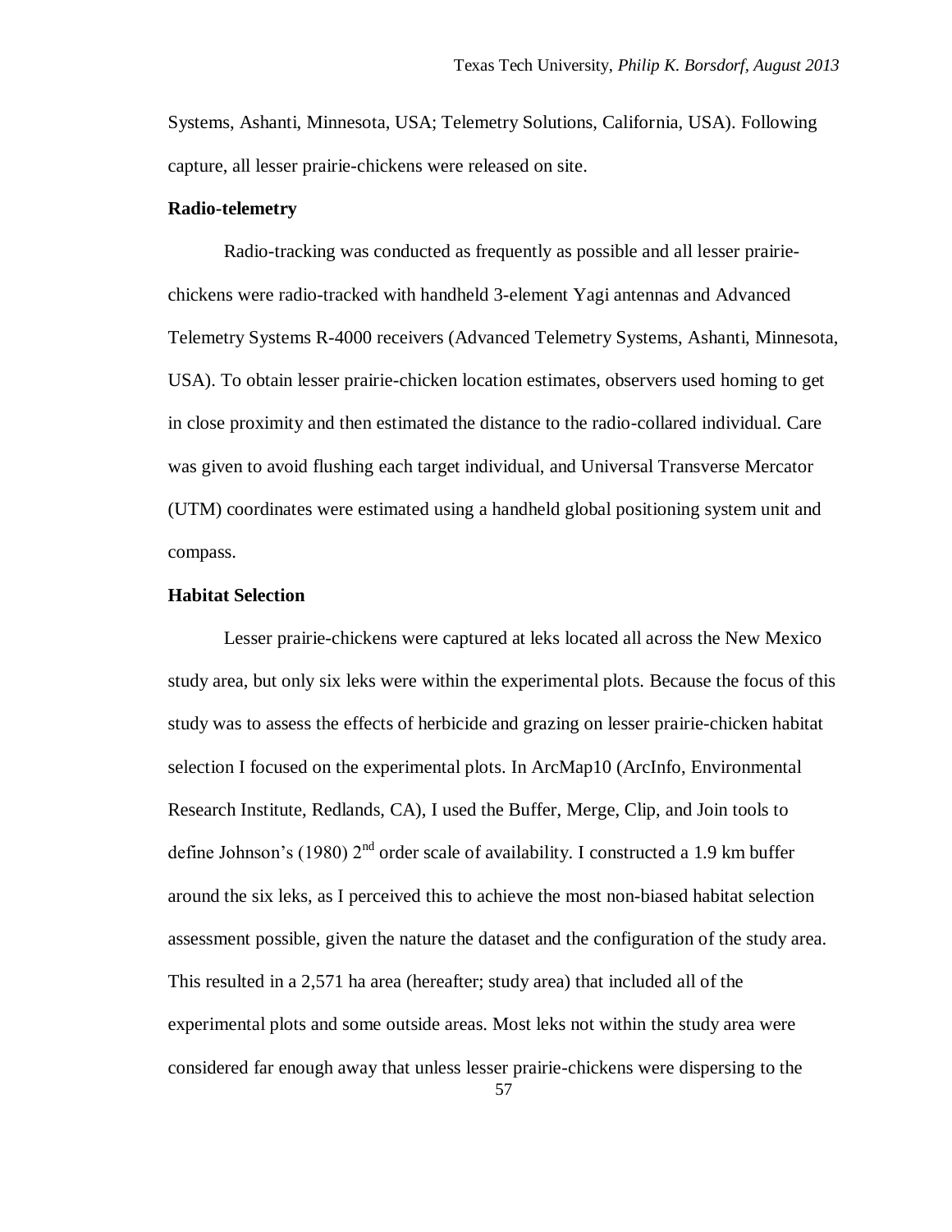Systems, Ashanti, Minnesota, USA; Telemetry Solutions, California, USA). Following capture, all lesser prairie-chickens were released on site.

**Radio-telemetry**

Radio-tracking was conducted as frequently as possible and all lesser prairie-chickens were radio-tracked with handheld 3-element Yagi antennas and Advanced Telemetry Systems R-4000 receivers (Advanced Telemetry Systems, Ashanti, Minnesota, USA). To obtain lesser prairie-chicken location estimates, observers used homing to get in close proximity and then estimated the distance to the radio-collared individual. Care was given to avoid flushing each target individual, and Universal Transverse Mercator (UTM) coordinates were estimated using a handheld global positioning system unit and compass.

**Habitat Selection**

Lesser prairie-chickens were captured at leks located all across the New Mexico study area, but only six leks were within the experimental plots. Because the focus of this study was to assess the effects of herbicide and grazing on lesser prairie-chicken habitat selection I focused on the experimental plots. In ArcMap10 (ArcInfo, Environmental Research Institute, Redlands, CA), I used the Buffer, Merge, Clip, and Join tools to define Johnson's (1980) 2nd order scale of availability. I constructed a 1.9 km buffer around the six leks, as I perceived this to achieve the most non-biased habitat selection assessment possible, given the nature the dataset and the configuration of the study area. This resulted in a 2,571 ha area (hereafter; study area) that included all of the experimental plots and some outside areas. Most leks not within the study area were considered far enough away that unless lesser prairie-chickens were dispersing to the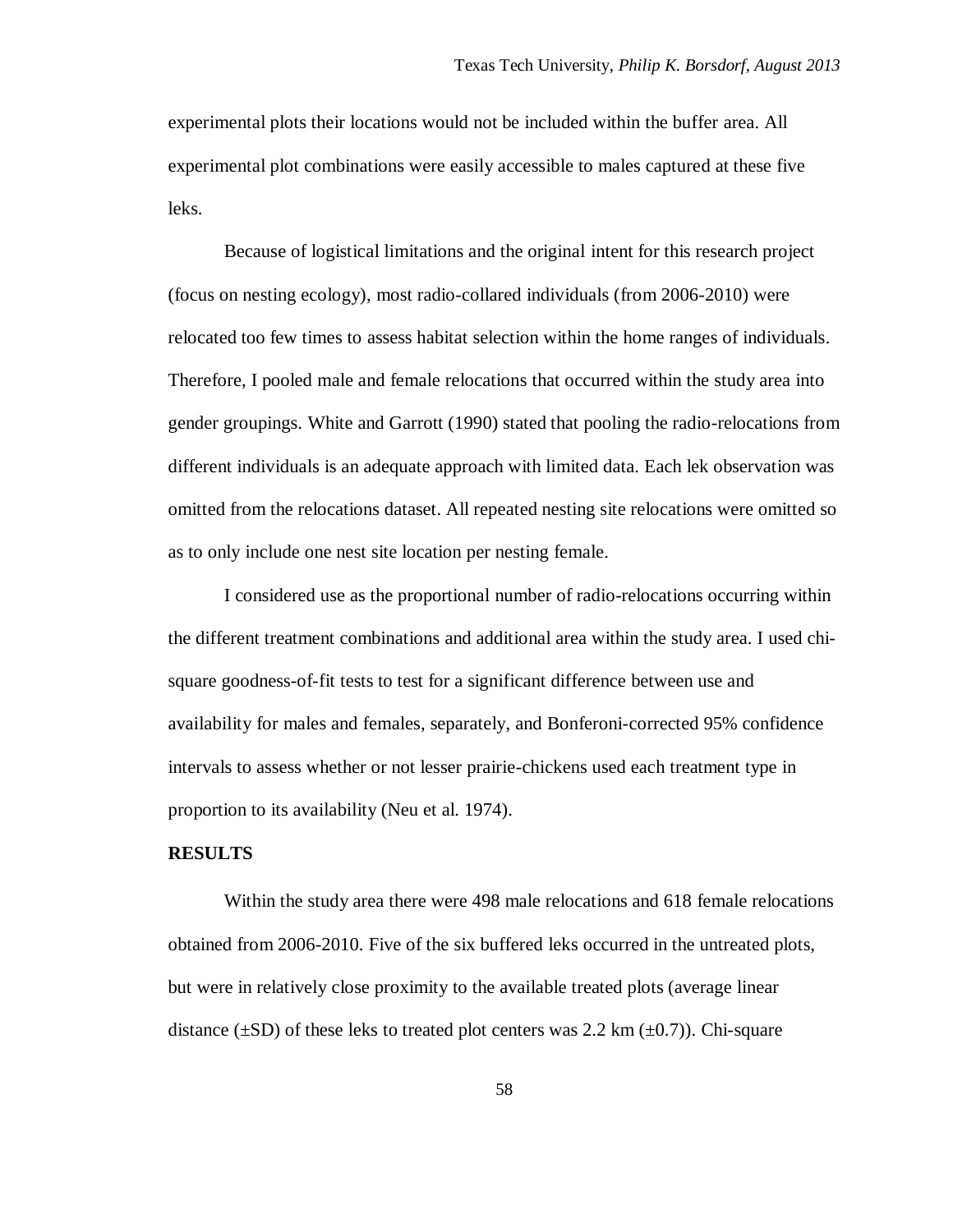experimental plots their locations would not be included within the buffer area. All experimental plot combinations were easily accessible to males captured at these five leks.

Because of logistical limitations and the original intent for this research project (focus on nesting ecology), most radio-collared individuals (from 2006-2010) were relocated too few times to assess habitat selection within the home ranges of individuals. Therefore, I pooled male and female relocations that occurred within the study area into gender groupings. White and Garrott (1990) stated that pooling the radio-relocations from different individuals is an adequate approach with limited data. Each lek observation was omitted from the relocations dataset. All repeated nesting site relocations were omitted so as to only include one nest site location per nesting female.

I considered use as the proportional number of radio-relocations occurring within the different treatment combinations and additional area within the study area. I used chi-square goodness-of-fit tests to test for a significant difference between use and availability for males and females, separately, and Bonferoni-corrected 95% confidence intervals to assess whether or not lesser prairie-chickens used each treatment type in proportion to its availability (Neu et al. 1974).

**RESULTS**

Within the study area there were 498 male relocations and 618 female relocations obtained from 2006-2010. Five of the six buffered leks occurred in the untreated plots, but were in relatively close proximity to the available treated plots (average linear distance (±SD) of these leks to treated plot centers was 2.2 km (±0.7)). Chi-square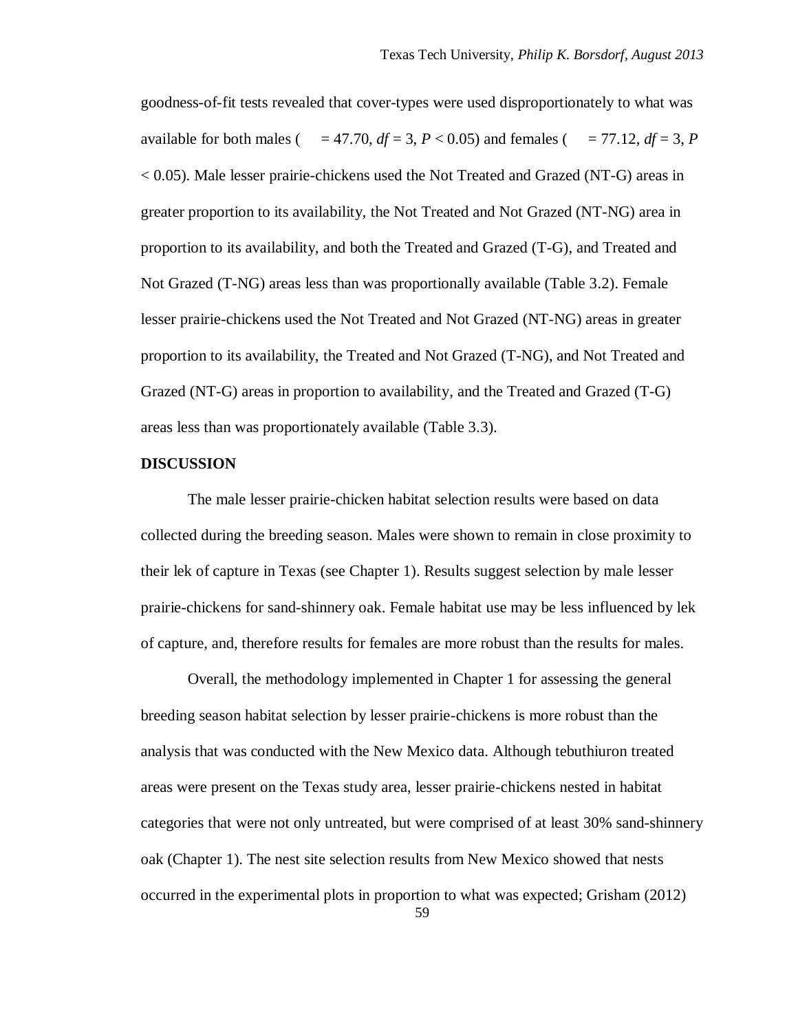goodness-of-fit tests revealed that cover-types were used disproportionately to what was available for both males ( = 47.70, $df = 3$, $P < 0.05$) and females ( = 77.12, $df = 3$, $P < 0.05$). Male lesser prairie-chickens used the Not Treated and Grazed (NT-G) areas in greater proportion to its availability, the Not Treated and Not Grazed (NT-NG) area in proportion to its availability, and both the Treated and Grazed (T-G), and Treated and Not Grazed (T-NG) areas less than was proportionally available (Table 3.2). Female lesser prairie-chickens used the Not Treated and Not Grazed (NT-NG) areas in greater proportion to its availability, the Treated and Not Grazed (T-NG), and Not Treated and Grazed (NT-G) areas in proportion to availability, and the Treated and Grazed (T-G) areas less than was proportionately available (Table 3.3).

**DISCUSSION**

The male lesser prairie-chicken habitat selection results were based on data collected during the breeding season. Males were shown to remain in close proximity to their lek of capture in Texas (see Chapter 1). Results suggest selection by male lesser prairie-chickens for sand-shinnery oak. Female habitat use may be less influenced by lek of capture, and, therefore results for females are more robust than the results for males.

Overall, the methodology implemented in Chapter 1 for assessing the general breeding season habitat selection by lesser prairie-chickens is more robust than the analysis that was conducted with the New Mexico data. Although tebuthiuron treated areas were present on the Texas study area, lesser prairie-chickens nested in habitat categories that were not only untreated, but were comprised of at least 30% sand-shinnery oak (Chapter 1). The nest site selection results from New Mexico showed that nests occurred in the experimental plots in proportion to what was expected; Grisham (2012)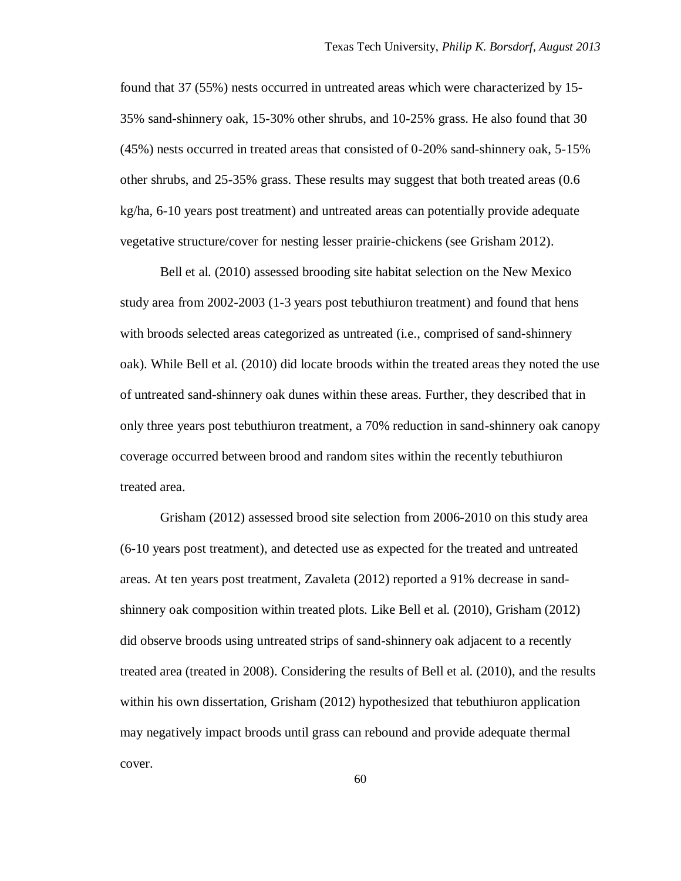found that 37 (55%) nests occurred in untreated areas which were characterized by 15-35% sand-shinnery oak, 15-30% other shrubs, and 10-25% grass. He also found that 30 (45%) nests occurred in treated areas that consisted of 0-20% sand-shinnery oak, 5-15% other shrubs, and 25-35% grass. These results may suggest that both treated areas (0.6 kg/ha, 6-10 years post treatment) and untreated areas can potentially provide adequate vegetative structure/cover for nesting lesser prairie-chickens (see Grisham 2012).

Bell et al. (2010) assessed brooding site habitat selection on the New Mexico study area from 2002-2003 (1-3 years post tebuthiuron treatment) and found that hens with broods selected areas categorized as untreated (i.e., comprised of sand-shinnery oak). While Bell et al. (2010) did locate broods within the treated areas they noted the use of untreated sand-shinnery oak dunes within these areas. Further, they described that in only three years post tebuthiuron treatment, a 70% reduction in sand-shinnery oak canopy coverage occurred between brood and random sites within the recently tebuthiuron treated area.

Grisham (2012) assessed brood site selection from 2006-2010 on this study area (6-10 years post treatment), and detected use as expected for the treated and untreated areas. At ten years post treatment, Zavaleta (2012) reported a 91% decrease in sand-shinnery oak composition within treated plots. Like Bell et al. (2010), Grisham (2012) did observe broods using untreated strips of sand-shinnery oak adjacent to a recently treated area (treated in 2008). Considering the results of Bell et al. (2010), and the results within his own dissertation, Grisham (2012) hypothesized that tebuthiuron application may negatively impact broods until grass can rebound and provide adequate thermal cover.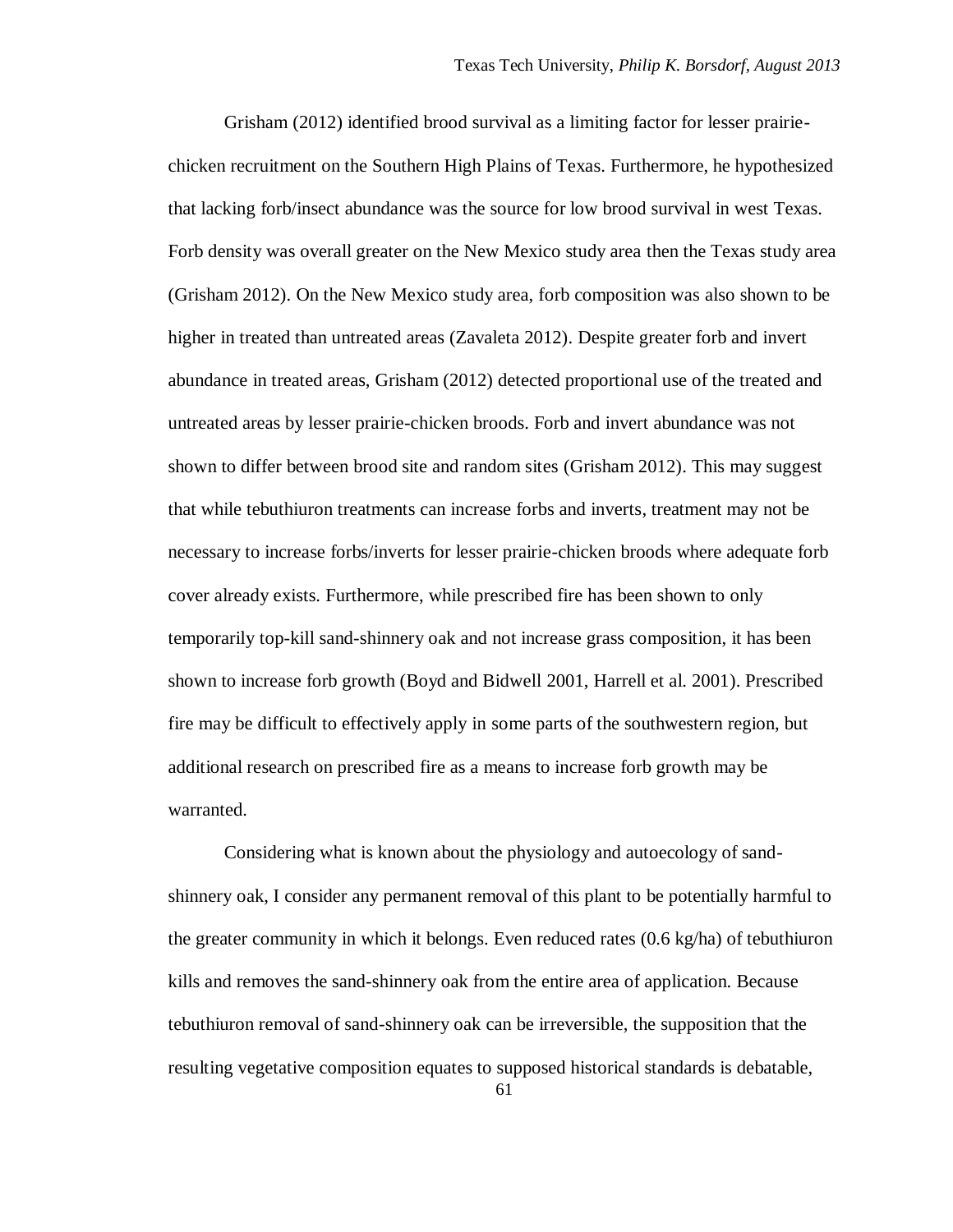Grisham (2012) identified brood survival as a limiting factor for lesser prairie-chicken recruitment on the Southern High Plains of Texas. Furthermore, he hypothesized that lacking forb/insect abundance was the source for low brood survival in west Texas. Forb density was overall greater on the New Mexico study area then the Texas study area (Grisham 2012). On the New Mexico study area, forb composition was also shown to be higher in treated than untreated areas (Zavaleta 2012). Despite greater forb and invert abundance in treated areas, Grisham (2012) detected proportional use of the treated and untreated areas by lesser prairie-chicken broods. Forb and invert abundance was not shown to differ between brood site and random sites (Grisham 2012). This may suggest that while tebuthiuron treatments can increase forbs and inverts, treatment may not be necessary to increase forbs/inverts for lesser prairie-chicken broods where adequate forb cover already exists. Furthermore, while prescribed fire has been shown to only temporarily top-kill sand-shinnery oak and not increase grass composition, it has been shown to increase forb growth (Boyd and Bidwell 2001, Harrell et al. 2001). Prescribed fire may be difficult to effectively apply in some parts of the southwestern region, but additional research on prescribed fire as a means to increase forb growth may be warranted.

Considering what is known about the physiology and autoecology of sand-shinnery oak, I consider any permanent removal of this plant to be potentially harmful to the greater community in which it belongs. Even reduced rates (0.6 kg/ha) of tebuthiuron kills and removes the sand-shinnery oak from the entire area of application. Because tebuthiuron removal of sand-shinnery oak can be irreversible, the supposition that the resulting vegetative composition equates to supposed historical standards is debatable,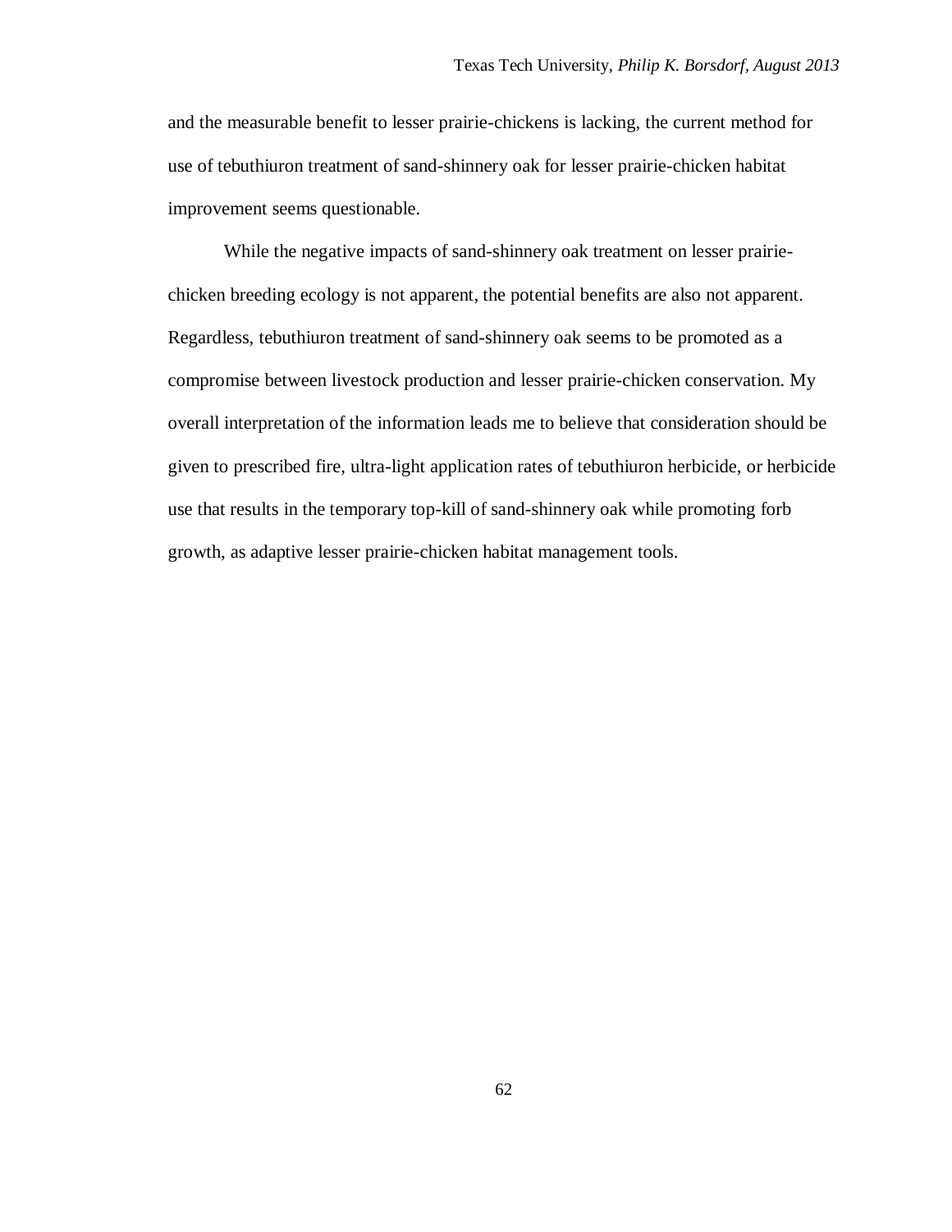and the measurable benefit to lesser prairie-chickens is lacking, the current method for use of tebuthiuron treatment of sand-shinnery oak for lesser prairie-chicken habitat improvement seems questionable.

While the negative impacts of sand-shinnery oak treatment on lesser prairie-chicken breeding ecology is not apparent, the potential benefits are also not apparent. Regardless, tebuthiuron treatment of sand-shinnery oak seems to be promoted as a compromise between livestock production and lesser prairie-chicken conservation. My overall interpretation of the information leads me to believe that consideration should be given to prescribed fire, ultra-light application rates of tebuthiuron herbicide, or herbicide use that results in the temporary top-kill of sand-shinnery oak while promoting forb growth, as adaptive lesser prairie-chicken habitat management tools.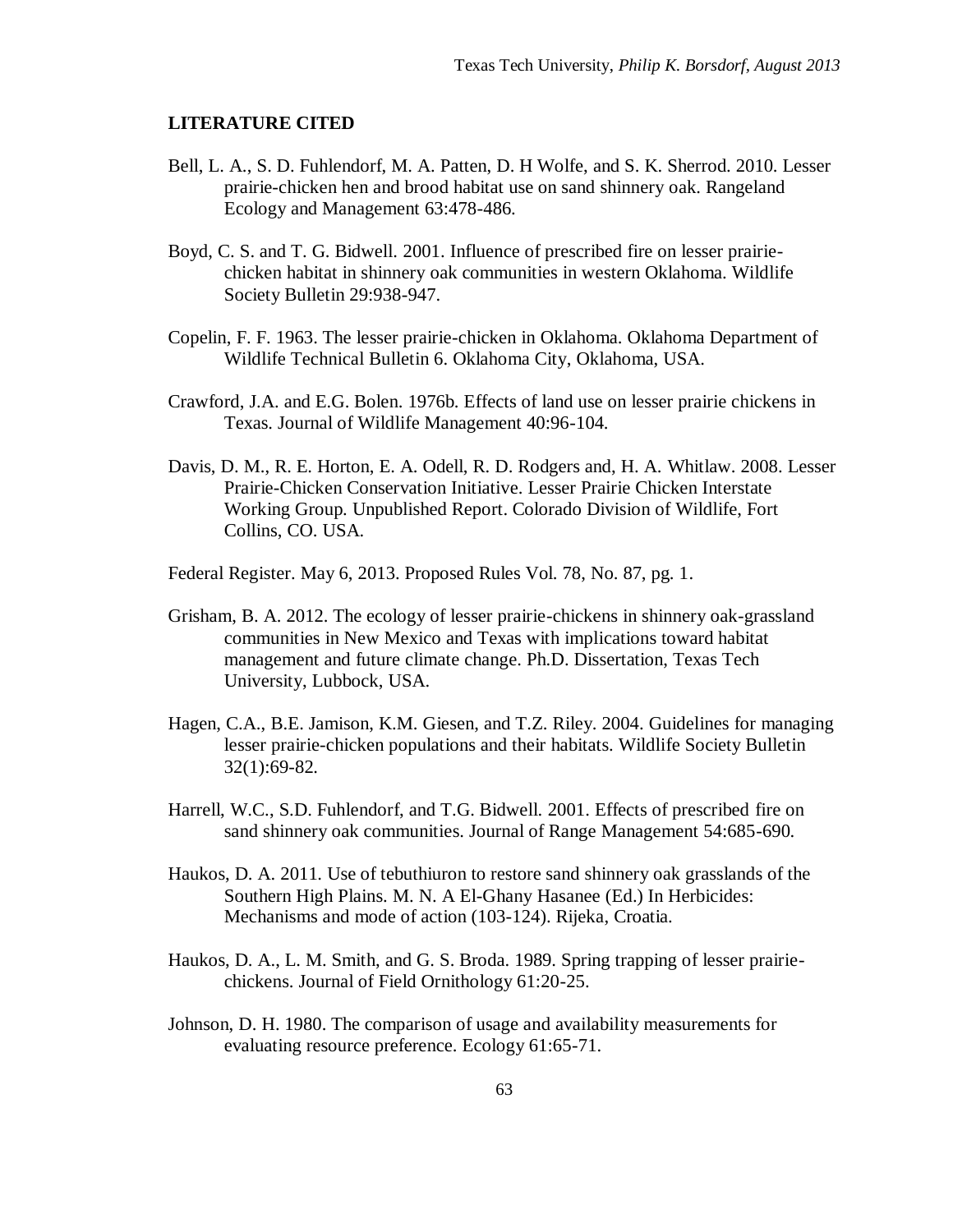**LITERATURE CITED**

Bell, L. A., S. D. Fuhlendorf, M. A. Patten, D. H Wolfe, and S. K. Sherrod. 2010. Lesser prairie-chicken hen and brood habitat use on sand shinnery oak. Rangeland Ecology and Management 63:478-486.

Boyd, C. S. and T. G. Bidwell. 2001. Influence of prescribed fire on lesser prairie-chicken habitat in shinnery oak communities in western Oklahoma. Wildlife Society Bulletin 29:938-947.

Copelin, F. F. 1963. The lesser prairie-chicken in Oklahoma. Oklahoma Department of Wildlife Technical Bulletin 6. Oklahoma City, Oklahoma, USA.

Crawford, J.A. and E.G. Bolen. 1976b. Effects of land use on lesser prairie chickens in Texas. Journal of Wildlife Management 40:96-104.

Davis, D. M., R. E. Horton, E. A. Odell, R. D. Rodgers and, H. A. Whitlaw. 2008. Lesser Prairie-Chicken Conservation Initiative. Lesser Prairie Chicken Interstate Working Group. Unpublished Report. Colorado Division of Wildlife, Fort Collins, CO. USA.

Federal Register. May 6, 2013. Proposed Rules Vol. 78, No. 87, pg. 1.

Grisham, B. A. 2012. The ecology of lesser prairie-chickens in shinnery oak-grassland communities in New Mexico and Texas with implications toward habitat management and future climate change. Ph.D. Dissertation, Texas Tech University, Lubbock, USA.

Hagen, C.A., B.E. Jamison, K.M. Giesen, and T.Z. Riley. 2004. Guidelines for managing lesser prairie-chicken populations and their habitats. Wildlife Society Bulletin 32(1):69-82.

Harrell, W.C., S.D. Fuhlendorf, and T.G. Bidwell. 2001. Effects of prescribed fire on sand shinnery oak communities. Journal of Range Management 54:685-690.

Haukos, D. A. 2011. Use of tebuthiuron to restore sand shinnery oak grasslands of the Southern High Plains. M. N. A El-Ghany Hasanee (Ed.) In Herbicides: Mechanisms and mode of action (103-124). Rijeka, Croatia.

Haukos, D. A., L. M. Smith, and G. S. Broda. 1989. Spring trapping of lesser prairie-chickens. Journal of Field Ornithology 61:20-25.

Johnson, D. H. 1980. The comparison of usage and availability measurements for evaluating resource preference. Ecology 61:65-71.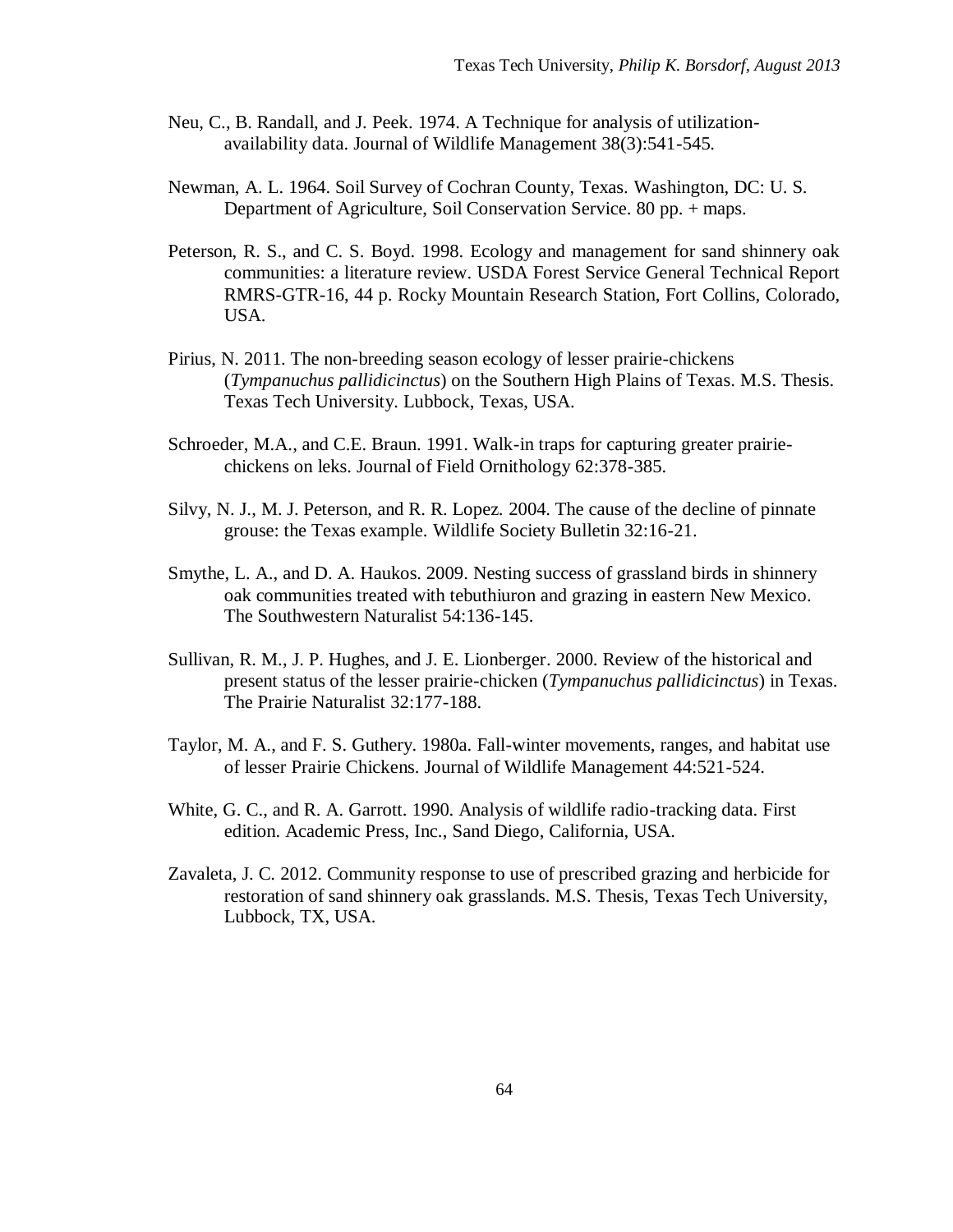Neu, C., B. Randall, and J. Peek. 1974. A Technique for analysis of utilization-availability data. Journal of Wildlife Management 38(3):541-545.

Newman, A. L. 1964. Soil Survey of Cochran County, Texas. Washington, DC: U. S. Department of Agriculture, Soil Conservation Service. 80 pp. + maps.

Peterson, R. S., and C. S. Boyd. 1998. Ecology and management for sand shinnery oak communities: a literature review. USDA Forest Service General Technical Report RMRS-GTR-16, 44 p. Rocky Mountain Research Station, Fort Collins, Colorado, USA.

Pirius, N. 2011. The non-breeding season ecology of lesser prairie-chickens (*Tympanuchus pallidicinctus*) on the Southern High Plains of Texas. M.S. Thesis. Texas Tech University. Lubbock, Texas, USA.

Schroeder, M.A., and C.E. Braun. 1991. Walk-in traps for capturing greater prairie-chickens on leks. Journal of Field Ornithology 62:378-385.

Silvy, N. J., M. J. Peterson, and R. R. Lopez. 2004. The cause of the decline of pinnate grouse: the Texas example. Wildlife Society Bulletin 32:16-21.

Smythe, L. A., and D. A. Haukos. 2009. Nesting success of grassland birds in shinnery oak communities treated with tebuthiuron and grazing in eastern New Mexico. The Southwestern Naturalist 54:136-145.

Sullivan, R. M., J. P. Hughes, and J. E. Lionberger. 2000. Review of the historical and present status of the lesser prairie-chicken (*Tympanuchus pallidicinctus*) in Texas. The Prairie Naturalist 32:177-188.

Taylor, M. A., and F. S. Guthery. 1980a. Fall-winter movements, ranges, and habitat use of lesser Prairie Chickens. Journal of Wildlife Management 44:521-524.

White, G. C., and R. A. Garrott. 1990. Analysis of wildlife radio-tracking data. First edition. Academic Press, Inc., Sand Diego, California, USA.

Zavaleta, J. C. 2012. Community response to use of prescribed grazing and herbicide for restoration of sand shinnery oak grasslands. M.S. Thesis, Texas Tech University, Lubbock, TX, USA.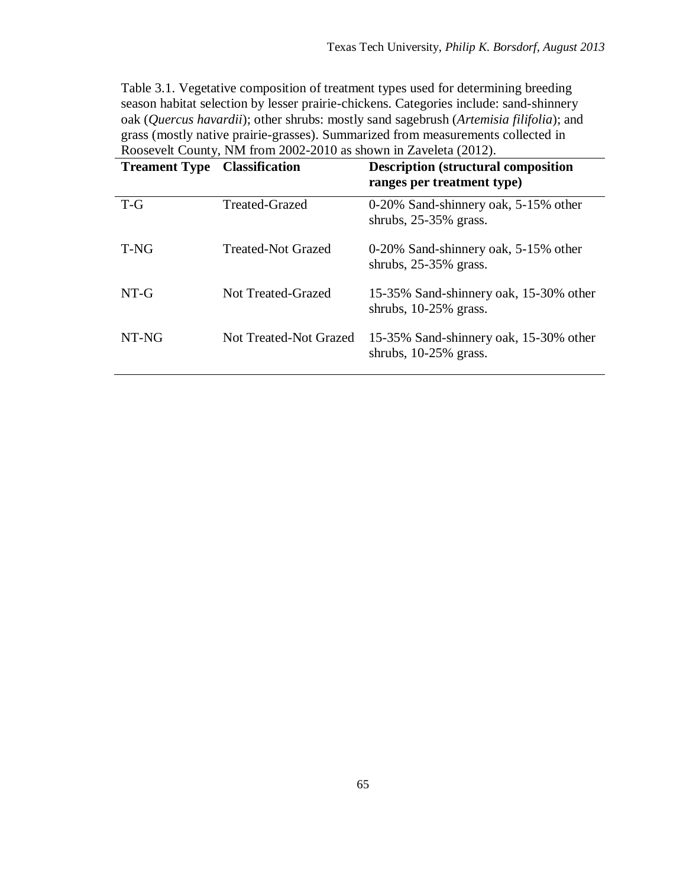Table 3.1. Vegetative composition of treatment types used for determining breeding season habitat selection by lesser prairie-chickens. Categories include: sand-shinnery oak (*Quercus havardii*); other shrubs: mostly sand sagebrush (*Artemisia filifolia*); and grass (mostly native prairie-grasses). Summarized from measurements collected in Roosevelt County, NM from 2002-2010 as shown in Zaveleta (2012).

| **Treament Type** | **Classification** | **Description (structural composition ranges per treatment type)** |
|---|---|---|
| T-G | Treated-Grazed | 0-20% Sand-shinnery oak, 5-15% other shrubs, 25-35% grass. |
| T-NG | Treated-Not Grazed | 0-20% Sand-shinnery oak, 5-15% other shrubs, 25-35% grass. |
| NT-G | Not Treated-Grazed | 15-35% Sand-shinnery oak, 15-30% other shrubs, 10-25% grass. |
| NT-NG | Not Treated-Not Grazed | 15-35% Sand-shinnery oak, 15-30% other shrubs, 10-25% grass. |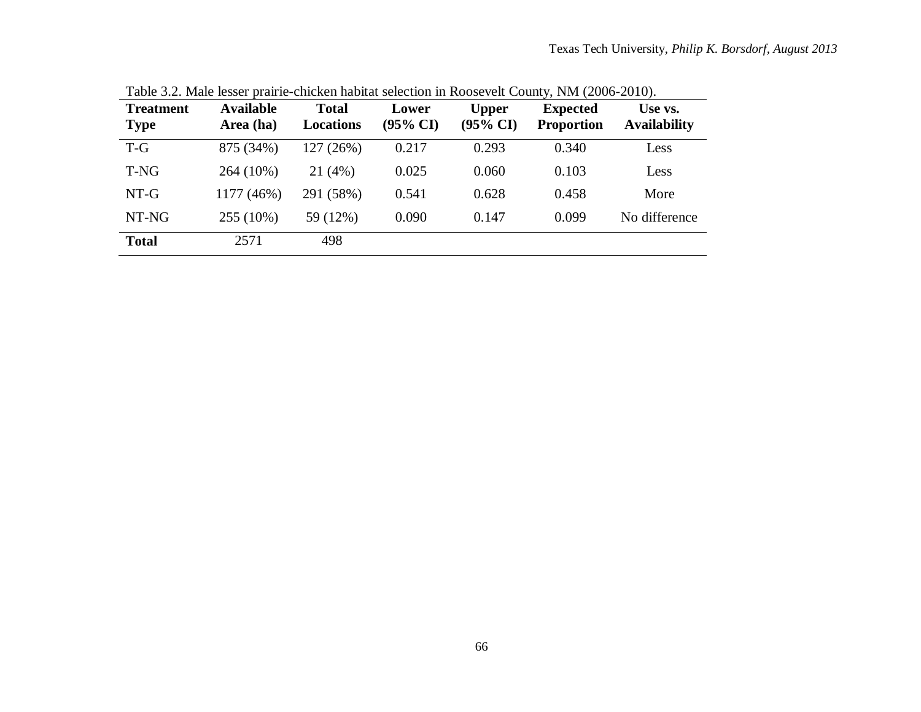Table 3.2. Male lesser prairie-chicken habitat selection in Roosevelt County, NM (2006-2010).

| **Treatment Type** | **Available Area (ha)** | **Total Locations** | **Lower (95% CI)** | **Upper (95% CI)** | **Expected Proportion** | **Use vs. Availability** |
|---|---|---|---|---|---|---|
| T-G | 875 (34%) | 127 (26%) | 0.217 | 0.293 | 0.340 | Less |
| T-NG | 264 (10%) | 21 (4%) | 0.025 | 0.060 | 0.103 | Less |
| NT-G | 1177 (46%) | 291 (58%) | 0.541 | 0.628 | 0.458 | More |
| NT-NG | 255 (10%) | 59 (12%) | 0.090 | 0.147 | 0.099 | No difference |
| **Total** | 2571 | 498 | | | | |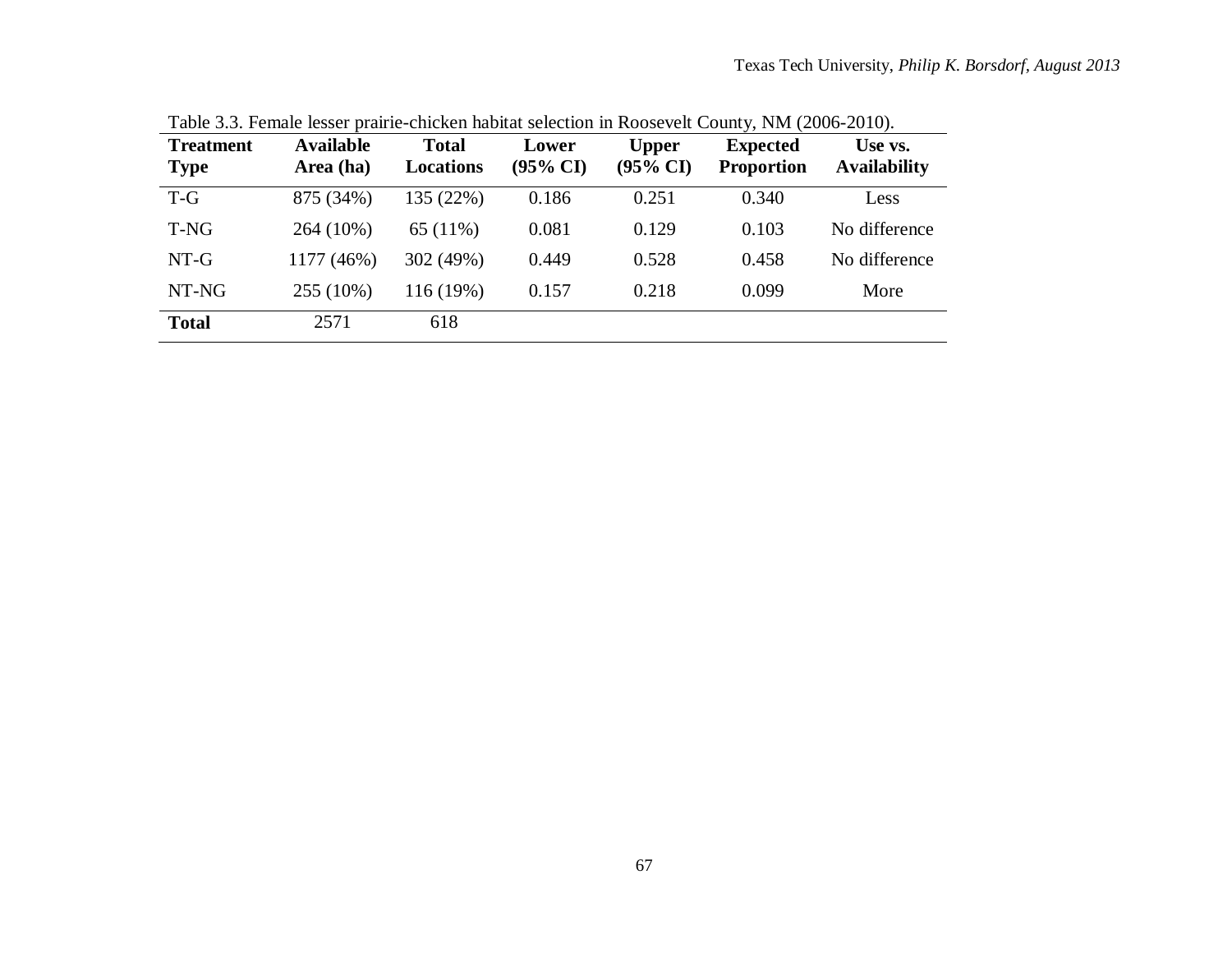Table 3.3. Female lesser prairie-chicken habitat selection in Roosevelt County, NM (2006-2010).

| **Treatment Type** | **Available Area (ha)** | **Total Locations** | **Lower (95% CI)** | **Upper (95% CI)** | **Expected Proportion** | **Use vs. Availability** |
|---|---|---|---|---|---|---|
| T-G | 875 (34%) | 135 (22%) | 0.186 | 0.251 | 0.340 | Less |
| T-NG | 264 (10%) | 65 (11%) | 0.081 | 0.129 | 0.103 | No difference |
| NT-G | 1177 (46%) | 302 (49%) | 0.449 | 0.528 | 0.458 | No difference |
| NT-NG | 255 (10%) | 116 (19%) | 0.157 | 0.218 | 0.099 | More |
| **Total** | 2571 | 618 | | | | |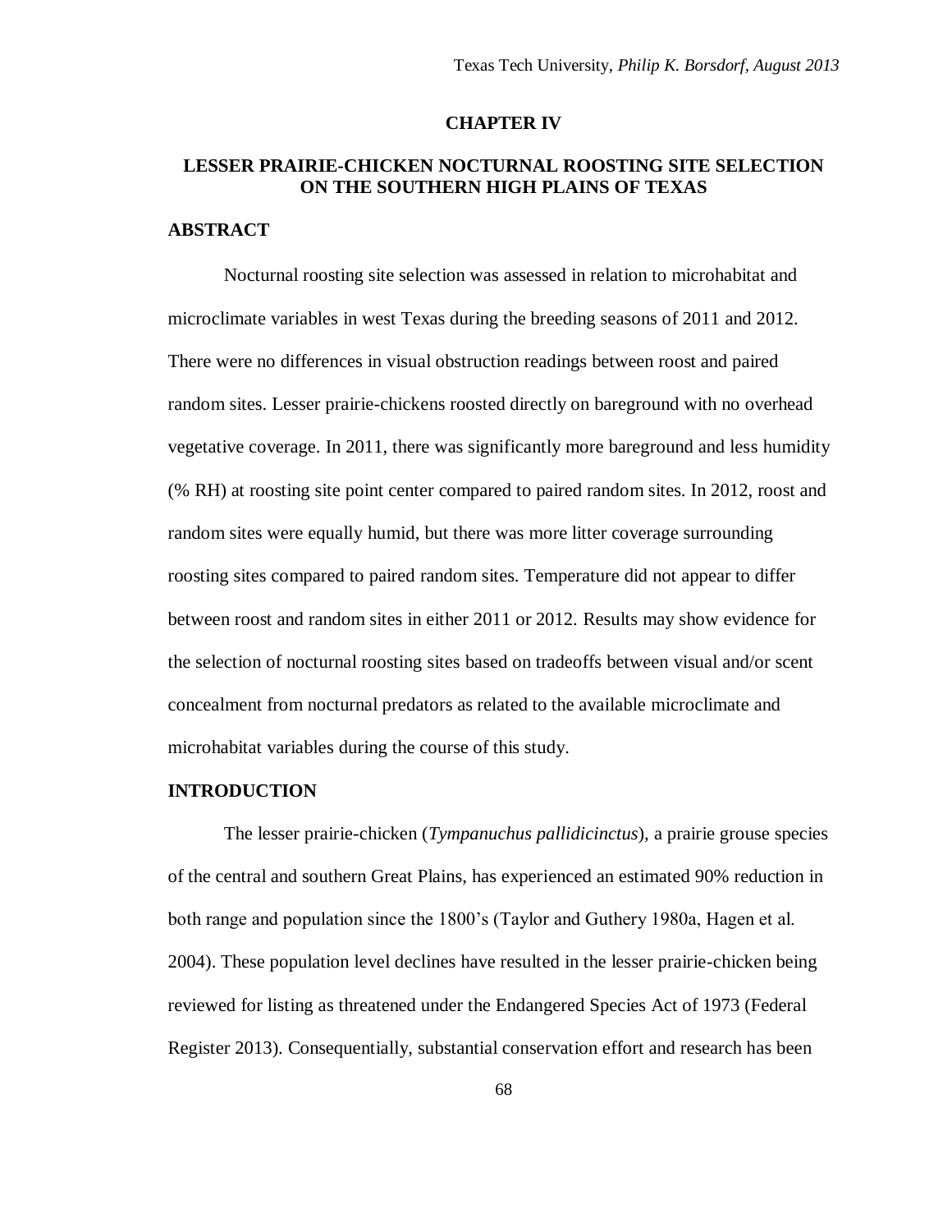# CHAPTER IV

# LESSER PRAIRIE-CHICKEN NOCTURNAL ROOSTING SITE SELECTION ON THE SOUTHERN HIGH PLAINS OF TEXAS

## ABSTRACT

Nocturnal roosting site selection was assessed in relation to microhabitat and microclimate variables in west Texas during the breeding seasons of 2011 and 2012. There were no differences in visual obstruction readings between roost and paired random sites. Lesser prairie-chickens roosted directly on bareground with no overhead vegetative coverage. In 2011, there was significantly more bareground and less humidity (% RH) at roosting site point center compared to paired random sites. In 2012, roost and random sites were equally humid, but there was more litter coverage surrounding roosting sites compared to paired random sites. Temperature did not appear to differ between roost and random sites in either 2011 or 2012. Results may show evidence for the selection of nocturnal roosting sites based on tradeoffs between visual and/or scent concealment from nocturnal predators as related to the available microclimate and microhabitat variables during the course of this study.

## INTRODUCTION

The lesser prairie-chicken (*Tympanuchus pallidicinctus*), a prairie grouse species of the central and southern Great Plains, has experienced an estimated 90% reduction in both range and population since the 1800's (Taylor and Guthery 1980a, Hagen et al. 2004). These population level declines have resulted in the lesser prairie-chicken being reviewed for listing as threatened under the Endangered Species Act of 1973 (Federal Register 2013). Consequentially, substantial conservation effort and research has been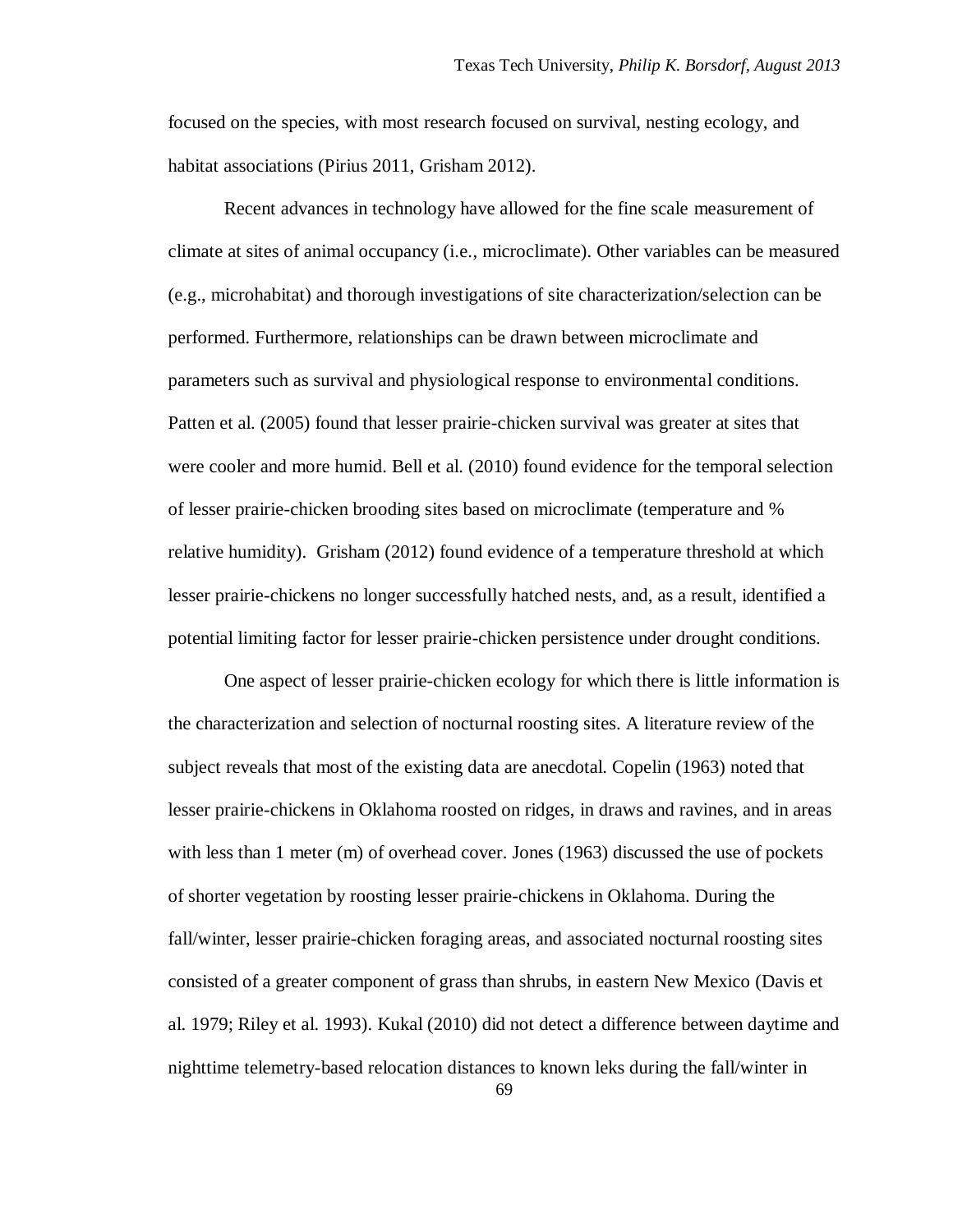focused on the species, with most research focused on survival, nesting ecology, and habitat associations (Pirius 2011, Grisham 2012).

Recent advances in technology have allowed for the fine scale measurement of climate at sites of animal occupancy (i.e., microclimate). Other variables can be measured (e.g., microhabitat) and thorough investigations of site characterization/selection can be performed. Furthermore, relationships can be drawn between microclimate and parameters such as survival and physiological response to environmental conditions. Patten et al. (2005) found that lesser prairie-chicken survival was greater at sites that were cooler and more humid. Bell et al. (2010) found evidence for the temporal selection of lesser prairie-chicken brooding sites based on microclimate (temperature and % relative humidity). Grisham (2012) found evidence of a temperature threshold at which lesser prairie-chickens no longer successfully hatched nests, and, as a result, identified a potential limiting factor for lesser prairie-chicken persistence under drought conditions.

One aspect of lesser prairie-chicken ecology for which there is little information is the characterization and selection of nocturnal roosting sites. A literature review of the subject reveals that most of the existing data are anecdotal. Copelin (1963) noted that lesser prairie-chickens in Oklahoma roosted on ridges, in draws and ravines, and in areas with less than 1 meter (m) of overhead cover. Jones (1963) discussed the use of pockets of shorter vegetation by roosting lesser prairie-chickens in Oklahoma. During the fall/winter, lesser prairie-chicken foraging areas, and associated nocturnal roosting sites consisted of a greater component of grass than shrubs, in eastern New Mexico (Davis et al. 1979; Riley et al. 1993). Kukal (2010) did not detect a difference between daytime and nighttime telemetry-based relocation distances to known leks during the fall/winter in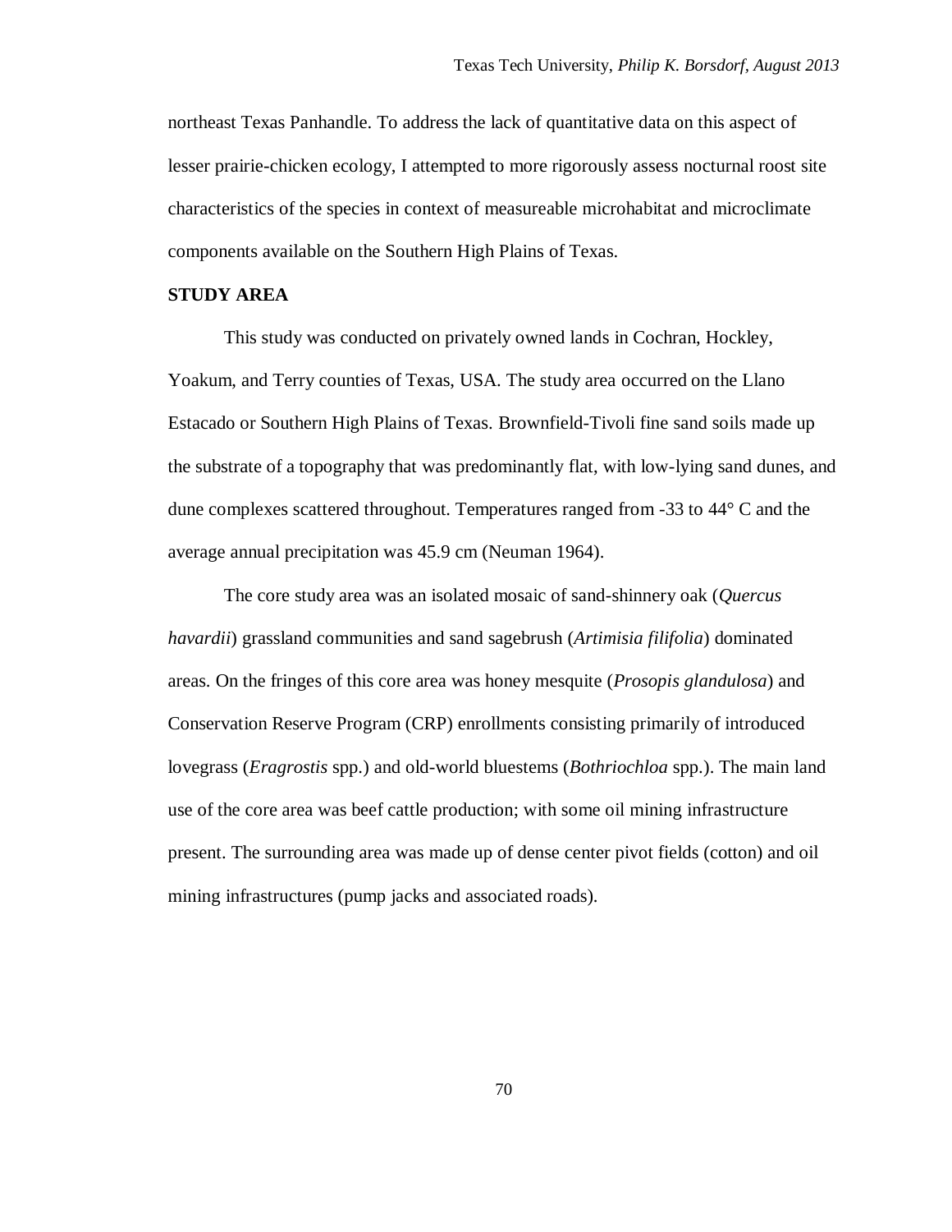northeast Texas Panhandle. To address the lack of quantitative data on this aspect of lesser prairie-chicken ecology, I attempted to more rigorously assess nocturnal roost site characteristics of the species in context of measureable microhabitat and microclimate components available on the Southern High Plains of Texas.

**STUDY AREA**

This study was conducted on privately owned lands in Cochran, Hockley, Yoakum, and Terry counties of Texas, USA. The study area occurred on the Llano Estacado or Southern High Plains of Texas. Brownfield-Tivoli fine sand soils made up the substrate of a topography that was predominantly flat, with low-lying sand dunes, and dune complexes scattered throughout. Temperatures ranged from -33 to 44° C and the average annual precipitation was 45.9 cm (Neuman 1964).

The core study area was an isolated mosaic of sand-shinnery oak (*Quercus havardii*) grassland communities and sand sagebrush (*Artimisia filifolia*) dominated areas. On the fringes of this core area was honey mesquite (*Prosopis glandulosa*) and Conservation Reserve Program (CRP) enrollments consisting primarily of introduced lovegrass (*Eragrostis* spp.) and old-world bluestems (*Bothriochloa* spp.). The main land use of the core area was beef cattle production; with some oil mining infrastructure present. The surrounding area was made up of dense center pivot fields (cotton) and oil mining infrastructures (pump jacks and associated roads).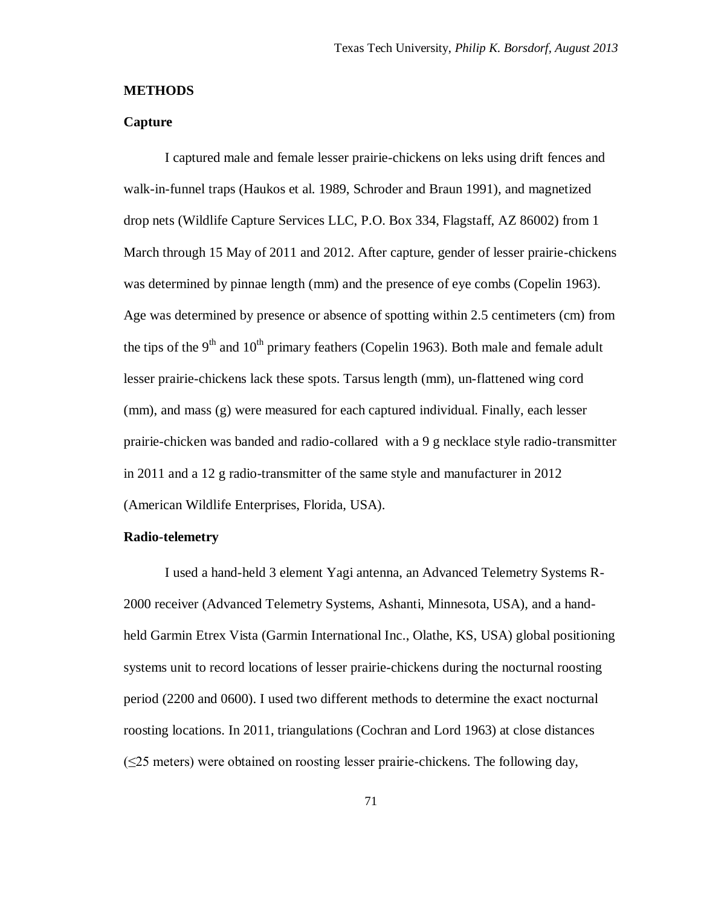## METHODS

### Capture

I captured male and female lesser prairie-chickens on leks using drift fences and walk-in-funnel traps (Haukos et al. 1989, Schroder and Braun 1991), and magnetized drop nets (Wildlife Capture Services LLC, P.O. Box 334, Flagstaff, AZ 86002) from 1 March through 15 May of 2011 and 2012. After capture, gender of lesser prairie-chickens was determined by pinnae length (mm) and the presence of eye combs (Copelin 1963). Age was determined by presence or absence of spotting within 2.5 centimeters (cm) from the tips of the 9th and 10th primary feathers (Copelin 1963). Both male and female adult lesser prairie-chickens lack these spots. Tarsus length (mm), un-flattened wing cord (mm), and mass (g) were measured for each captured individual. Finally, each lesser prairie-chicken was banded and radio-collared with a 9 g necklace style radio-transmitter in 2011 and a 12 g radio-transmitter of the same style and manufacturer in 2012 (American Wildlife Enterprises, Florida, USA).

### Radio-telemetry

I used a hand-held 3 element Yagi antenna, an Advanced Telemetry Systems R-2000 receiver (Advanced Telemetry Systems, Ashanti, Minnesota, USA), and a hand-held Garmin Etrex Vista (Garmin International Inc., Olathe, KS, USA) global positioning systems unit to record locations of lesser prairie-chickens during the nocturnal roosting period (2200 and 0600). I used two different methods to determine the exact nocturnal roosting locations. In 2011, triangulations (Cochran and Lord 1963) at close distances (≤25 meters) were obtained on roosting lesser prairie-chickens. The following day,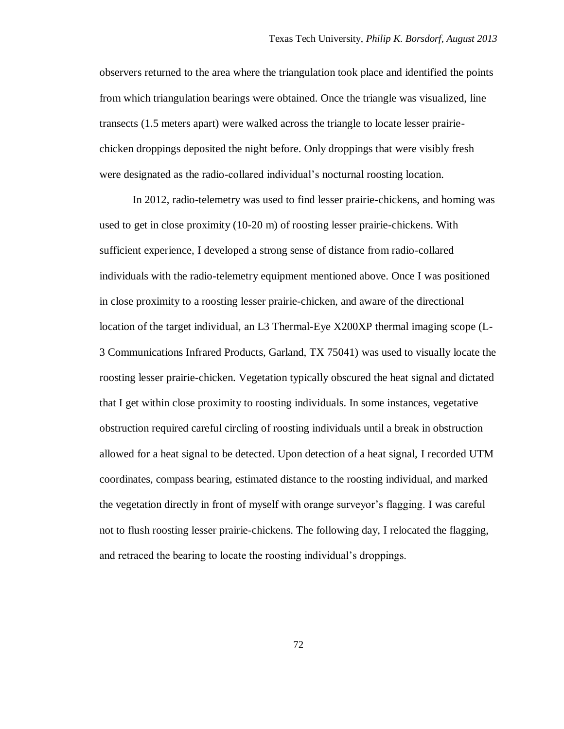observers returned to the area where the triangulation took place and identified the points from which triangulation bearings were obtained. Once the triangle was visualized, line transects (1.5 meters apart) were walked across the triangle to locate lesser prairie-chicken droppings deposited the night before. Only droppings that were visibly fresh were designated as the radio-collared individual's nocturnal roosting location.

In 2012, radio-telemetry was used to find lesser prairie-chickens, and homing was used to get in close proximity (10-20 m) of roosting lesser prairie-chickens. With sufficient experience, I developed a strong sense of distance from radio-collared individuals with the radio-telemetry equipment mentioned above. Once I was positioned in close proximity to a roosting lesser prairie-chicken, and aware of the directional location of the target individual, an L3 Thermal-Eye X200XP thermal imaging scope (L-3 Communications Infrared Products, Garland, TX 75041) was used to visually locate the roosting lesser prairie-chicken. Vegetation typically obscured the heat signal and dictated that I get within close proximity to roosting individuals. In some instances, vegetative obstruction required careful circling of roosting individuals until a break in obstruction allowed for a heat signal to be detected. Upon detection of a heat signal, I recorded UTM coordinates, compass bearing, estimated distance to the roosting individual, and marked the vegetation directly in front of myself with orange surveyor's flagging. I was careful not to flush roosting lesser prairie-chickens. The following day, I relocated the flagging, and retraced the bearing to locate the roosting individual's droppings.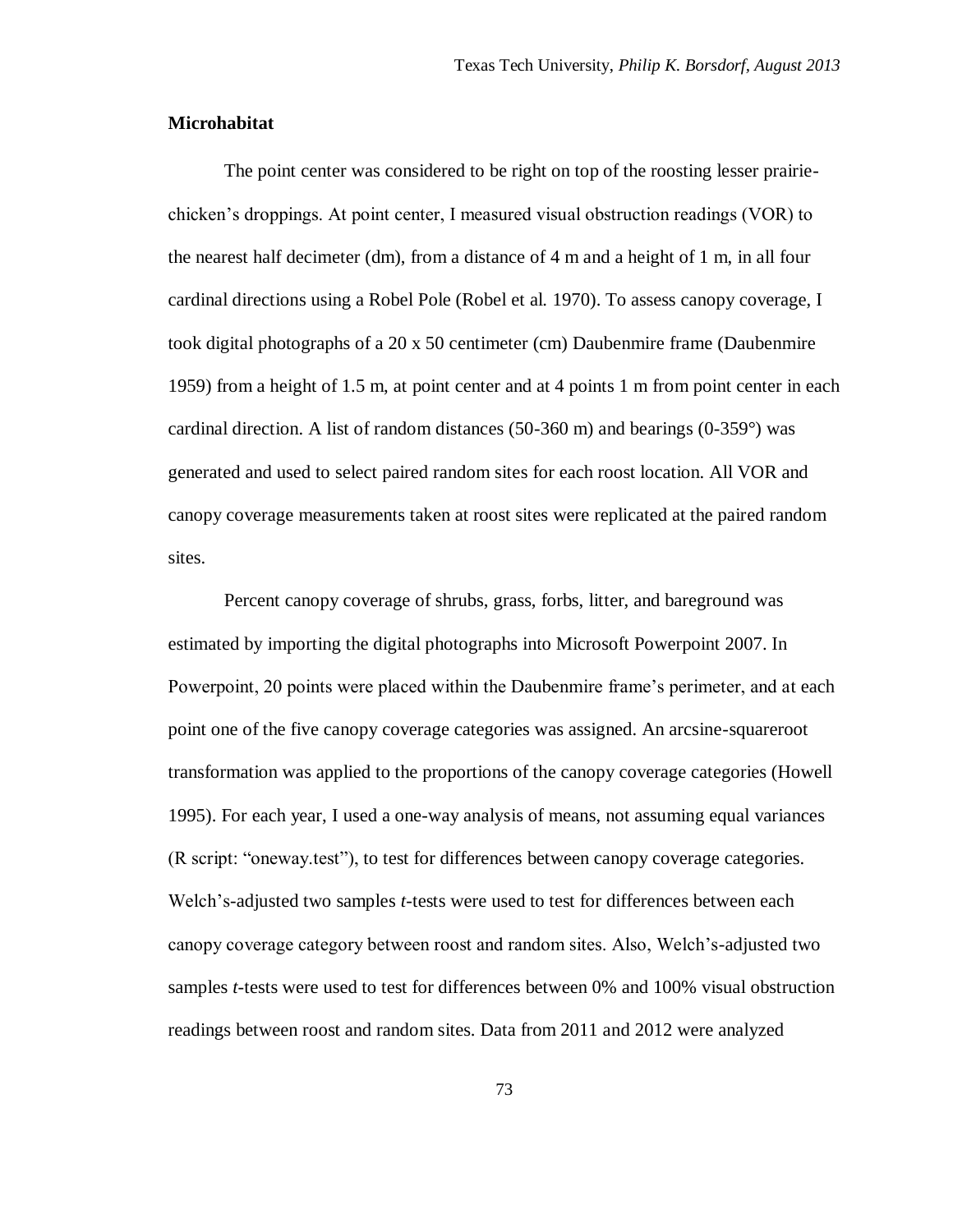**Microhabitat**

The point center was considered to be right on top of the roosting lesser prairie-chicken's droppings. At point center, I measured visual obstruction readings (VOR) to the nearest half decimeter (dm), from a distance of 4 m and a height of 1 m, in all four cardinal directions using a Robel Pole (Robel et al. 1970). To assess canopy coverage, I took digital photographs of a 20 x 50 centimeter (cm) Daubenmire frame (Daubenmire 1959) from a height of 1.5 m, at point center and at 4 points 1 m from point center in each cardinal direction. A list of random distances (50-360 m) and bearings (0-359°) was generated and used to select paired random sites for each roost location. All VOR and canopy coverage measurements taken at roost sites were replicated at the paired random sites.

Percent canopy coverage of shrubs, grass, forbs, litter, and bareground was estimated by importing the digital photographs into Microsoft Powerpoint 2007. In Powerpoint, 20 points were placed within the Daubenmire frame's perimeter, and at each point one of the five canopy coverage categories was assigned. An arcsine-squareroot transformation was applied to the proportions of the canopy coverage categories (Howell 1995). For each year, I used a one-way analysis of means, not assuming equal variances (R script: "oneway.test"), to test for differences between canopy coverage categories. Welch's-adjusted two samples *t*-tests were used to test for differences between each canopy coverage category between roost and random sites. Also, Welch's-adjusted two samples *t*-tests were used to test for differences between 0% and 100% visual obstruction readings between roost and random sites. Data from 2011 and 2012 were analyzed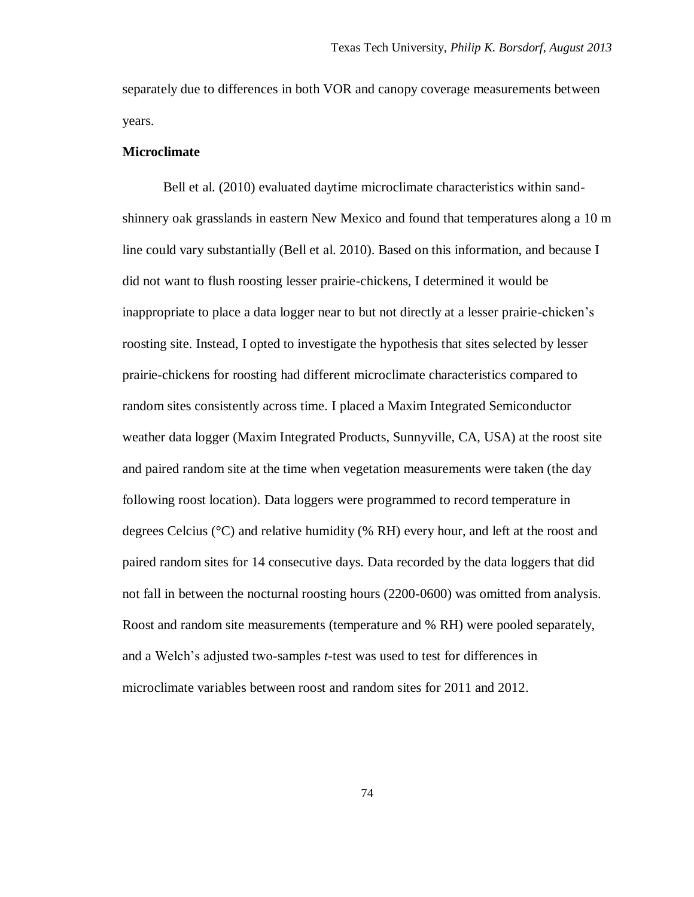separately due to differences in both VOR and canopy coverage measurements between years.

**Microclimate**

Bell et al. (2010) evaluated daytime microclimate characteristics within sand-shinnery oak grasslands in eastern New Mexico and found that temperatures along a 10 m line could vary substantially (Bell et al. 2010). Based on this information, and because I did not want to flush roosting lesser prairie-chickens, I determined it would be inappropriate to place a data logger near to but not directly at a lesser prairie-chicken's roosting site. Instead, I opted to investigate the hypothesis that sites selected by lesser prairie-chickens for roosting had different microclimate characteristics compared to random sites consistently across time. I placed a Maxim Integrated Semiconductor weather data logger (Maxim Integrated Products, Sunnyville, CA, USA) at the roost site and paired random site at the time when vegetation measurements were taken (the day following roost location). Data loggers were programmed to record temperature in degrees Celcius (°C) and relative humidity (% RH) every hour, and left at the roost and paired random sites for 14 consecutive days. Data recorded by the data loggers that did not fall in between the nocturnal roosting hours (2200-0600) was omitted from analysis. Roost and random site measurements (temperature and % RH) were pooled separately, and a Welch's adjusted two-samples *t*-test was used to test for differences in microclimate variables between roost and random sites for 2011 and 2012.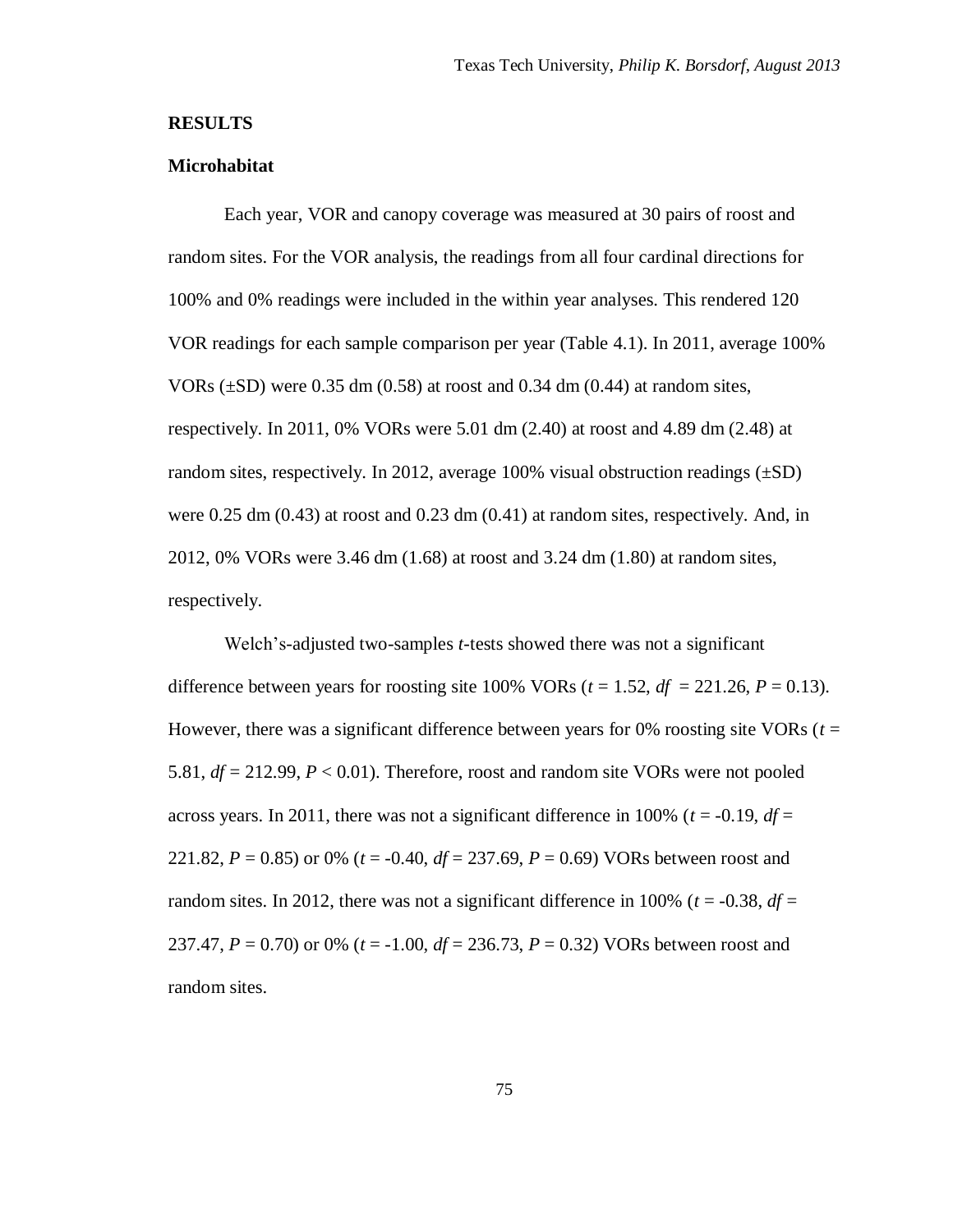## RESULTS

### Microhabitat

Each year, VOR and canopy coverage was measured at 30 pairs of roost and random sites. For the VOR analysis, the readings from all four cardinal directions for 100% and 0% readings were included in the within year analyses. This rendered 120 VOR readings for each sample comparison per year (Table 4.1). In 2011, average 100% VORs (±SD) were 0.35 dm (0.58) at roost and 0.34 dm (0.44) at random sites, respectively. In 2011, 0% VORs were 5.01 dm (2.40) at roost and 4.89 dm (2.48) at random sites, respectively. In 2012, average 100% visual obstruction readings (±SD) were 0.25 dm (0.43) at roost and 0.23 dm (0.41) at random sites, respectively. And, in 2012, 0% VORs were 3.46 dm (1.68) at roost and 3.24 dm (1.80) at random sites, respectively.

Welch's-adjusted two-samples *t*-tests showed there was not a significant difference between years for roosting site 100% VORs ($t = 1.52$, $df = 221.26$, $P = 0.13$). However, there was a significant difference between years for 0% roosting site VORs ($t = 5.81$, $df = 212.99$, $P < 0.01$). Therefore, roost and random site VORs were not pooled across years. In 2011, there was not a significant difference in 100% ($t = -0.19$, $df = 221.82$, $P = 0.85$) or 0% ($t = -0.40$, $df = 237.69$, $P = 0.69$) VORs between roost and random sites. In 2012, there was not a significant difference in 100% ($t = -0.38$, $df = 237.47$, $P = 0.70$) or 0% ($t = -1.00$, $df = 236.73$, $P = 0.32$) VORs between roost and random sites.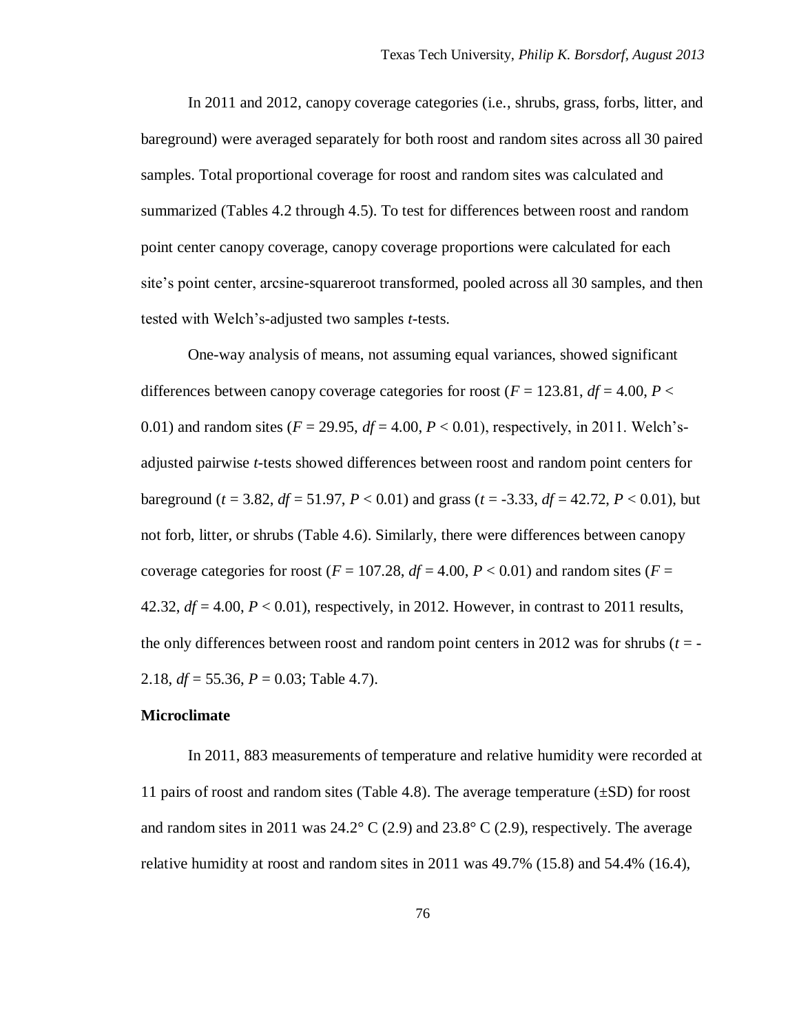In 2011 and 2012, canopy coverage categories (i.e., shrubs, grass, forbs, litter, and bareground) were averaged separately for both roost and random sites across all 30 paired samples. Total proportional coverage for roost and random sites was calculated and summarized (Tables 4.2 through 4.5). To test for differences between roost and random point center canopy coverage, canopy coverage proportions were calculated for each site's point center, arcsine-squareroot transformed, pooled across all 30 samples, and then tested with Welch's-adjusted two samples *t*-tests.

One-way analysis of means, not assuming equal variances, showed significant differences between canopy coverage categories for roost ($F = 123.81$, $df = 4.00$, $P < 0.01$) and random sites ($F = 29.95$, $df = 4.00$, $P < 0.01$), respectively, in 2011. Welch's-adjusted pairwise *t*-tests showed differences between roost and random point centers for bareground ($t = 3.82$, $df = 51.97$, $P < 0.01$) and grass ($t = -3.33$, $df = 42.72$, $P < 0.01$), but not forb, litter, or shrubs (Table 4.6). Similarly, there were differences between canopy coverage categories for roost ($F = 107.28$, $df = 4.00$, $P < 0.01$) and random sites ($F = 42.32$, $df = 4.00$, $P < 0.01$), respectively, in 2012. However, in contrast to 2011 results, the only differences between roost and random point centers in 2012 was for shrubs ($t = -2.18$, $df = 55.36$, $P = 0.03$; Table 4.7).

**Microclimate**

In 2011, 883 measurements of temperature and relative humidity were recorded at 11 pairs of roost and random sites (Table 4.8). The average temperature (±SD) for roost and random sites in 2011 was 24.2° C (2.9) and 23.8° C (2.9), respectively. The average relative humidity at roost and random sites in 2011 was 49.7% (15.8) and 54.4% (16.4),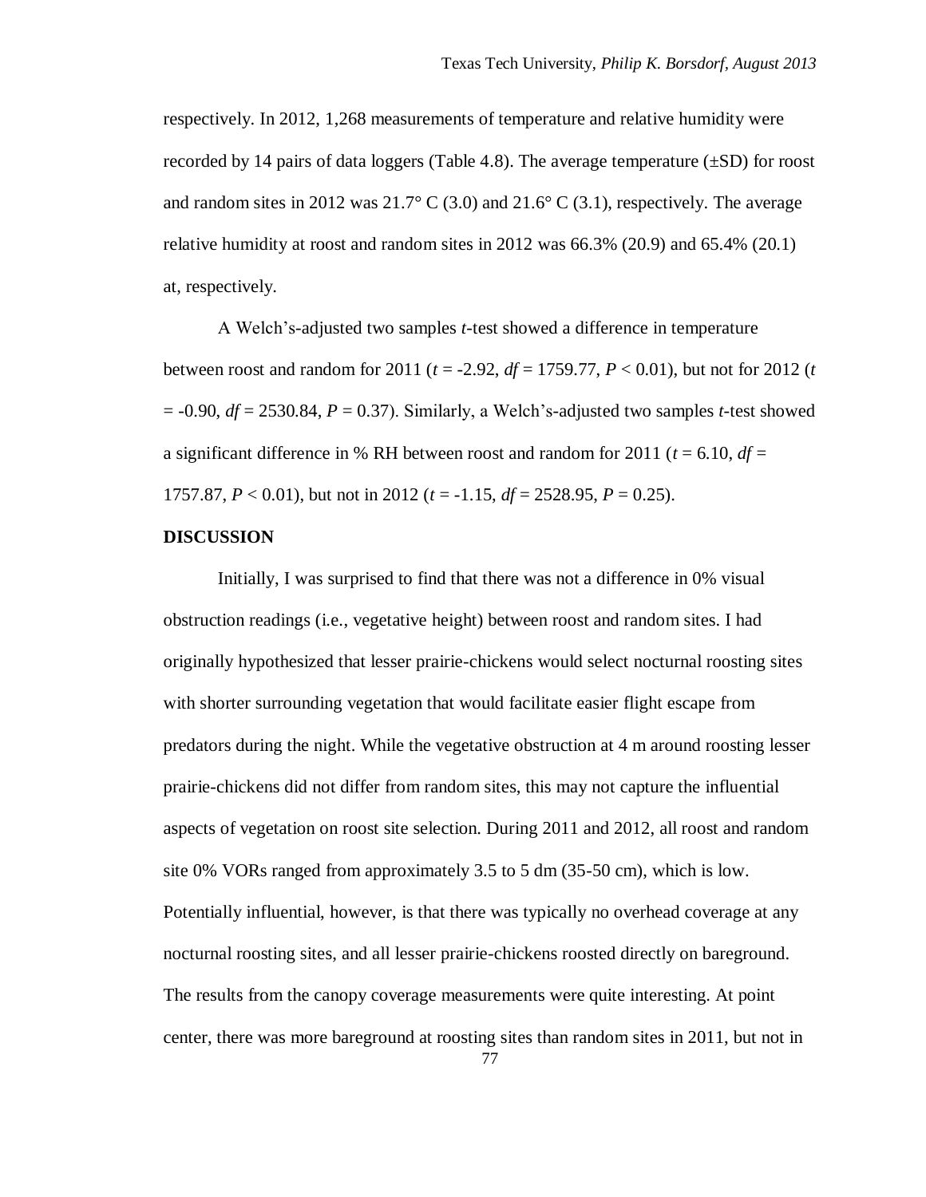respectively. In 2012, 1,268 measurements of temperature and relative humidity were recorded by 14 pairs of data loggers (Table 4.8). The average temperature (±SD) for roost and random sites in 2012 was 21.7° C (3.0) and 21.6° C (3.1), respectively. The average relative humidity at roost and random sites in 2012 was 66.3% (20.9) and 65.4% (20.1) at, respectively.

A Welch's-adjusted two samples *t*-test showed a difference in temperature between roost and random for 2011 ($t = -2.92$, $df = 1759.77$, $P < 0.01$), but not for 2012 ($t = -0.90$, $df = 2530.84$, $P = 0.37$). Similarly, a Welch's-adjusted two samples *t*-test showed a significant difference in % RH between roost and random for 2011 ($t = 6.10$, $df = 1757.87$, $P < 0.01$), but not in 2012 ($t = -1.15$, $df = 2528.95$, $P = 0.25$).

## DISCUSSION

Initially, I was surprised to find that there was not a difference in 0% visual obstruction readings (i.e., vegetative height) between roost and random sites. I had originally hypothesized that lesser prairie-chickens would select nocturnal roosting sites with shorter surrounding vegetation that would facilitate easier flight escape from predators during the night. While the vegetative obstruction at 4 m around roosting lesser prairie-chickens did not differ from random sites, this may not capture the influential aspects of vegetation on roost site selection. During 2011 and 2012, all roost and random site 0% VORs ranged from approximately 3.5 to 5 dm (35-50 cm), which is low. Potentially influential, however, is that there was typically no overhead coverage at any nocturnal roosting sites, and all lesser prairie-chickens roosted directly on bareground. The results from the canopy coverage measurements were quite interesting. At point center, there was more bareground at roosting sites than random sites in 2011, but not in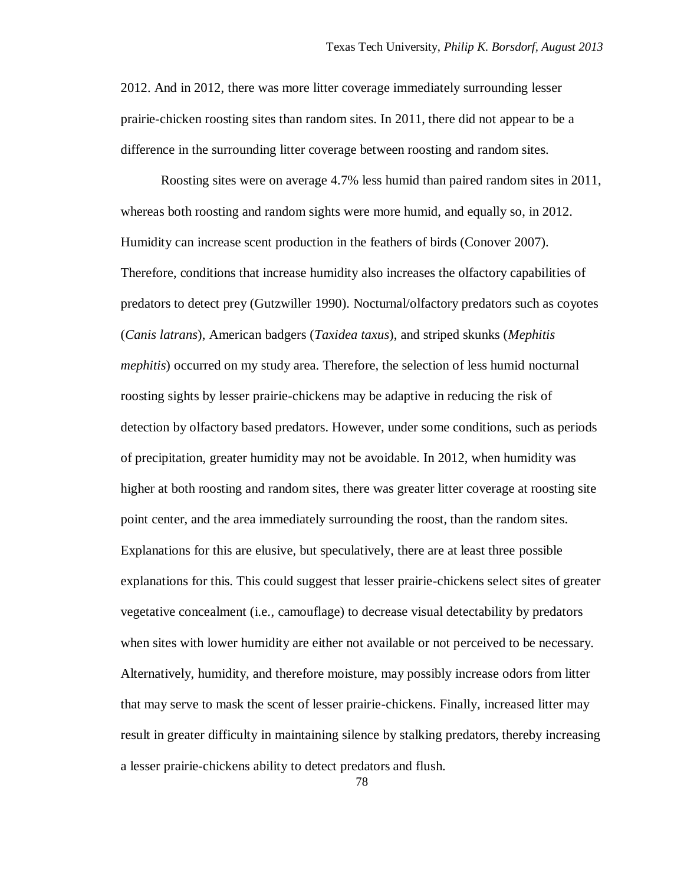2012. And in 2012, there was more litter coverage immediately surrounding lesser prairie-chicken roosting sites than random sites. In 2011, there did not appear to be a difference in the surrounding litter coverage between roosting and random sites.

Roosting sites were on average 4.7% less humid than paired random sites in 2011, whereas both roosting and random sights were more humid, and equally so, in 2012. Humidity can increase scent production in the feathers of birds (Conover 2007). Therefore, conditions that increase humidity also increases the olfactory capabilities of predators to detect prey (Gutzwiller 1990). Nocturnal/olfactory predators such as coyotes (*Canis latrans*), American badgers (*Taxidea taxus*), and striped skunks (*Mephitis mephitis*) occurred on my study area. Therefore, the selection of less humid nocturnal roosting sights by lesser prairie-chickens may be adaptive in reducing the risk of detection by olfactory based predators. However, under some conditions, such as periods of precipitation, greater humidity may not be avoidable. In 2012, when humidity was higher at both roosting and random sites, there was greater litter coverage at roosting site point center, and the area immediately surrounding the roost, than the random sites. Explanations for this are elusive, but speculatively, there are at least three possible explanations for this. This could suggest that lesser prairie-chickens select sites of greater vegetative concealment (i.e., camouflage) to decrease visual detectability by predators when sites with lower humidity are either not available or not perceived to be necessary. Alternatively, humidity, and therefore moisture, may possibly increase odors from litter that may serve to mask the scent of lesser prairie-chickens. Finally, increased litter may result in greater difficulty in maintaining silence by stalking predators, thereby increasing a lesser prairie-chickens ability to detect predators and flush.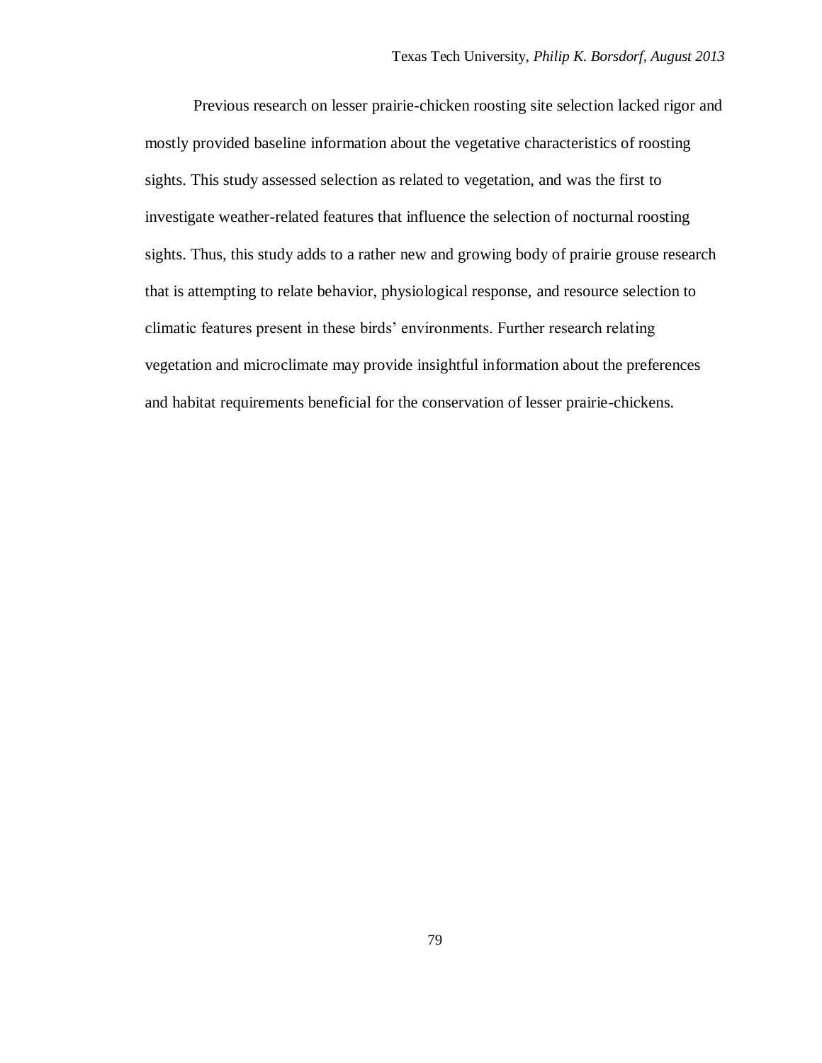Previous research on lesser prairie-chicken roosting site selection lacked rigor and mostly provided baseline information about the vegetative characteristics of roosting sights. This study assessed selection as related to vegetation, and was the first to investigate weather-related features that influence the selection of nocturnal roosting sights. Thus, this study adds to a rather new and growing body of prairie grouse research that is attempting to relate behavior, physiological response, and resource selection to climatic features present in these birds' environments. Further research relating vegetation and microclimate may provide insightful information about the preferences and habitat requirements beneficial for the conservation of lesser prairie-chickens.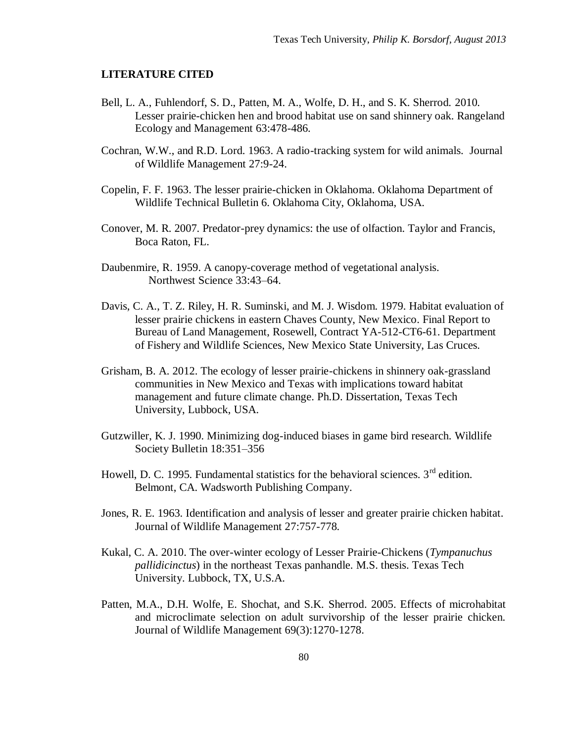## LITERATURE CITED

Bell, L. A., Fuhlendorf, S. D., Patten, M. A., Wolfe, D. H., and S. K. Sherrod. 2010. Lesser prairie-chicken hen and brood habitat use on sand shinnery oak. Rangeland Ecology and Management 63:478-486.

Cochran, W.W., and R.D. Lord. 1963. A radio-tracking system for wild animals. Journal of Wildlife Management 27:9-24.

Copelin, F. F. 1963. The lesser prairie-chicken in Oklahoma. Oklahoma Department of Wildlife Technical Bulletin 6. Oklahoma City, Oklahoma, USA.

Conover, M. R. 2007. Predator-prey dynamics: the use of olfaction. Taylor and Francis, Boca Raton, FL.

Daubenmire, R. 1959. A canopy-coverage method of vegetational analysis. Northwest Science 33:43–64.

Davis, C. A., T. Z. Riley, H. R. Suminski, and M. J. Wisdom. 1979. Habitat evaluation of lesser prairie chickens in eastern Chaves County, New Mexico. Final Report to Bureau of Land Management, Rosewell, Contract YA-512-CT6-61. Department of Fishery and Wildlife Sciences, New Mexico State University, Las Cruces.

Grisham, B. A. 2012. The ecology of lesser prairie-chickens in shinnery oak-grassland communities in New Mexico and Texas with implications toward habitat management and future climate change. Ph.D. Dissertation, Texas Tech University, Lubbock, USA.

Gutzwiller, K. J. 1990. Minimizing dog-induced biases in game bird research. Wildlife Society Bulletin 18:351–356

Howell, D. C. 1995. Fundamental statistics for the behavioral sciences. 3rd edition. Belmont, CA. Wadsworth Publishing Company.

Jones, R. E. 1963. Identification and analysis of lesser and greater prairie chicken habitat. Journal of Wildlife Management 27:757-778.

Kukal, C. A. 2010. The over-winter ecology of Lesser Prairie-Chickens (*Tympanuchus pallidicinctus*) in the northeast Texas panhandle. M.S. thesis. Texas Tech University. Lubbock, TX, U.S.A.

Patten, M.A., D.H. Wolfe, E. Shochat, and S.K. Sherrod. 2005. Effects of microhabitat and microclimate selection on adult survivorship of the lesser prairie chicken. Journal of Wildlife Management 69(3):1270-1278.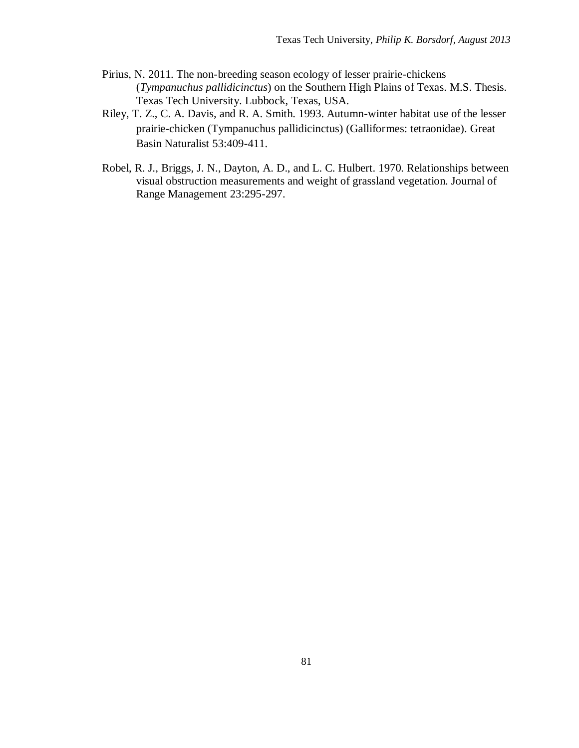Pirius, N. 2011. The non-breeding season ecology of lesser prairie-chickens (*Tympanuchus pallidicinctus*) on the Southern High Plains of Texas. M.S. Thesis. Texas Tech University. Lubbock, Texas, USA.

Riley, T. Z., C. A. Davis, and R. A. Smith. 1993. Autumn-winter habitat use of the lesser prairie-chicken (Tympanuchus pallidicinctus) (Galliformes: tetraonidae). Great Basin Naturalist 53:409-411.

Robel, R. J., Briggs, J. N., Dayton, A. D., and L. C. Hulbert. 1970. Relationships between visual obstruction measurements and weight of grassland vegetation. Journal of Range Management 23:295-297.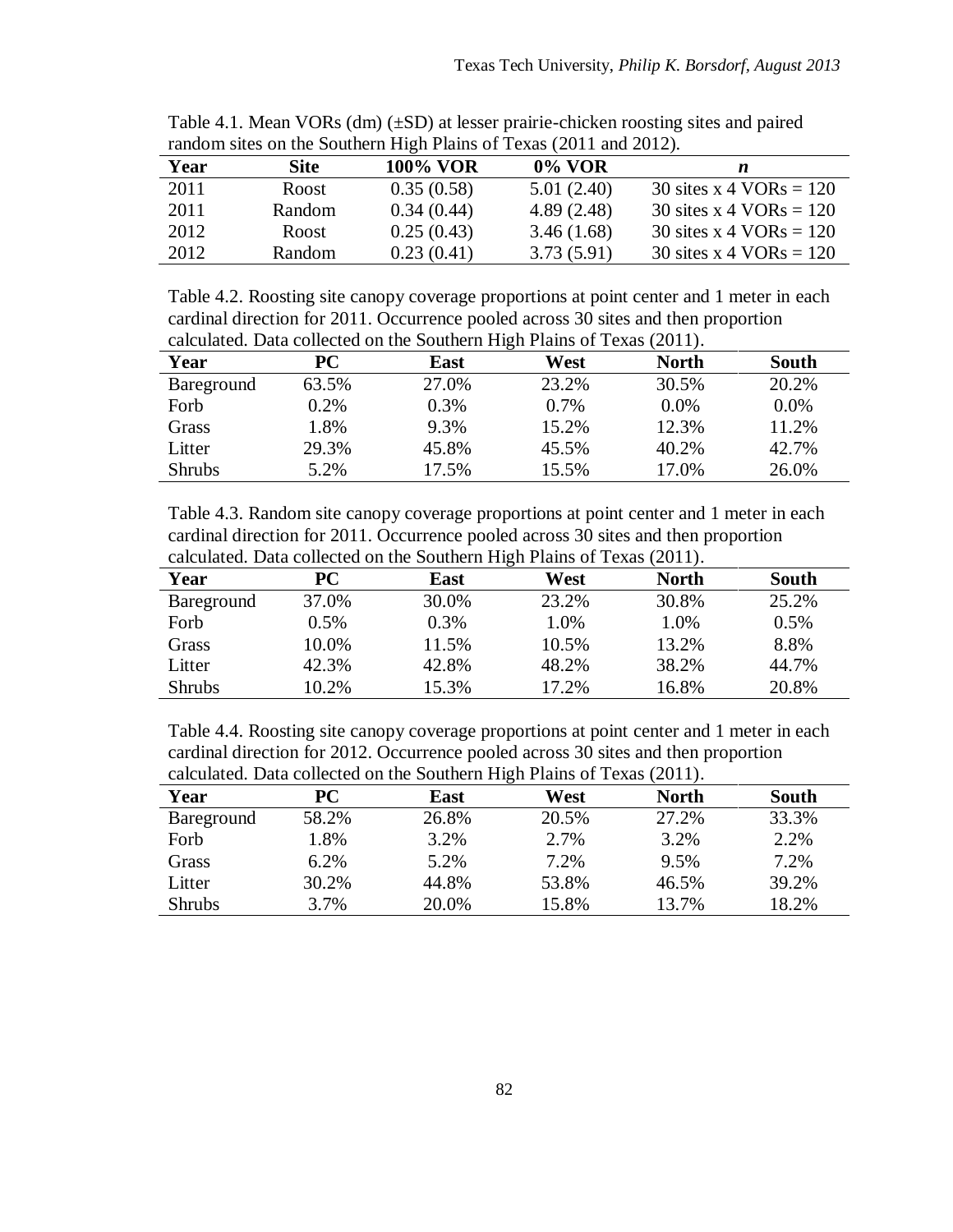Table 4.1. Mean VORs (dm) (±SD) at lesser prairie-chicken roosting sites and paired random sites on the Southern High Plains of Texas (2011 and 2012).

| Year | Site | 100% VOR | 0% VOR | *n* |
|---|---|---|---|---|
| 2011 | Roost | 0.35 (0.58) | 5.01 (2.40) | 30 sites x 4 VORs = 120 |
| 2011 | Random | 0.34 (0.44) | 4.89 (2.48) | 30 sites x 4 VORs = 120 |
| 2012 | Roost | 0.25 (0.43) | 3.46 (1.68) | 30 sites x 4 VORs = 120 |
| 2012 | Random | 0.23 (0.41) | 3.73 (5.91) | 30 sites x 4 VORs = 120 |

Table 4.2. Roosting site canopy coverage proportions at point center and 1 meter in each cardinal direction for 2011. Occurrence pooled across 30 sites and then proportion calculated. Data collected on the Southern High Plains of Texas (2011).

| Year | PC | East | West | North | South |
|---|---|---|---|---|---|
| Bareground | 63.5% | 27.0% | 23.2% | 30.5% | 20.2% |
| Forb | 0.2% | 0.3% | 0.7% | 0.0% | 0.0% |
| Grass | 1.8% | 9.3% | 15.2% | 12.3% | 11.2% |
| Litter | 29.3% | 45.8% | 45.5% | 40.2% | 42.7% |
| Shrubs | 5.2% | 17.5% | 15.5% | 17.0% | 26.0% |

Table 4.3. Random site canopy coverage proportions at point center and 1 meter in each cardinal direction for 2011. Occurrence pooled across 30 sites and then proportion calculated. Data collected on the Southern High Plains of Texas (2011).

| Year | PC | East | West | North | South |
|---|---|---|---|---|---|
| Bareground | 37.0% | 30.0% | 23.2% | 30.8% | 25.2% |
| Forb | 0.5% | 0.3% | 1.0% | 1.0% | 0.5% |
| Grass | 10.0% | 11.5% | 10.5% | 13.2% | 8.8% |
| Litter | 42.3% | 42.8% | 48.2% | 38.2% | 44.7% |
| Shrubs | 10.2% | 15.3% | 17.2% | 16.8% | 20.8% |

Table 4.4. Roosting site canopy coverage proportions at point center and 1 meter in each cardinal direction for 2012. Occurrence pooled across 30 sites and then proportion calculated. Data collected on the Southern High Plains of Texas (2011).

| Year | PC | East | West | North | South |
|---|---|---|---|---|---|
| Bareground | 58.2% | 26.8% | 20.5% | 27.2% | 33.3% |
| Forb | 1.8% | 3.2% | 2.7% | 3.2% | 2.2% |
| Grass | 6.2% | 5.2% | 7.2% | 9.5% | 7.2% |
| Litter | 30.2% | 44.8% | 53.8% | 46.5% | 39.2% |
| Shrubs | 3.7% | 20.0% | 15.8% | 13.7% | 18.2% |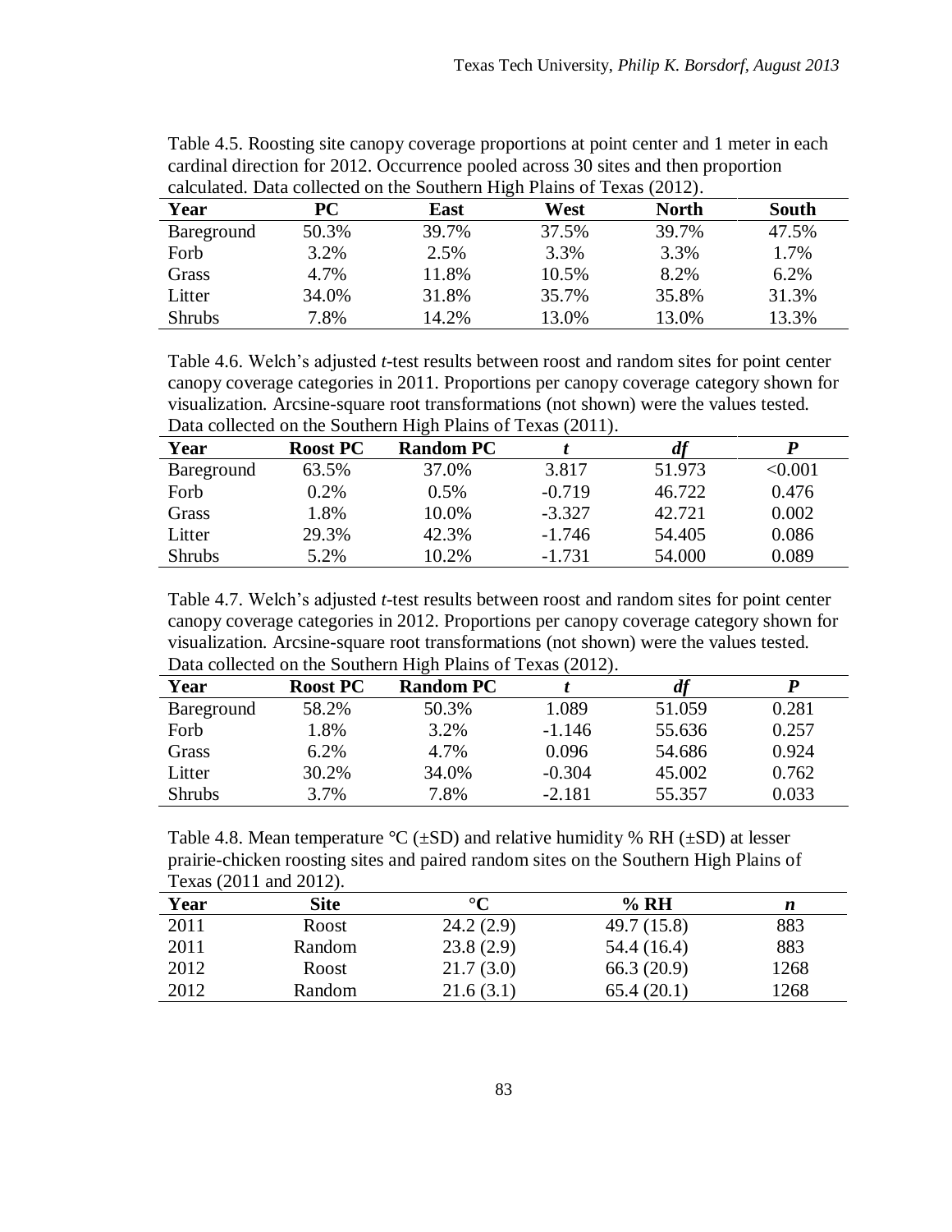Table 4.5. Roosting site canopy coverage proportions at point center and 1 meter in each cardinal direction for 2012. Occurrence pooled across 30 sites and then proportion calculated. Data collected on the Southern High Plains of Texas (2012).

| Year | PC | East | West | North | South |
|---|---|---|---|---|---|
| Bareground | 50.3% | 39.7% | 37.5% | 39.7% | 47.5% |
| Forb | 3.2% | 2.5% | 3.3% | 3.3% | 1.7% |
| Grass | 4.7% | 11.8% | 10.5% | 8.2% | 6.2% |
| Litter | 34.0% | 31.8% | 35.7% | 35.8% | 31.3% |
| Shrubs | 7.8% | 14.2% | 13.0% | 13.0% | 13.3% |

Table 4.6. Welch's adjusted *t*-test results between roost and random sites for point center canopy coverage categories in 2011. Proportions per canopy coverage category shown for visualization. Arcsine-square root transformations (not shown) were the values tested. Data collected on the Southern High Plains of Texas (2011).

| Year | Roost PC | Random PC | *t* | *df* | *P* |
|---|---|---|---|---|---|
| Bareground | 63.5% | 37.0% | 3.817 | 51.973 | <0.001 |
| Forb | 0.2% | 0.5% | -0.719 | 46.722 | 0.476 |
| Grass | 1.8% | 10.0% | -3.327 | 42.721 | 0.002 |
| Litter | 29.3% | 42.3% | -1.746 | 54.405 | 0.086 |
| Shrubs | 5.2% | 10.2% | -1.731 | 54.000 | 0.089 |

Table 4.7. Welch's adjusted *t*-test results between roost and random sites for point center canopy coverage categories in 2012. Proportions per canopy coverage category shown for visualization. Arcsine-square root transformations (not shown) were the values tested. Data collected on the Southern High Plains of Texas (2012).

| Year | Roost PC | Random PC | *t* | *df* | *P* |
|---|---|---|---|---|---|
| Bareground | 58.2% | 50.3% | 1.089 | 51.059 | 0.281 |
| Forb | 1.8% | 3.2% | -1.146 | 55.636 | 0.257 |
| Grass | 6.2% | 4.7% | 0.096 | 54.686 | 0.924 |
| Litter | 30.2% | 34.0% | -0.304 | 45.002 | 0.762 |
| Shrubs | 3.7% | 7.8% | -2.181 | 55.357 | 0.033 |

Table 4.8. Mean temperature °C (±SD) and relative humidity % RH (±SD) at lesser prairie-chicken roosting sites and paired random sites on the Southern High Plains of Texas (2011 and 2012).

| Year | Site | °C | % RH | *n* |
|---|---|---|---|---|
| 2011 | Roost | 24.2 (2.9) | 49.7 (15.8) | 883 |
| 2011 | Random | 23.8 (2.9) | 54.4 (16.4) | 883 |
| 2012 | Roost | 21.7 (3.0) | 66.3 (20.9) | 1268 |
| 2012 | Random | 21.6 (3.1) | 65.4 (20.1) | 1268 |